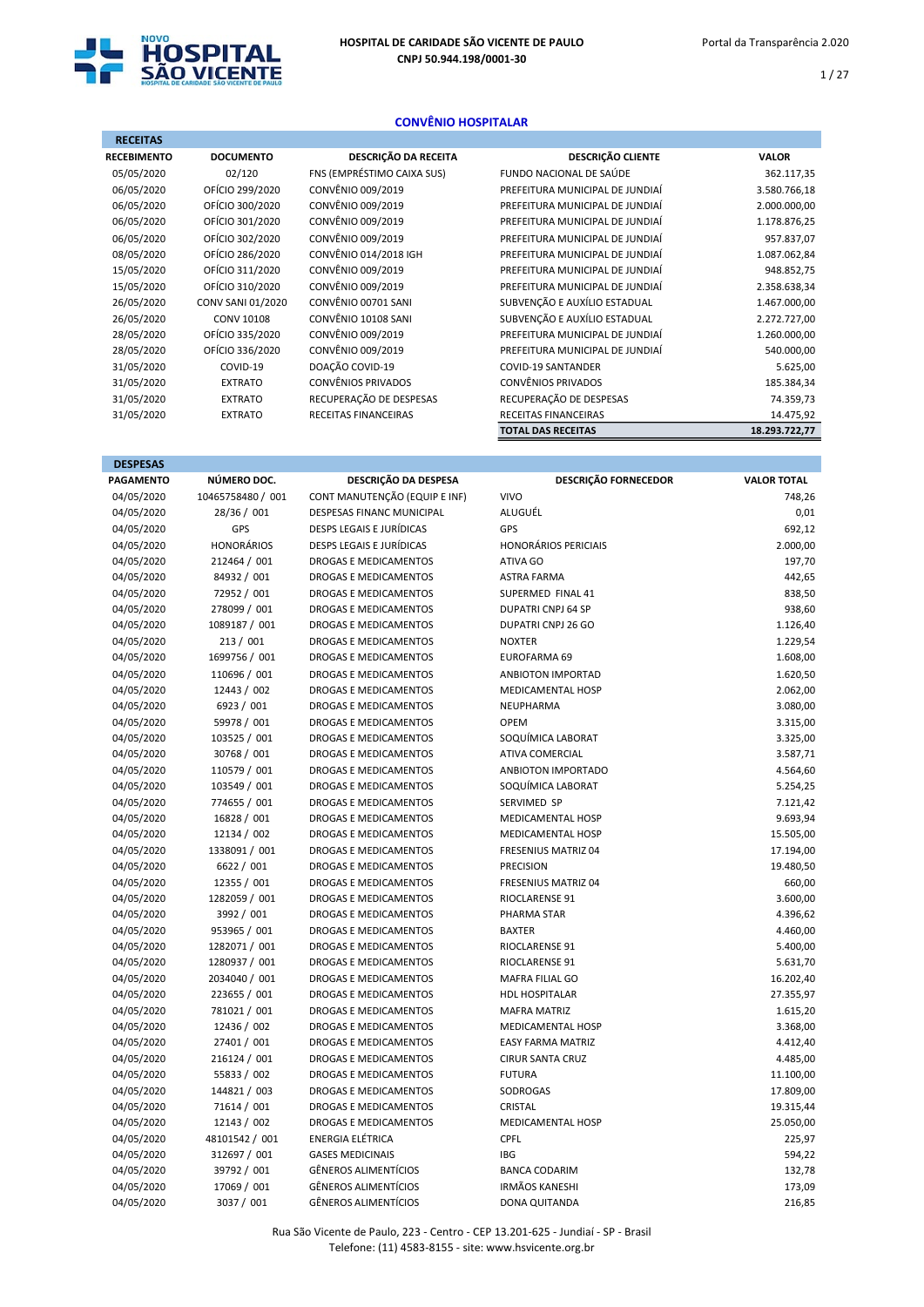HOSPITAL DE CARIDADE SÃO VICENTE DE PAULO
CNPJ 50.944.198/0001-30

Portal da Transparência 2.020

## CONVÊNIO HOSPITALAR

**RECEITAS**

| RECEBIMENTO | DOCUMENTO | DESCRIÇÃO DA RECEITA | DESCRIÇÃO CLIENTE | VALOR |
|---|---|---|---|---|
| 05/05/2020 | 02/120 | FNS (EMPRÉSTIMO CAIXA SUS) | FUNDO NACIONAL DE SAÚDE | 362.117,35 |
| 06/05/2020 | OFÍCIO 299/2020 | CONVÊNIO 009/2019 | PREFEITURA MUNICIPAL DE JUNDIAÍ | 3.580.766,18 |
| 06/05/2020 | OFÍCIO 300/2020 | CONVÊNIO 009/2019 | PREFEITURA MUNICIPAL DE JUNDIAÍ | 2.000.000,00 |
| 06/05/2020 | OFÍCIO 301/2020 | CONVÊNIO 009/2019 | PREFEITURA MUNICIPAL DE JUNDIAÍ | 1.178.876,25 |
| 06/05/2020 | OFÍCIO 302/2020 | CONVÊNIO 009/2019 | PREFEITURA MUNICIPAL DE JUNDIAÍ | 957.837,07 |
| 08/05/2020 | OFÍCIO 286/2020 | CONVÊNIO 014/2018 IGH | PREFEITURA MUNICIPAL DE JUNDIAÍ | 1.087.062,84 |
| 15/05/2020 | OFÍCIO 311/2020 | CONVÊNIO 009/2019 | PREFEITURA MUNICIPAL DE JUNDIAÍ | 948.852,75 |
| 15/05/2020 | OFÍCIO 310/2020 | CONVÊNIO 009/2019 | PREFEITURA MUNICIPAL DE JUNDIAÍ | 2.358.638,34 |
| 26/05/2020 | CONV SANI 01/2020 | CONVÊNIO 00701 SANI | SUBVENÇÃO E AUXÍLIO ESTADUAL | 1.467.000,00 |
| 26/05/2020 | CONV 10108 | CONVÊNIO 10108 SANI | SUBVENÇÃO E AUXÍLIO ESTADUAL | 2.272.727,00 |
| 28/05/2020 | OFÍCIO 335/2020 | CONVÊNIO 009/2019 | PREFEITURA MUNICIPAL DE JUNDIAÍ | 1.260.000,00 |
| 28/05/2020 | OFÍCIO 336/2020 | CONVÊNIO 009/2019 | PREFEITURA MUNICIPAL DE JUNDIAÍ | 540.000,00 |
| 31/05/2020 | COVID-19 | DOAÇÃO COVID-19 | COVID-19 SANTANDER | 5.625,00 |
| 31/05/2020 | EXTRATO | CONVÊNIOS PRIVADOS | CONVÊNIOS PRIVADOS | 185.384,34 |
| 31/05/2020 | EXTRATO | RECUPERAÇÃO DE DESPESAS | RECUPERAÇÃO DE DESPESAS | 74.359,73 |
| 31/05/2020 | EXTRATO | RECEITAS FINANCEIRAS | RECEITAS FINANCEIRAS | 14.475,92 |
| | | | **TOTAL DAS RECEITAS** | **18.293.722,77** |

**DESPESAS**

| PAGAMENTO | NÚMERO DOC. | DESCRIÇÃO DA DESPESA | DESCRIÇÃO FORNECEDOR | VALOR TOTAL |
|---|---|---|---|---|
| 04/05/2020 | 10465758480 / 001 | CONT MANUTENÇÃO (EQUIP E INF) | VIVO | 748,26 |
| 04/05/2020 | 28/36 / 001 | DESPESAS FINANC MUNICIPAL | ALUGUÉL | 0,01 |
| 04/05/2020 | GPS | DESPS LEGAIS E JURÍDICAS | GPS | 692,12 |
| 04/05/2020 | HONORÁRIOS | DESPS LEGAIS E JURÍDICAS | HONORÁRIOS PERICIAIS | 2.000,00 |
| 04/05/2020 | 212464 / 001 | DROGAS E MEDICAMENTOS | ATIVA GO | 197,70 |
| 04/05/2020 | 84932 / 001 | DROGAS E MEDICAMENTOS | ASTRA FARMA | 442,65 |
| 04/05/2020 | 72952 / 001 | DROGAS E MEDICAMENTOS | SUPERMED FINAL 41 | 838,50 |
| 04/05/2020 | 278099 / 001 | DROGAS E MEDICAMENTOS | DUPATRI CNPJ 64 SP | 938,60 |
| 04/05/2020 | 1089187 / 001 | DROGAS E MEDICAMENTOS | DUPATRI CNPJ 26 GO | 1.126,40 |
| 04/05/2020 | 213 / 001 | DROGAS E MEDICAMENTOS | NOXTER | 1.229,54 |
| 04/05/2020 | 1699756 / 001 | DROGAS E MEDICAMENTOS | EUROFARMA 69 | 1.608,00 |
| 04/05/2020 | 110696 / 001 | DROGAS E MEDICAMENTOS | ANBIOTON IMPORTAD | 1.620,50 |
| 04/05/2020 | 12443 / 002 | DROGAS E MEDICAMENTOS | MEDICAMENTAL HOSP | 2.062,00 |
| 04/05/2020 | 6923 / 001 | DROGAS E MEDICAMENTOS | NEUPHARMA | 3.080,00 |
| 04/05/2020 | 59978 / 001 | DROGAS E MEDICAMENTOS | OPEM | 3.315,00 |
| 04/05/2020 | 103525 / 001 | DROGAS E MEDICAMENTOS | SOQUÍMICA LABORAT | 3.325,00 |
| 04/05/2020 | 30768 / 001 | DROGAS E MEDICAMENTOS | ATIVA COMERCIAL | 3.587,71 |
| 04/05/2020 | 110579 / 001 | DROGAS E MEDICAMENTOS | ANBIOTON IMPORTADO | 4.564,60 |
| 04/05/2020 | 103549 / 001 | DROGAS E MEDICAMENTOS | SOQUÍMICA LABORAT | 5.254,25 |
| 04/05/2020 | 774655 / 001 | DROGAS E MEDICAMENTOS | SERVIMED SP | 7.121,42 |
| 04/05/2020 | 16828 / 001 | DROGAS E MEDICAMENTOS | MEDICAMENTAL HOSP | 9.693,94 |
| 04/05/2020 | 12134 / 002 | DROGAS E MEDICAMENTOS | MEDICAMENTAL HOSP | 15.505,00 |
| 04/05/2020 | 1338091 / 001 | DROGAS E MEDICAMENTOS | FRESENIUS MATRIZ 04 | 17.194,00 |
| 04/05/2020 | 6622 / 001 | DROGAS E MEDICAMENTOS | PRECISION | 19.480,50 |
| 04/05/2020 | 12355 / 001 | DROGAS E MEDICAMENTOS | FRESENIUS MATRIZ 04 | 660,00 |
| 04/05/2020 | 1282059 / 001 | DROGAS E MEDICAMENTOS | RIOCLARENSE 91 | 3.600,00 |
| 04/05/2020 | 3992 / 001 | DROGAS E MEDICAMENTOS | PHARMA STAR | 4.396,62 |
| 04/05/2020 | 953965 / 001 | DROGAS E MEDICAMENTOS | BAXTER | 4.460,00 |
| 04/05/2020 | 1282071 / 001 | DROGAS E MEDICAMENTOS | RIOCLARENSE 91 | 5.400,00 |
| 04/05/2020 | 1280937 / 001 | DROGAS E MEDICAMENTOS | RIOCLARENSE 91 | 5.631,70 |
| 04/05/2020 | 2034040 / 001 | DROGAS E MEDICAMENTOS | MAFRA FILIAL GO | 16.202,40 |
| 04/05/2020 | 223655 / 001 | DROGAS E MEDICAMENTOS | HDL HOSPITALAR | 27.355,97 |
| 04/05/2020 | 781021 / 001 | DROGAS E MEDICAMENTOS | MAFRA MATRIZ | 1.615,20 |
| 04/05/2020 | 12436 / 002 | DROGAS E MEDICAMENTOS | MEDICAMENTAL HOSP | 3.368,00 |
| 04/05/2020 | 27401 / 001 | DROGAS E MEDICAMENTOS | EASY FARMA MATRIZ | 4.412,40 |
| 04/05/2020 | 216124 / 001 | DROGAS E MEDICAMENTOS | CIRUR SANTA CRUZ | 4.485,00 |
| 04/05/2020 | 55833 / 002 | DROGAS E MEDICAMENTOS | FUTURA | 11.100,00 |
| 04/05/2020 | 144821 / 003 | DROGAS E MEDICAMENTOS | SODROGAS | 17.809,00 |
| 04/05/2020 | 71614 / 001 | DROGAS E MEDICAMENTOS | CRISTAL | 19.315,44 |
| 04/05/2020 | 12143 / 002 | DROGAS E MEDICAMENTOS | MEDICAMENTAL HOSP | 25.050,00 |
| 04/05/2020 | 48101542 / 001 | ENERGIA ELÉTRICA | CPFL | 225,97 |
| 04/05/2020 | 312697 / 001 | GASES MEDICINAIS | IBG | 594,22 |
| 04/05/2020 | 39792 / 001 | GÊNEROS ALIMENTÍCIOS | BANCA CODARIM | 132,78 |
| 04/05/2020 | 17069 / 001 | GÊNEROS ALIMENTÍCIOS | IRMÃOS KANESHI | 173,09 |
| 04/05/2020 | 3037 / 001 | GÊNEROS ALIMENTÍCIOS | DONA QUITANDA | 216,85 |

Rua São Vicente de Paulo, 223 - Centro - CEP 13.201-625 - Jundiaí - SP - Brasil
Telefone: (11) 4583-8155 - site: www.hsvicente.org.br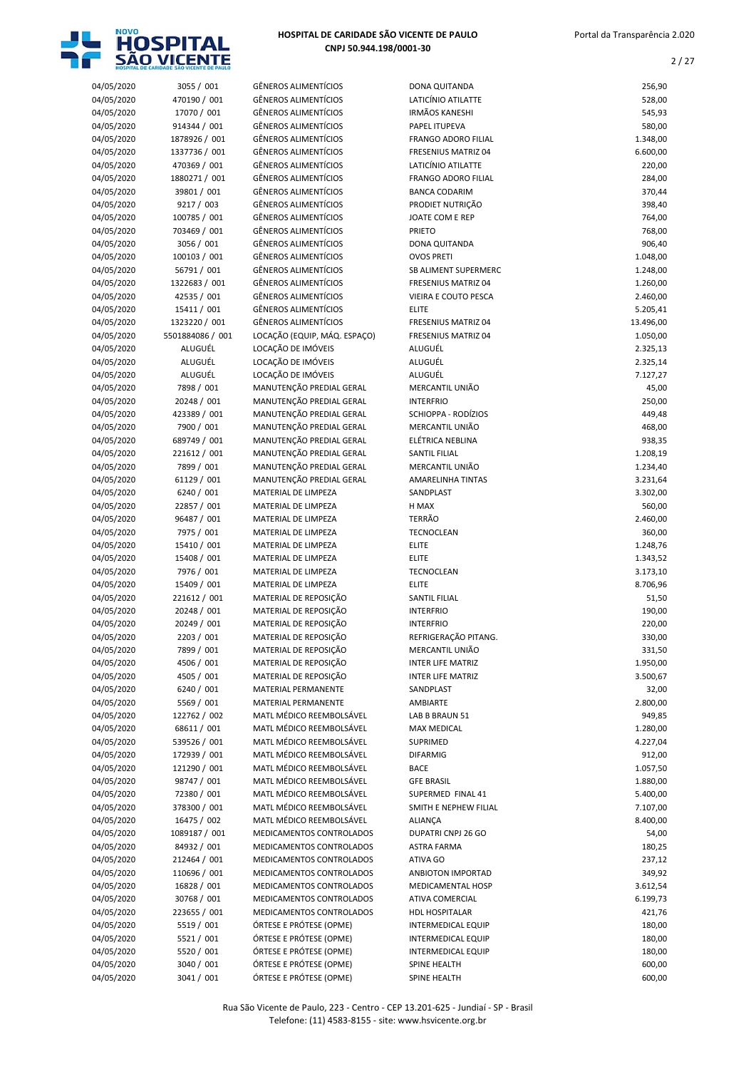| Data | Documento | Categoria | Fornecedor | Valor |
|---|---|---|---|---|
| 04/05/2020 | 3055 / 001 | GÊNEROS ALIMENTÍCIOS | DONA QUITANDA | 256,90 |
| 04/05/2020 | 470190 / 001 | GÊNEROS ALIMENTÍCIOS | LATICÍNIO ATILATTE | 528,00 |
| 04/05/2020 | 17070 / 001 | GÊNEROS ALIMENTÍCIOS | IRMÃOS KANESHI | 545,93 |
| 04/05/2020 | 914344 / 001 | GÊNEROS ALIMENTÍCIOS | PAPEL ITUPEVA | 580,00 |
| 04/05/2020 | 1878926 / 001 | GÊNEROS ALIMENTÍCIOS | FRANGO ADORO FILIAL | 1.348,00 |
| 04/05/2020 | 1337736 / 001 | GÊNEROS ALIMENTÍCIOS | FRESENIUS MATRIZ 04 | 6.600,00 |
| 04/05/2020 | 470369 / 001 | GÊNEROS ALIMENTÍCIOS | LATICÍNIO ATILATTE | 220,00 |
| 04/05/2020 | 1880271 / 001 | GÊNEROS ALIMENTÍCIOS | FRANGO ADORO FILIAL | 284,00 |
| 04/05/2020 | 39801 / 001 | GÊNEROS ALIMENTÍCIOS | BANCA CODARIM | 370,44 |
| 04/05/2020 | 9217 / 003 | GÊNEROS ALIMENTÍCIOS | PRODIET NUTRIÇÃO | 398,40 |
| 04/05/2020 | 100785 / 001 | GÊNEROS ALIMENTÍCIOS | JOATE COM E REP | 764,00 |
| 04/05/2020 | 703469 / 001 | GÊNEROS ALIMENTÍCIOS | PRIETO | 768,00 |
| 04/05/2020 | 3056 / 001 | GÊNEROS ALIMENTÍCIOS | DONA QUITANDA | 906,40 |
| 04/05/2020 | 100103 / 001 | GÊNEROS ALIMENTÍCIOS | OVOS PRETI | 1.048,00 |
| 04/05/2020 | 56791 / 001 | GÊNEROS ALIMENTÍCIOS | SB ALIMENT SUPERMERC | 1.248,00 |
| 04/05/2020 | 1322683 / 001 | GÊNEROS ALIMENTÍCIOS | FRESENIUS MATRIZ 04 | 1.260,00 |
| 04/05/2020 | 42535 / 001 | GÊNEROS ALIMENTÍCIOS | VIEIRA E COUTO PESCA | 2.460,00 |
| 04/05/2020 | 15411 / 001 | GÊNEROS ALIMENTÍCIOS | ELITE | 5.205,41 |
| 04/05/2020 | 1323220 / 001 | GÊNEROS ALIMENTÍCIOS | FRESENIUS MATRIZ 04 | 13.496,00 |
| 04/05/2020 | 5501884086 / 001 | LOCAÇÃO (EQUIP, MÁQ. ESPAÇO) | FRESENIUS MATRIZ 04 | 1.050,00 |
| 04/05/2020 | ALUGUÉL | LOCAÇÃO DE IMÓVEIS | ALUGUÉL | 2.325,13 |
| 04/05/2020 | ALUGUÉL | LOCAÇÃO DE IMÓVEIS | ALUGUÉL | 2.325,14 |
| 04/05/2020 | ALUGUÉL | LOCAÇÃO DE IMÓVEIS | ALUGUÉL | 7.127,27 |
| 04/05/2020 | 7898 / 001 | MANUTENÇÃO PREDIAL GERAL | MERCANTIL UNIÃO | 45,00 |
| 04/05/2020 | 20248 / 001 | MANUTENÇÃO PREDIAL GERAL | INTERFRIO | 250,00 |
| 04/05/2020 | 423389 / 001 | MANUTENÇÃO PREDIAL GERAL | SCHIOPPA - RODÍZIOS | 449,48 |
| 04/05/2020 | 7900 / 001 | MANUTENÇÃO PREDIAL GERAL | MERCANTIL UNIÃO | 468,00 |
| 04/05/2020 | 689749 / 001 | MANUTENÇÃO PREDIAL GERAL | ELÉTRICA NEBLINA | 938,35 |
| 04/05/2020 | 221612 / 001 | MANUTENÇÃO PREDIAL GERAL | SANTIL FILIAL | 1.208,19 |
| 04/05/2020 | 7899 / 001 | MANUTENÇÃO PREDIAL GERAL | MERCANTIL UNIÃO | 1.234,40 |
| 04/05/2020 | 61129 / 001 | MANUTENÇÃO PREDIAL GERAL | AMARELINHA TINTAS | 3.231,64 |
| 04/05/2020 | 6240 / 001 | MATERIAL DE LIMPEZA | SANDPLAST | 3.302,00 |
| 04/05/2020 | 22857 / 001 | MATERIAL DE LIMPEZA | H MAX | 560,00 |
| 04/05/2020 | 96487 / 001 | MATERIAL DE LIMPEZA | TERRÃO | 2.460,00 |
| 04/05/2020 | 7975 / 001 | MATERIAL DE LIMPEZA | TECNOCLEAN | 360,00 |
| 04/05/2020 | 15410 / 001 | MATERIAL DE LIMPEZA | ELITE | 1.248,76 |
| 04/05/2020 | 15408 / 001 | MATERIAL DE LIMPEZA | ELITE | 1.343,52 |
| 04/05/2020 | 7976 / 001 | MATERIAL DE LIMPEZA | TECNOCLEAN | 3.173,10 |
| 04/05/2020 | 15409 / 001 | MATERIAL DE LIMPEZA | ELITE | 8.706,96 |
| 04/05/2020 | 221612 / 001 | MATERIAL DE REPOSIÇÃO | SANTIL FILIAL | 51,50 |
| 04/05/2020 | 20248 / 001 | MATERIAL DE REPOSIÇÃO | INTERFRIO | 190,00 |
| 04/05/2020 | 20249 / 001 | MATERIAL DE REPOSIÇÃO | INTERFRIO | 220,00 |
| 04/05/2020 | 2203 / 001 | MATERIAL DE REPOSIÇÃO | REFRIGERAÇÃO PITANG. | 330,00 |
| 04/05/2020 | 7899 / 001 | MATERIAL DE REPOSIÇÃO | MERCANTIL UNIÃO | 331,50 |
| 04/05/2020 | 4506 / 001 | MATERIAL DE REPOSIÇÃO | INTER LIFE MATRIZ | 1.950,00 |
| 04/05/2020 | 4505 / 001 | MATERIAL DE REPOSIÇÃO | INTER LIFE MATRIZ | 3.500,67 |
| 04/05/2020 | 6240 / 001 | MATERIAL PERMANENTE | SANDPLAST | 32,00 |
| 04/05/2020 | 5569 / 001 | MATERIAL PERMANENTE | AMBIARTE | 2.800,00 |
| 04/05/2020 | 122762 / 002 | MATL MÉDICO REEMBOLSÁVEL | LAB B BRAUN 51 | 949,85 |
| 04/05/2020 | 68611 / 001 | MATL MÉDICO REEMBOLSÁVEL | MAX MEDICAL | 1.280,00 |
| 04/05/2020 | 539526 / 001 | MATL MÉDICO REEMBOLSÁVEL | SUPRIMED | 4.227,04 |
| 04/05/2020 | 172939 / 001 | MATL MÉDICO REEMBOLSÁVEL | DIFARMIG | 912,00 |
| 04/05/2020 | 121290 / 001 | MATL MÉDICO REEMBOLSÁVEL | BACE | 1.057,50 |
| 04/05/2020 | 98747 / 001 | MATL MÉDICO REEMBOLSÁVEL | GFE BRASIL | 1.880,00 |
| 04/05/2020 | 72380 / 001 | MATL MÉDICO REEMBOLSÁVEL | SUPERMED FINAL 41 | 5.400,00 |
| 04/05/2020 | 378300 / 001 | MATL MÉDICO REEMBOLSÁVEL | SMITH E NEPHEW FILIAL | 7.107,00 |
| 04/05/2020 | 16475 / 002 | MATL MÉDICO REEMBOLSÁVEL | ALIANÇA | 8.400,00 |
| 04/05/2020 | 1089187 / 001 | MEDICAMENTOS CONTROLADOS | DUPATRI CNPJ 26 GO | 54,00 |
| 04/05/2020 | 84932 / 001 | MEDICAMENTOS CONTROLADOS | ASTRA FARMA | 180,25 |
| 04/05/2020 | 212464 / 001 | MEDICAMENTOS CONTROLADOS | ATIVA GO | 237,12 |
| 04/05/2020 | 110696 / 001 | MEDICAMENTOS CONTROLADOS | ANBIOTON IMPORTAD | 349,92 |
| 04/05/2020 | 16828 / 001 | MEDICAMENTOS CONTROLADOS | MEDICAMENTAL HOSP | 3.612,54 |
| 04/05/2020 | 30768 / 001 | MEDICAMENTOS CONTROLADOS | ATIVA COMERCIAL | 6.199,73 |
| 04/05/2020 | 223655 / 001 | MEDICAMENTOS CONTROLADOS | HDL HOSPITALAR | 421,76 |
| 04/05/2020 | 5519 / 001 | ÓRTESE E PRÓTESE (OPME) | INTERMEDICAL EQUIP | 180,00 |
| 04/05/2020 | 5521 / 001 | ÓRTESE E PRÓTESE (OPME) | INTERMEDICAL EQUIP | 180,00 |
| 04/05/2020 | 5520 / 001 | ÓRTESE E PRÓTESE (OPME) | INTERMEDICAL EQUIP | 180,00 |
| 04/05/2020 | 3040 / 001 | ÓRTESE E PRÓTESE (OPME) | SPINE HEALTH | 600,00 |
| 04/05/2020 | 3041 / 001 | ÓRTESE E PRÓTESE (OPME) | SPINE HEALTH | 600,00 |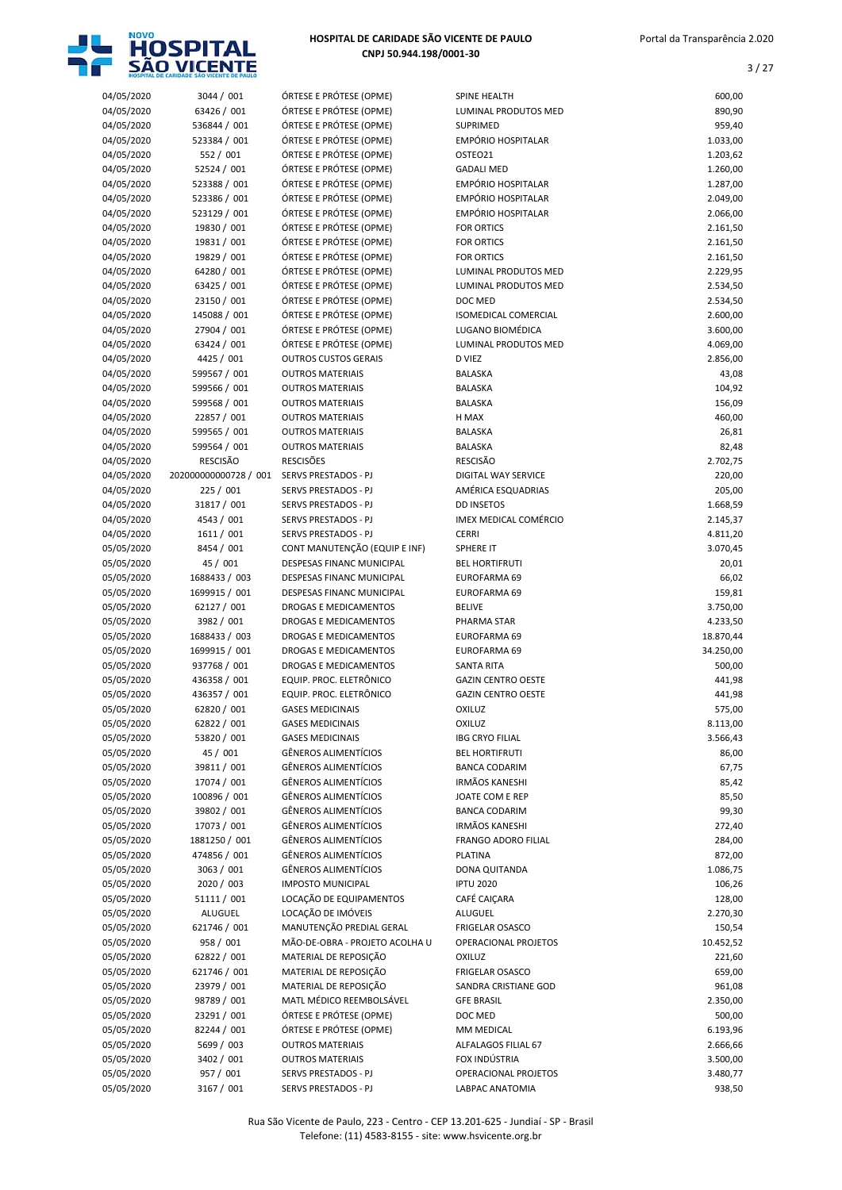| | | | | |
|---|---|---|---|---|
| 04/05/2020 | 3044 / 001 | ÓRTESE E PRÓTESE (OPME) | SPINE HEALTH | 600,00 |
| 04/05/2020 | 63426 / 001 | ÓRTESE E PRÓTESE (OPME) | LUMINAL PRODUTOS MED | 890,90 |
| 04/05/2020 | 536844 / 001 | ÓRTESE E PRÓTESE (OPME) | SUPRIMED | 959,40 |
| 04/05/2020 | 523384 / 001 | ÓRTESE E PRÓTESE (OPME) | EMPÓRIO HOSPITALAR | 1.033,00 |
| 04/05/2020 | 552 / 001 | ÓRTESE E PRÓTESE (OPME) | OSTEO21 | 1.203,62 |
| 04/05/2020 | 52524 / 001 | ÓRTESE E PRÓTESE (OPME) | GADALI MED | 1.260,00 |
| 04/05/2020 | 523388 / 001 | ÓRTESE E PRÓTESE (OPME) | EMPÓRIO HOSPITALAR | 1.287,00 |
| 04/05/2020 | 523386 / 001 | ÓRTESE E PRÓTESE (OPME) | EMPÓRIO HOSPITALAR | 2.049,00 |
| 04/05/2020 | 523129 / 001 | ÓRTESE E PRÓTESE (OPME) | EMPÓRIO HOSPITALAR | 2.066,00 |
| 04/05/2020 | 19830 / 001 | ÓRTESE E PRÓTESE (OPME) | FOR ORTICS | 2.161,50 |
| 04/05/2020 | 19831 / 001 | ÓRTESE E PRÓTESE (OPME) | FOR ORTICS | 2.161,50 |
| 04/05/2020 | 19829 / 001 | ÓRTESE E PRÓTESE (OPME) | FOR ORTICS | 2.161,50 |
| 04/05/2020 | 64280 / 001 | ÓRTESE E PRÓTESE (OPME) | LUMINAL PRODUTOS MED | 2.229,95 |
| 04/05/2020 | 63425 / 001 | ÓRTESE E PRÓTESE (OPME) | LUMINAL PRODUTOS MED | 2.534,50 |
| 04/05/2020 | 23150 / 001 | ÓRTESE E PRÓTESE (OPME) | DOC MED | 2.534,50 |
| 04/05/2020 | 145088 / 001 | ÓRTESE E PRÓTESE (OPME) | ISOMEDICAL COMERCIAL | 2.600,00 |
| 04/05/2020 | 27904 / 001 | ÓRTESE E PRÓTESE (OPME) | LUGANO BIOMÉDICA | 3.600,00 |
| 04/05/2020 | 63424 / 001 | ÓRTESE E PRÓTESE (OPME) | LUMINAL PRODUTOS MED | 4.069,00 |
| 04/05/2020 | 4425 / 001 | OUTROS CUSTOS GERAIS | D VIEZ | 2.856,00 |
| 04/05/2020 | 599567 / 001 | OUTROS MATERIAIS | BALASKA | 43,08 |
| 04/05/2020 | 599566 / 001 | OUTROS MATERIAIS | BALASKA | 104,92 |
| 04/05/2020 | 599568 / 001 | OUTROS MATERIAIS | BALASKA | 156,09 |
| 04/05/2020 | 22857 / 001 | OUTROS MATERIAIS | H MAX | 460,00 |
| 04/05/2020 | 599565 / 001 | OUTROS MATERIAIS | BALASKA | 26,81 |
| 04/05/2020 | 599564 / 001 | OUTROS MATERIAIS | BALASKA | 82,48 |
| 04/05/2020 | RESCISÃO | RESCISÕES | RESCISÃO | 2.702,75 |
| 04/05/2020 | 202000000000728 / 001 | SERVS PRESTADOS - PJ | DIGITAL WAY SERVICE | 220,00 |
| 04/05/2020 | 225 / 001 | SERVS PRESTADOS - PJ | AMÉRICA ESQUADRIAS | 205,00 |
| 04/05/2020 | 31817 / 001 | SERVS PRESTADOS - PJ | DD INSETOS | 1.668,59 |
| 04/05/2020 | 4543 / 001 | SERVS PRESTADOS - PJ | IMEX MEDICAL COMÉRCIO | 2.145,37 |
| 04/05/2020 | 1611 / 001 | SERVS PRESTADOS - PJ | CERRI | 4.811,20 |
| 05/05/2020 | 8454 / 001 | CONT MANUTENÇÃO (EQUIP E INF) | SPHERE IT | 3.070,45 |
| 05/05/2020 | 45 / 001 | DESPESAS FINANC MUNICIPAL | BEL HORTIFRUTI | 20,01 |
| 05/05/2020 | 1688433 / 003 | DESPESAS FINANC MUNICIPAL | EUROFARMA 69 | 66,02 |
| 05/05/2020 | 1699915 / 001 | DESPESAS FINANC MUNICIPAL | EUROFARMA 69 | 159,81 |
| 05/05/2020 | 62127 / 001 | DROGAS E MEDICAMENTOS | BELIVE | 3.750,00 |
| 05/05/2020 | 3982 / 001 | DROGAS E MEDICAMENTOS | PHARMA STAR | 4.233,50 |
| 05/05/2020 | 1688433 / 003 | DROGAS E MEDICAMENTOS | EUROFARMA 69 | 18.870,44 |
| 05/05/2020 | 1699915 / 001 | DROGAS E MEDICAMENTOS | EUROFARMA 69 | 34.250,00 |
| 05/05/2020 | 937768 / 001 | DROGAS E MEDICAMENTOS | SANTA RITA | 500,00 |
| 05/05/2020 | 436358 / 001 | EQUIP. PROC. ELETRÔNICO | GAZIN CENTRO OESTE | 441,98 |
| 05/05/2020 | 436357 / 001 | EQUIP. PROC. ELETRÔNICO | GAZIN CENTRO OESTE | 441,98 |
| 05/05/2020 | 62820 / 001 | GASES MEDICINAIS | OXILUZ | 575,00 |
| 05/05/2020 | 62822 / 001 | GASES MEDICINAIS | OXILUZ | 8.113,00 |
| 05/05/2020 | 53820 / 001 | GASES MEDICINAIS | IBG CRYO FILIAL | 3.566,43 |
| 05/05/2020 | 45 / 001 | GÊNEROS ALIMENTÍCIOS | BEL HORTIFRUTI | 86,00 |
| 05/05/2020 | 39811 / 001 | GÊNEROS ALIMENTÍCIOS | BANCA CODARIM | 67,75 |
| 05/05/2020 | 17074 / 001 | GÊNEROS ALIMENTÍCIOS | IRMÃOS KANESHI | 85,42 |
| 05/05/2020 | 100896 / 001 | GÊNEROS ALIMENTÍCIOS | JOATE COM E REP | 85,50 |
| 05/05/2020 | 39802 / 001 | GÊNEROS ALIMENTÍCIOS | BANCA CODARIM | 99,30 |
| 05/05/2020 | 17073 / 001 | GÊNEROS ALIMENTÍCIOS | IRMÃOS KANESHI | 272,40 |
| 05/05/2020 | 1881250 / 001 | GÊNEROS ALIMENTÍCIOS | FRANGO ADORO FILIAL | 284,00 |
| 05/05/2020 | 474856 / 001 | GÊNEROS ALIMENTÍCIOS | PLATINA | 872,00 |
| 05/05/2020 | 3063 / 001 | GÊNEROS ALIMENTÍCIOS | DONA QUITANDA | 1.086,75 |
| 05/05/2020 | 2020 / 003 | IMPOSTO MUNICIPAL | IPTU 2020 | 106,26 |
| 05/05/2020 | 51111 / 001 | LOCAÇÃO DE EQUIPAMENTOS | CAFÉ CAIÇARA | 128,00 |
| 05/05/2020 | ALUGUEL | LOCAÇÃO DE IMÓVEIS | ALUGUEL | 2.270,30 |
| 05/05/2020 | 621746 / 001 | MANUTENÇÃO PREDIAL GERAL | FRIGELAR OSASCO | 150,54 |
| 05/05/2020 | 958 / 001 | MÃO-DE-OBRA - PROJETO ACOLHA U | OPERACIONAL PROJETOS | 10.452,52 |
| 05/05/2020 | 62822 / 001 | MATERIAL DE REPOSIÇÃO | OXILUZ | 221,60 |
| 05/05/2020 | 621746 / 001 | MATERIAL DE REPOSIÇÃO | FRIGELAR OSASCO | 659,00 |
| 05/05/2020 | 23979 / 001 | MATERIAL DE REPOSIÇÃO | SANDRA CRISTIANE GOD | 961,08 |
| 05/05/2020 | 98789 / 001 | MATL MÉDICO REEMBOLSÁVEL | GFE BRASIL | 2.350,00 |
| 05/05/2020 | 23291 / 001 | ÓRTESE E PRÓTESE (OPME) | DOC MED | 500,00 |
| 05/05/2020 | 82244 / 001 | ÓRTESE E PRÓTESE (OPME) | MM MEDICAL | 6.193,96 |
| 05/05/2020 | 5699 / 003 | OUTROS MATERIAIS | ALFALAGOS FILIAL 67 | 2.666,66 |
| 05/05/2020 | 3402 / 001 | OUTROS MATERIAIS | FOX INDÚSTRIA | 3.500,00 |
| 05/05/2020 | 957 / 001 | SERVS PRESTADOS - PJ | OPERACIONAL PROJETOS | 3.480,77 |
| 05/05/2020 | 3167 / 001 | SERVS PRESTADOS - PJ | LABPAC ANATOMIA | 938,50 |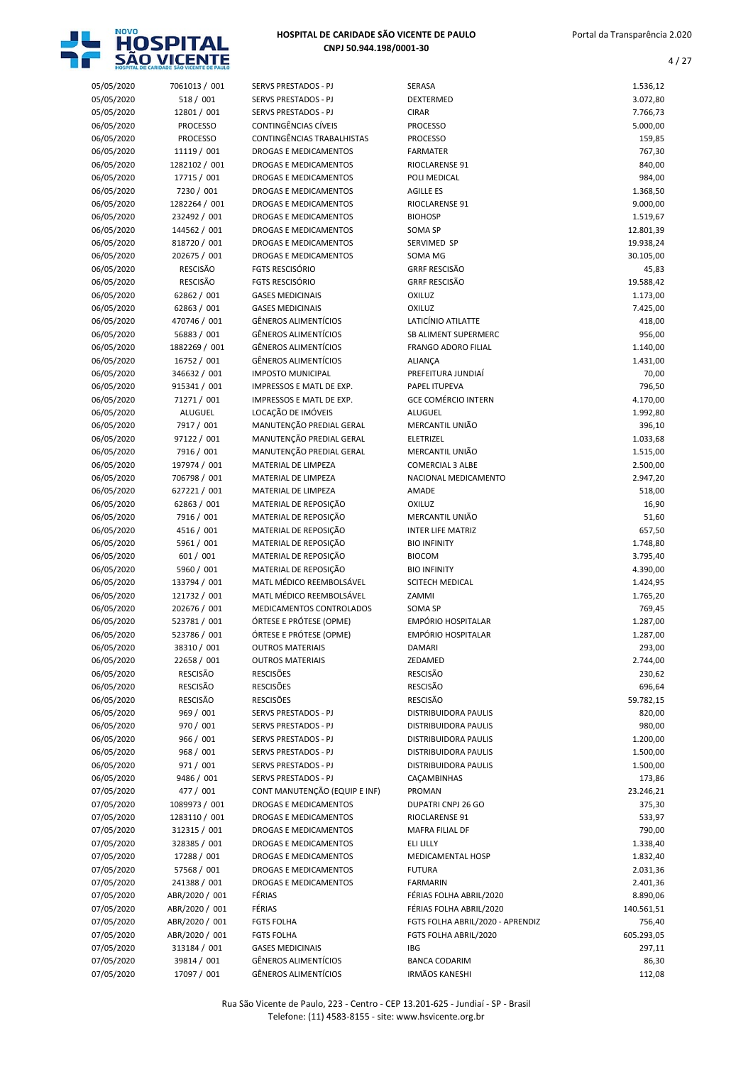| | | | | |
|---|---|---|---|---|
| 05/05/2020 | 7061013 / 001 | SERVS PRESTADOS - PJ | SERASA | 1.536,12 |
| 05/05/2020 | 518 / 001 | SERVS PRESTADOS - PJ | DEXTERMED | 3.072,80 |
| 05/05/2020 | 12801 / 001 | SERVS PRESTADOS - PJ | CIRAR | 7.766,73 |
| 06/05/2020 | PROCESSO | CONTINGÊNCIAS CÍVEIS | PROCESSO | 5.000,00 |
| 06/05/2020 | PROCESSO | CONTINGÊNCIAS TRABALHISTAS | PROCESSO | 159,85 |
| 06/05/2020 | 11119 / 001 | DROGAS E MEDICAMENTOS | FARMATER | 767,30 |
| 06/05/2020 | 1282102 / 001 | DROGAS E MEDICAMENTOS | RIOCLARENSE 91 | 840,00 |
| 06/05/2020 | 17715 / 001 | DROGAS E MEDICAMENTOS | POLI MEDICAL | 984,00 |
| 06/05/2020 | 7230 / 001 | DROGAS E MEDICAMENTOS | AGILLE ES | 1.368,50 |
| 06/05/2020 | 1282264 / 001 | DROGAS E MEDICAMENTOS | RIOCLARENSE 91 | 9.000,00 |
| 06/05/2020 | 232492 / 001 | DROGAS E MEDICAMENTOS | BIOHOSP | 1.519,67 |
| 06/05/2020 | 144562 / 001 | DROGAS E MEDICAMENTOS | SOMA SP | 12.801,39 |
| 06/05/2020 | 818720 / 001 | DROGAS E MEDICAMENTOS | SERVIMED SP | 19.938,24 |
| 06/05/2020 | 202675 / 001 | DROGAS E MEDICAMENTOS | SOMA MG | 30.105,00 |
| 06/05/2020 | RESCISÃO | FGTS RESCISÓRIO | GRRF RESCISÃO | 45,83 |
| 06/05/2020 | RESCISÃO | FGTS RESCISÓRIO | GRRF RESCISÃO | 19.588,42 |
| 06/05/2020 | 62862 / 001 | GASES MEDICINAIS | OXILUZ | 1.173,00 |
| 06/05/2020 | 62863 / 001 | GASES MEDICINAIS | OXILUZ | 7.425,00 |
| 06/05/2020 | 470746 / 001 | GÊNEROS ALIMENTÍCIOS | LATICÍNIO ATILATTE | 418,00 |
| 06/05/2020 | 56883 / 001 | GÊNEROS ALIMENTÍCIOS | SB ALIMENT SUPERMERC | 956,00 |
| 06/05/2020 | 1882269 / 001 | GÊNEROS ALIMENTÍCIOS | FRANGO ADORO FILIAL | 1.140,00 |
| 06/05/2020 | 16752 / 001 | GÊNEROS ALIMENTÍCIOS | ALIANÇA | 1.431,00 |
| 06/05/2020 | 346632 / 001 | IMPOSTO MUNICIPAL | PREFEITURA JUNDIAÍ | 70,00 |
| 06/05/2020 | 915341 / 001 | IMPRESSOS E MATL DE EXP. | PAPEL ITUPEVA | 796,50 |
| 06/05/2020 | 71271 / 001 | IMPRESSOS E MATL DE EXP. | GCE COMÉRCIO INTERN | 4.170,00 |
| 06/05/2020 | ALUGUEL | LOCAÇÃO DE IMÓVEIS | ALUGUEL | 1.992,80 |
| 06/05/2020 | 7917 / 001 | MANUTENÇÃO PREDIAL GERAL | MERCANTIL UNIÃO | 396,10 |
| 06/05/2020 | 97122 / 001 | MANUTENÇÃO PREDIAL GERAL | ELETRIZEL | 1.033,68 |
| 06/05/2020 | 7916 / 001 | MANUTENÇÃO PREDIAL GERAL | MERCANTIL UNIÃO | 1.515,00 |
| 06/05/2020 | 197974 / 001 | MATERIAL DE LIMPEZA | COMERCIAL 3 ALBE | 2.500,00 |
| 06/05/2020 | 706798 / 001 | MATERIAL DE LIMPEZA | NACIONAL MEDICAMENTO | 2.947,20 |
| 06/05/2020 | 627221 / 001 | MATERIAL DE LIMPEZA | AMADE | 518,00 |
| 06/05/2020 | 62863 / 001 | MATERIAL DE REPOSIÇÃO | OXILUZ | 16,90 |
| 06/05/2020 | 7916 / 001 | MATERIAL DE REPOSIÇÃO | MERCANTIL UNIÃO | 51,60 |
| 06/05/2020 | 4516 / 001 | MATERIAL DE REPOSIÇÃO | INTER LIFE MATRIZ | 657,50 |
| 06/05/2020 | 5961 / 001 | MATERIAL DE REPOSIÇÃO | BIO INFINITY | 1.748,80 |
| 06/05/2020 | 601 / 001 | MATERIAL DE REPOSIÇÃO | BIOCOM | 3.795,40 |
| 06/05/2020 | 5960 / 001 | MATERIAL DE REPOSIÇÃO | BIO INFINITY | 4.390,00 |
| 06/05/2020 | 133794 / 001 | MATL MÉDICO REEMBOLSÁVEL | SCITECH MEDICAL | 1.424,95 |
| 06/05/2020 | 121732 / 001 | MATL MÉDICO REEMBOLSÁVEL | ZAMMI | 1.765,20 |
| 06/05/2020 | 202676 / 001 | MEDICAMENTOS CONTROLADOS | SOMA SP | 769,45 |
| 06/05/2020 | 523781 / 001 | ÓRTESE E PRÓTESE (OPME) | EMPÓRIO HOSPITALAR | 1.287,00 |
| 06/05/2020 | 523786 / 001 | ÓRTESE E PRÓTESE (OPME) | EMPÓRIO HOSPITALAR | 1.287,00 |
| 06/05/2020 | 38310 / 001 | OUTROS MATERIAIS | DAMARI | 293,00 |
| 06/05/2020 | 22658 / 001 | OUTROS MATERIAIS | ZEDAMED | 2.744,00 |
| 06/05/2020 | RESCISÃO | RESCISÕES | RESCISÃO | 230,62 |
| 06/05/2020 | RESCISÃO | RESCISÕES | RESCISÃO | 696,64 |
| 06/05/2020 | RESCISÃO | RESCISÕES | RESCISÃO | 59.782,15 |
| 06/05/2020 | 969 / 001 | SERVS PRESTADOS - PJ | DISTRIBUIDORA PAULIS | 820,00 |
| 06/05/2020 | 970 / 001 | SERVS PRESTADOS - PJ | DISTRIBUIDORA PAULIS | 980,00 |
| 06/05/2020 | 966 / 001 | SERVS PRESTADOS - PJ | DISTRIBUIDORA PAULIS | 1.200,00 |
| 06/05/2020 | 968 / 001 | SERVS PRESTADOS - PJ | DISTRIBUIDORA PAULIS | 1.500,00 |
| 06/05/2020 | 971 / 001 | SERVS PRESTADOS - PJ | DISTRIBUIDORA PAULIS | 1.500,00 |
| 06/05/2020 | 9486 / 001 | SERVS PRESTADOS - PJ | CAÇAMBINHAS | 173,86 |
| 07/05/2020 | 477 / 001 | CONT MANUTENÇÃO (EQUIP E INF) | PROMAN | 23.246,21 |
| 07/05/2020 | 1089973 / 001 | DROGAS E MEDICAMENTOS | DUPATRI CNPJ 26 GO | 375,30 |
| 07/05/2020 | 1283110 / 001 | DROGAS E MEDICAMENTOS | RIOCLARENSE 91 | 533,97 |
| 07/05/2020 | 312315 / 001 | DROGAS E MEDICAMENTOS | MAFRA FILIAL DF | 790,00 |
| 07/05/2020 | 328385 / 001 | DROGAS E MEDICAMENTOS | ELI LILLY | 1.338,40 |
| 07/05/2020 | 17288 / 001 | DROGAS E MEDICAMENTOS | MEDICAMENTAL HOSP | 1.832,40 |
| 07/05/2020 | 57568 / 001 | DROGAS E MEDICAMENTOS | FUTURA | 2.031,36 |
| 07/05/2020 | 241388 / 001 | DROGAS E MEDICAMENTOS | FARMARIN | 2.401,36 |
| 07/05/2020 | ABR/2020 / 001 | FÉRIAS | FÉRIAS FOLHA ABRIL/2020 | 8.890,06 |
| 07/05/2020 | ABR/2020 / 001 | FÉRIAS | FÉRIAS FOLHA ABRIL/2020 | 140.561,51 |
| 07/05/2020 | ABR/2020 / 001 | FGTS FOLHA | FGTS FOLHA ABRIL/2020 - APRENDIZ | 756,40 |
| 07/05/2020 | ABR/2020 / 001 | FGTS FOLHA | FGTS FOLHA ABRIL/2020 | 605.293,05 |
| 07/05/2020 | 313184 / 001 | GASES MEDICINAIS | IBG | 297,11 |
| 07/05/2020 | 39814 / 001 | GÊNEROS ALIMENTÍCIOS | BANCA CODARIM | 86,30 |
| 07/05/2020 | 17097 / 001 | GÊNEROS ALIMENTÍCIOS | IRMÃOS KANESHI | 112,08 |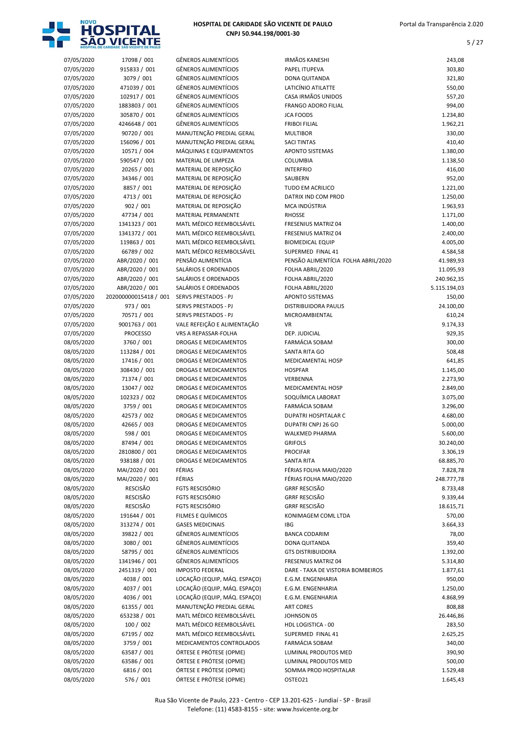| | | | | |
|---|---|---|---|---|
| 07/05/2020 | 17098 / 001 | GÊNEROS ALIMENTÍCIOS | IRMÃOS KANESHI | 243,08 |
| 07/05/2020 | 915833 / 001 | GÊNEROS ALIMENTÍCIOS | PAPEL ITUPEVA | 303,80 |
| 07/05/2020 | 3079 / 001 | GÊNEROS ALIMENTÍCIOS | DONA QUITANDA | 321,80 |
| 07/05/2020 | 471039 / 001 | GÊNEROS ALIMENTÍCIOS | LATICÍNIO ATILATTE | 550,00 |
| 07/05/2020 | 102917 / 001 | GÊNEROS ALIMENTÍCIOS | CASA IRMÃOS UNIDOS | 557,20 |
| 07/05/2020 | 1883803 / 001 | GÊNEROS ALIMENTÍCIOS | FRANGO ADORO FILIAL | 994,00 |
| 07/05/2020 | 305870 / 001 | GÊNEROS ALIMENTÍCIOS | JCA FOODS | 1.234,80 |
| 07/05/2020 | 4246648 / 001 | GÊNEROS ALIMENTÍCIOS | FRIBOI FILIAL | 1.962,21 |
| 07/05/2020 | 90720 / 001 | MANUTENÇÃO PREDIAL GERAL | MULTIBOR | 330,00 |
| 07/05/2020 | 156096 / 001 | MANUTENÇÃO PREDIAL GERAL | SACI TINTAS | 410,40 |
| 07/05/2020 | 10571 / 004 | MÁQUINAS E EQUIPAMENTOS | APONTO SISTEMAS | 1.380,00 |
| 07/05/2020 | 590547 / 001 | MATERIAL DE LIMPEZA | COLUMBIA | 1.138,50 |
| 07/05/2020 | 20265 / 001 | MATERIAL DE REPOSIÇÃO | INTERFRIO | 416,00 |
| 07/05/2020 | 34346 / 001 | MATERIAL DE REPOSIÇÃO | SAUBERN | 952,00 |
| 07/05/2020 | 8857 / 001 | MATERIAL DE REPOSIÇÃO | TUDO EM ACRILICO | 1.221,00 |
| 07/05/2020 | 4713 / 001 | MATERIAL DE REPOSIÇÃO | DATRIX IND COM PROD | 1.250,00 |
| 07/05/2020 | 902 / 001 | MATERIAL DE REPOSIÇÃO | MCA INDÚSTRIA | 1.963,93 |
| 07/05/2020 | 47734 / 001 | MATERIAL PERMANENTE | RHOSSE | 1.171,00 |
| 07/05/2020 | 1341323 / 001 | MATL MÉDICO REEMBOLSÁVEL | FRESENIUS MATRIZ 04 | 1.400,00 |
| 07/05/2020 | 1341372 / 001 | MATL MÉDICO REEMBOLSÁVEL | FRESENIUS MATRIZ 04 | 2.400,00 |
| 07/05/2020 | 119863 / 001 | MATL MÉDICO REEMBOLSÁVEL | BIOMEDICAL EQUIP | 4.005,00 |
| 07/05/2020 | 66789 / 002 | MATL MÉDICO REEMBOLSÁVEL | SUPERMED FINAL 41 | 4.584,58 |
| 07/05/2020 | ABR/2020 / 001 | PENSÃO ALIMENTÍCIA | PENSÃO ALIMENTÍCIA FOLHA ABRIL/2020 | 41.989,93 |
| 07/05/2020 | ABR/2020 / 001 | SALÁRIOS E ORDENADOS | FOLHA ABRIL/2020 | 11.095,93 |
| 07/05/2020 | ABR/2020 / 001 | SALÁRIOS E ORDENADOS | FOLHA ABRIL/2020 | 240.962,35 |
| 07/05/2020 | ABR/2020 / 001 | SALÁRIOS E ORDENADOS | FOLHA ABRIL/2020 | 5.115.194,03 |
| 07/05/2020 | 202000000015418 / 001 | SERVS PRESTADOS - PJ | APONTO SISTEMAS | 150,00 |
| 07/05/2020 | 973 / 001 | SERVS PRESTADOS - PJ | DISTRIBUIDORA PAULIS | 24.100,00 |
| 07/05/2020 | 70571 / 001 | SERVS PRESTADOS - PJ | MICROAMBIENTAL | 610,24 |
| 07/05/2020 | 9001763 / 001 | VALE REFEIÇÃO E ALIMENTAÇÃO | VR | 9.174,33 |
| 07/05/2020 | PROCESSO | VRS A REPASSAR-FOLHA | DEP. JUDICIAL | 929,35 |
| 08/05/2020 | 3760 / 001 | DROGAS E MEDICAMENTOS | FARMÁCIA SOBAM | 300,00 |
| 08/05/2020 | 113284 / 001 | DROGAS E MEDICAMENTOS | SANTA RITA GO | 508,48 |
| 08/05/2020 | 17416 / 001 | DROGAS E MEDICAMENTOS | MEDICAMENTAL HOSP | 641,85 |
| 08/05/2020 | 308430 / 001 | DROGAS E MEDICAMENTOS | HOSPFAR | 1.145,00 |
| 08/05/2020 | 71374 / 001 | DROGAS E MEDICAMENTOS | VERBENNA | 2.273,90 |
| 08/05/2020 | 13047 / 002 | DROGAS E MEDICAMENTOS | MEDICAMENTAL HOSP | 2.849,00 |
| 08/05/2020 | 102323 / 002 | DROGAS E MEDICAMENTOS | SOQUÍMICA LABORAT | 3.075,00 |
| 08/05/2020 | 3759 / 001 | DROGAS E MEDICAMENTOS | FARMÁCIA SOBAM | 3.296,00 |
| 08/05/2020 | 42573 / 002 | DROGAS E MEDICAMENTOS | DUPATRI HOSPITALAR C | 4.680,00 |
| 08/05/2020 | 42665 / 003 | DROGAS E MEDICAMENTOS | DUPATRI CNPJ 26 GO | 5.000,00 |
| 08/05/2020 | 598 / 001 | DROGAS E MEDICAMENTOS | WALKMED PHARMA | 5.600,00 |
| 08/05/2020 | 87494 / 001 | DROGAS E MEDICAMENTOS | GRIFOLS | 30.240,00 |
| 08/05/2020 | 2810800 / 001 | DROGAS E MEDICAMENTOS | PROCIFAR | 3.306,19 |
| 08/05/2020 | 938188 / 001 | DROGAS E MEDICAMENTOS | SANTA RITA | 68.885,70 |
| 08/05/2020 | MAI/2020 / 001 | FÉRIAS | FÉRIAS FOLHA MAIO/2020 | 7.828,78 |
| 08/05/2020 | MAI/2020 / 001 | FÉRIAS | FÉRIAS FOLHA MAIO/2020 | 248.777,78 |
| 08/05/2020 | RESCISÃO | FGTS RESCISÓRIO | GRRF RESCISÃO | 8.733,48 |
| 08/05/2020 | RESCISÃO | FGTS RESCISÓRIO | GRRF RESCISÃO | 9.339,44 |
| 08/05/2020 | RESCISÃO | FGTS RESCISÓRIO | GRRF RESCISÃO | 18.615,71 |
| 08/05/2020 | 191644 / 001 | FILMES E QUÍMICOS | KONIMAGEM COML LTDA | 570,00 |
| 08/05/2020 | 313274 / 001 | GASES MEDICINAIS | IBG | 3.664,33 |
| 08/05/2020 | 39822 / 001 | GÊNEROS ALIMENTÍCIOS | BANCA CODARIM | 78,00 |
| 08/05/2020 | 3080 / 001 | GÊNEROS ALIMENTÍCIOS | DONA QUITANDA | 359,40 |
| 08/05/2020 | 58795 / 001 | GÊNEROS ALIMENTÍCIOS | GTS DISTRIBUIDORA | 1.392,00 |
| 08/05/2020 | 1341946 / 001 | GÊNEROS ALIMENTÍCIOS | FRESENIUS MATRIZ 04 | 5.314,80 |
| 08/05/2020 | 2451319 / 001 | IMPOSTO FEDERAL | DARE - TAXA DE VISTORIA BOMBEIROS | 1.877,61 |
| 08/05/2020 | 4038 / 001 | LOCAÇÃO (EQUIP, MÁQ. ESPAÇO) | E.G.M. ENGENHARIA | 950,00 |
| 08/05/2020 | 4037 / 001 | LOCAÇÃO (EQUIP, MÁQ. ESPAÇO) | E.G.M. ENGENHARIA | 1.250,00 |
| 08/05/2020 | 4036 / 001 | LOCAÇÃO (EQUIP, MÁQ. ESPAÇO) | E.G.M. ENGENHARIA | 4.868,99 |
| 08/05/2020 | 61355 / 001 | MANUTENÇÃO PREDIAL GERAL | ART CORES | 808,88 |
| 08/05/2020 | 653238 / 001 | MATL MÉDICO REEMBOLSÁVEL | JOHNSON 05 | 26.446,86 |
| 08/05/2020 | 100 / 002 | MATL MÉDICO REEMBOLSÁVEL | HDL LOGISTICA - 00 | 283,50 |
| 08/05/2020 | 67195 / 002 | MATL MÉDICO REEMBOLSÁVEL | SUPERMED FINAL 41 | 2.625,25 |
| 08/05/2020 | 3759 / 001 | MEDICAMENTOS CONTROLADOS | FARMÁCIA SOBAM | 340,00 |
| 08/05/2020 | 63587 / 001 | ÓRTESE E PRÓTESE (OPME) | LUMINAL PRODUTOS MED | 390,90 |
| 08/05/2020 | 63586 / 001 | ÓRTESE E PRÓTESE (OPME) | LUMINAL PRODUTOS MED | 500,00 |
| 08/05/2020 | 6816 / 001 | ÓRTESE E PRÓTESE (OPME) | SOMMA PROD HOSPITALAR | 1.529,48 |
| 08/05/2020 | 576 / 001 | ÓRTESE E PRÓTESE (OPME) | OSTEO21 | 1.645,43 |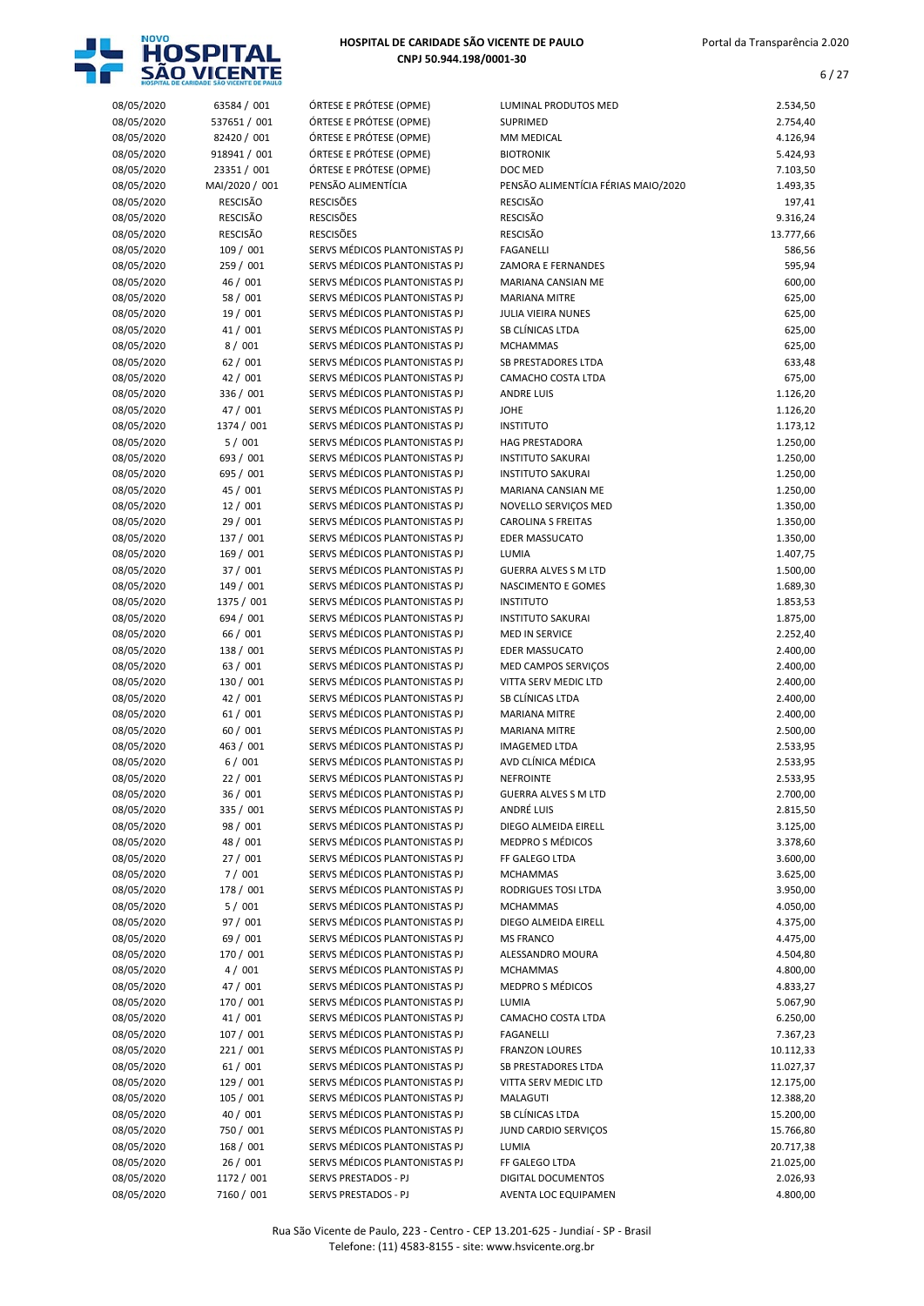| | | | | |
|---|---|---|---|---|
| 08/05/2020 | 63584 / 001 | ÓRTESE E PRÓTESE (OPME) | LUMINAL PRODUTOS MED | 2.534,50 |
| 08/05/2020 | 537651 / 001 | ÓRTESE E PRÓTESE (OPME) | SUPRIMED | 2.754,40 |
| 08/05/2020 | 82420 / 001 | ÓRTESE E PRÓTESE (OPME) | MM MEDICAL | 4.126,94 |
| 08/05/2020 | 918941 / 001 | ÓRTESE E PRÓTESE (OPME) | BIOTRONIK | 5.424,93 |
| 08/05/2020 | 23351 / 001 | ÓRTESE E PRÓTESE (OPME) | DOC MED | 7.103,50 |
| 08/05/2020 | MAI/2020 / 001 | PENSÃO ALIMENTÍCIA | PENSÃO ALIMENTÍCIA FÉRIAS MAIO/2020 | 1.493,35 |
| 08/05/2020 | RESCISÃO | RESCISÕES | RESCISÃO | 197,41 |
| 08/05/2020 | RESCISÃO | RESCISÕES | RESCISÃO | 9.316,24 |
| 08/05/2020 | RESCISÃO | RESCISÕES | RESCISÃO | 13.777,66 |
| 08/05/2020 | 109 / 001 | SERVS MÉDICOS PLANTONISTAS PJ | FAGANELLI | 586,56 |
| 08/05/2020 | 259 / 001 | SERVS MÉDICOS PLANTONISTAS PJ | ZAMORA E FERNANDES | 595,94 |
| 08/05/2020 | 46 / 001 | SERVS MÉDICOS PLANTONISTAS PJ | MARIANA CANSIAN ME | 600,00 |
| 08/05/2020 | 58 / 001 | SERVS MÉDICOS PLANTONISTAS PJ | MARIANA MITRE | 625,00 |
| 08/05/2020 | 19 / 001 | SERVS MÉDICOS PLANTONISTAS PJ | JULIA VIEIRA NUNES | 625,00 |
| 08/05/2020 | 41 / 001 | SERVS MÉDICOS PLANTONISTAS PJ | SB CLÍNICAS LTDA | 625,00 |
| 08/05/2020 | 8 / 001 | SERVS MÉDICOS PLANTONISTAS PJ | MCHAMMAS | 625,00 |
| 08/05/2020 | 62 / 001 | SERVS MÉDICOS PLANTONISTAS PJ | SB PRESTADORES LTDA | 633,48 |
| 08/05/2020 | 42 / 001 | SERVS MÉDICOS PLANTONISTAS PJ | CAMACHO COSTA LTDA | 675,00 |
| 08/05/2020 | 336 / 001 | SERVS MÉDICOS PLANTONISTAS PJ | ANDRE LUIS | 1.126,20 |
| 08/05/2020 | 47 / 001 | SERVS MÉDICOS PLANTONISTAS PJ | JOHE | 1.126,20 |
| 08/05/2020 | 1374 / 001 | SERVS MÉDICOS PLANTONISTAS PJ | INSTITUTO | 1.173,12 |
| 08/05/2020 | 5 / 001 | SERVS MÉDICOS PLANTONISTAS PJ | HAG PRESTADORA | 1.250,00 |
| 08/05/2020 | 693 / 001 | SERVS MÉDICOS PLANTONISTAS PJ | INSTITUTO SAKURAI | 1.250,00 |
| 08/05/2020 | 695 / 001 | SERVS MÉDICOS PLANTONISTAS PJ | INSTITUTO SAKURAI | 1.250,00 |
| 08/05/2020 | 45 / 001 | SERVS MÉDICOS PLANTONISTAS PJ | MARIANA CANSIAN ME | 1.250,00 |
| 08/05/2020 | 12 / 001 | SERVS MÉDICOS PLANTONISTAS PJ | NOVELLO SERVIÇOS MED | 1.350,00 |
| 08/05/2020 | 29 / 001 | SERVS MÉDICOS PLANTONISTAS PJ | CAROLINA S FREITAS | 1.350,00 |
| 08/05/2020 | 137 / 001 | SERVS MÉDICOS PLANTONISTAS PJ | EDER MASSUCATO | 1.350,00 |
| 08/05/2020 | 169 / 001 | SERVS MÉDICOS PLANTONISTAS PJ | LUMIA | 1.407,75 |
| 08/05/2020 | 37 / 001 | SERVS MÉDICOS PLANTONISTAS PJ | GUERRA ALVES S M LTD | 1.500,00 |
| 08/05/2020 | 149 / 001 | SERVS MÉDICOS PLANTONISTAS PJ | NASCIMENTO E GOMES | 1.689,30 |
| 08/05/2020 | 1375 / 001 | SERVS MÉDICOS PLANTONISTAS PJ | INSTITUTO | 1.853,53 |
| 08/05/2020 | 694 / 001 | SERVS MÉDICOS PLANTONISTAS PJ | INSTITUTO SAKURAI | 1.875,00 |
| 08/05/2020 | 66 / 001 | SERVS MÉDICOS PLANTONISTAS PJ | MED IN SERVICE | 2.252,40 |
| 08/05/2020 | 138 / 001 | SERVS MÉDICOS PLANTONISTAS PJ | EDER MASSUCATO | 2.400,00 |
| 08/05/2020 | 63 / 001 | SERVS MÉDICOS PLANTONISTAS PJ | MED CAMPOS SERVIÇOS | 2.400,00 |
| 08/05/2020 | 130 / 001 | SERVS MÉDICOS PLANTONISTAS PJ | VITTA SERV MEDIC LTD | 2.400,00 |
| 08/05/2020 | 42 / 001 | SERVS MÉDICOS PLANTONISTAS PJ | SB CLÍNICAS LTDA | 2.400,00 |
| 08/05/2020 | 61 / 001 | SERVS MÉDICOS PLANTONISTAS PJ | MARIANA MITRE | 2.400,00 |
| 08/05/2020 | 60 / 001 | SERVS MÉDICOS PLANTONISTAS PJ | MARIANA MITRE | 2.500,00 |
| 08/05/2020 | 463 / 001 | SERVS MÉDICOS PLANTONISTAS PJ | IMAGEMED LTDA | 2.533,95 |
| 08/05/2020 | 6 / 001 | SERVS MÉDICOS PLANTONISTAS PJ | AVD CLÍNICA MÉDICA | 2.533,95 |
| 08/05/2020 | 22 / 001 | SERVS MÉDICOS PLANTONISTAS PJ | NEFROINTE | 2.533,95 |
| 08/05/2020 | 36 / 001 | SERVS MÉDICOS PLANTONISTAS PJ | GUERRA ALVES S M LTD | 2.700,00 |
| 08/05/2020 | 335 / 001 | SERVS MÉDICOS PLANTONISTAS PJ | ANDRÉ LUIS | 2.815,50 |
| 08/05/2020 | 98 / 001 | SERVS MÉDICOS PLANTONISTAS PJ | DIEGO ALMEIDA EIRELL | 3.125,00 |
| 08/05/2020 | 48 / 001 | SERVS MÉDICOS PLANTONISTAS PJ | MEDPRO S MÉDICOS | 3.378,60 |
| 08/05/2020 | 27 / 001 | SERVS MÉDICOS PLANTONISTAS PJ | FF GALEGO LTDA | 3.600,00 |
| 08/05/2020 | 7 / 001 | SERVS MÉDICOS PLANTONISTAS PJ | MCHAMMAS | 3.625,00 |
| 08/05/2020 | 178 / 001 | SERVS MÉDICOS PLANTONISTAS PJ | RODRIGUES TOSI LTDA | 3.950,00 |
| 08/05/2020 | 5 / 001 | SERVS MÉDICOS PLANTONISTAS PJ | MCHAMMAS | 4.050,00 |
| 08/05/2020 | 97 / 001 | SERVS MÉDICOS PLANTONISTAS PJ | DIEGO ALMEIDA EIRELL | 4.375,00 |
| 08/05/2020 | 69 / 001 | SERVS MÉDICOS PLANTONISTAS PJ | MS FRANCO | 4.475,00 |
| 08/05/2020 | 170 / 001 | SERVS MÉDICOS PLANTONISTAS PJ | ALESSANDRO MOURA | 4.504,80 |
| 08/05/2020 | 4 / 001 | SERVS MÉDICOS PLANTONISTAS PJ | MCHAMMAS | 4.800,00 |
| 08/05/2020 | 47 / 001 | SERVS MÉDICOS PLANTONISTAS PJ | MEDPRO S MÉDICOS | 4.833,27 |
| 08/05/2020 | 170 / 001 | SERVS MÉDICOS PLANTONISTAS PJ | LUMIA | 5.067,90 |
| 08/05/2020 | 41 / 001 | SERVS MÉDICOS PLANTONISTAS PJ | CAMACHO COSTA LTDA | 6.250,00 |
| 08/05/2020 | 107 / 001 | SERVS MÉDICOS PLANTONISTAS PJ | FAGANELLI | 7.367,23 |
| 08/05/2020 | 221 / 001 | SERVS MÉDICOS PLANTONISTAS PJ | FRANZON LOURES | 10.112,33 |
| 08/05/2020 | 61 / 001 | SERVS MÉDICOS PLANTONISTAS PJ | SB PRESTADORES LTDA | 11.027,37 |
| 08/05/2020 | 129 / 001 | SERVS MÉDICOS PLANTONISTAS PJ | VITTA SERV MEDIC LTD | 12.175,00 |
| 08/05/2020 | 105 / 001 | SERVS MÉDICOS PLANTONISTAS PJ | MALAGUTI | 12.388,20 |
| 08/05/2020 | 40 / 001 | SERVS MÉDICOS PLANTONISTAS PJ | SB CLÍNICAS LTDA | 15.200,00 |
| 08/05/2020 | 750 / 001 | SERVS MÉDICOS PLANTONISTAS PJ | JUND CARDIO SERVIÇOS | 15.766,80 |
| 08/05/2020 | 168 / 001 | SERVS MÉDICOS PLANTONISTAS PJ | LUMIA | 20.717,38 |
| 08/05/2020 | 26 / 001 | SERVS MÉDICOS PLANTONISTAS PJ | FF GALEGO LTDA | 21.025,00 |
| 08/05/2020 | 1172 / 001 | SERVS PRESTADOS - PJ | DIGITAL DOCUMENTOS | 2.026,93 |
| 08/05/2020 | 7160 / 001 | SERVS PRESTADOS - PJ | AVENTA LOC EQUIPAMEN | 4.800,00 |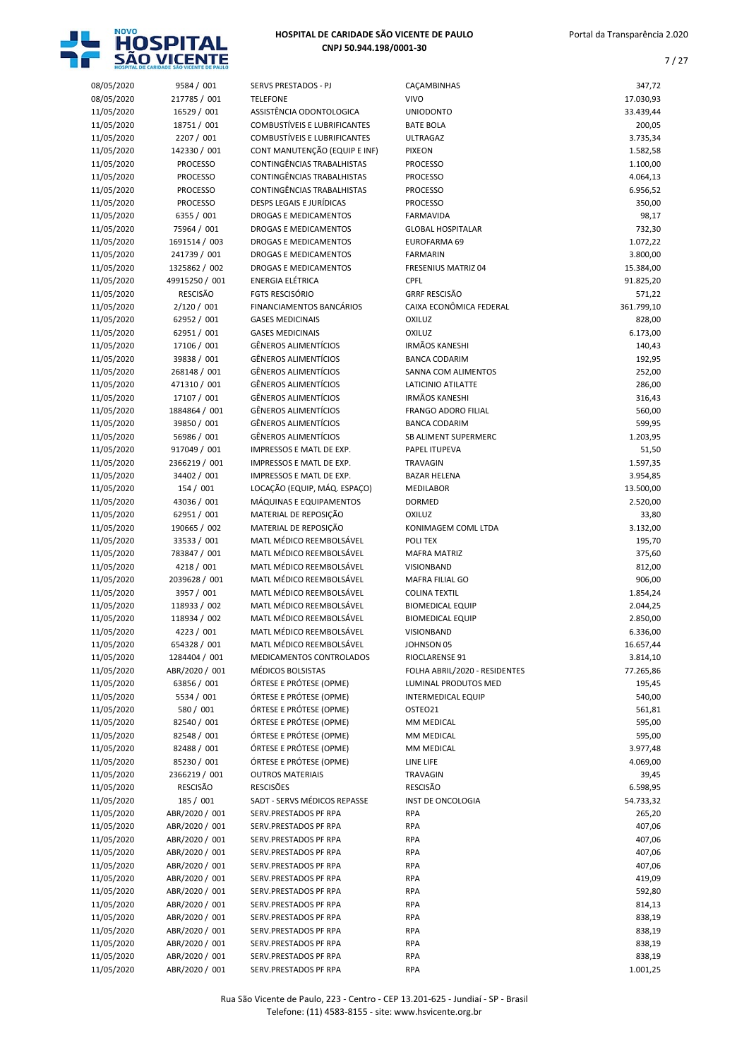# HOSPITAL DE CARIDADE SÃO VICENTE DE PAULO

**CNPJ 50.944.198/0001-30**

Portal da Transparência 2.020

| | | | | |
|---|---|---|---|---|
| 08/05/2020 | 9584 / 001 | SERVS PRESTADOS - PJ | CAÇAMBINHAS | 347,72 |
| 08/05/2020 | 217785 / 001 | TELEFONE | VIVO | 17.030,93 |
| 11/05/2020 | 16529 / 001 | ASSISTÊNCIA ODONTOLOGICA | UNIODONTO | 33.439,44 |
| 11/05/2020 | 18751 / 001 | COMBUSTÍVEIS E LUBRIFICANTES | BATE BOLA | 200,05 |
| 11/05/2020 | 2207 / 001 | COMBUSTÍVEIS E LUBRIFICANTES | ULTRAGAZ | 3.735,34 |
| 11/05/2020 | 142330 / 001 | CONT MANUTENÇÃO (EQUIP E INF) | PIXEON | 1.582,58 |
| 11/05/2020 | PROCESSO | CONTINGÊNCIAS TRABALHISTAS | PROCESSO | 1.100,00 |
| 11/05/2020 | PROCESSO | CONTINGÊNCIAS TRABALHISTAS | PROCESSO | 4.064,13 |
| 11/05/2020 | PROCESSO | CONTINGÊNCIAS TRABALHISTAS | PROCESSO | 6.956,52 |
| 11/05/2020 | PROCESSO | DESPS LEGAIS E JURÍDICAS | PROCESSO | 350,00 |
| 11/05/2020 | 6355 / 001 | DROGAS E MEDICAMENTOS | FARMAVIDA | 98,17 |
| 11/05/2020 | 75964 / 001 | DROGAS E MEDICAMENTOS | GLOBAL HOSPITALAR | 732,30 |
| 11/05/2020 | 1691514 / 003 | DROGAS E MEDICAMENTOS | EUROFARMA 69 | 1.072,22 |
| 11/05/2020 | 241739 / 001 | DROGAS E MEDICAMENTOS | FARMARIN | 3.800,00 |
| 11/05/2020 | 1325862 / 002 | DROGAS E MEDICAMENTOS | FRESENIUS MATRIZ 04 | 15.384,00 |
| 11/05/2020 | 49915250 / 001 | ENERGIA ELÉTRICA | CPFL | 91.825,20 |
| 11/05/2020 | RESCISÃO | FGTS RESCISÓRIO | GRRF RESCISÃO | 571,22 |
| 11/05/2020 | 2/120 / 001 | FINANCIAMENTOS BANCÁRIOS | CAIXA ECONÔMICA FEDERAL | 361.799,10 |
| 11/05/2020 | 62952 / 001 | GASES MEDICINAIS | OXILUZ | 828,00 |
| 11/05/2020 | 62951 / 001 | GASES MEDICINAIS | OXILUZ | 6.173,00 |
| 11/05/2020 | 17106 / 001 | GÊNEROS ALIMENTÍCIOS | IRMÃOS KANESHI | 140,43 |
| 11/05/2020 | 39838 / 001 | GÊNEROS ALIMENTÍCIOS | BANCA CODARIM | 192,95 |
| 11/05/2020 | 268148 / 001 | GÊNEROS ALIMENTÍCIOS | SANNA COM ALIMENTOS | 252,00 |
| 11/05/2020 | 471310 / 001 | GÊNEROS ALIMENTÍCIOS | LATICINIO ATILATTE | 286,00 |
| 11/05/2020 | 17107 / 001 | GÊNEROS ALIMENTÍCIOS | IRMÃOS KANESHI | 316,43 |
| 11/05/2020 | 1884864 / 001 | GÊNEROS ALIMENTÍCIOS | FRANGO ADORO FILIAL | 560,00 |
| 11/05/2020 | 39850 / 001 | GÊNEROS ALIMENTÍCIOS | BANCA CODARIM | 599,95 |
| 11/05/2020 | 56986 / 001 | GÊNEROS ALIMENTÍCIOS | SB ALIMENT SUPERMERC | 1.203,95 |
| 11/05/2020 | 917049 / 001 | IMPRESSOS E MATL DE EXP. | PAPEL ITUPEVA | 51,50 |
| 11/05/2020 | 2366219 / 001 | IMPRESSOS E MATL DE EXP. | TRAVAGIN | 1.597,35 |
| 11/05/2020 | 34402 / 001 | IMPRESSOS E MATL DE EXP. | BAZAR HELENA | 3.954,85 |
| 11/05/2020 | 154 / 001 | LOCAÇÃO (EQUIP, MÁQ. ESPAÇO) | MEDILABOR | 13.500,00 |
| 11/05/2020 | 43036 / 001 | MÁQUINAS E EQUIPAMENTOS | DORMED | 2.520,00 |
| 11/05/2020 | 62951 / 001 | MATERIAL DE REPOSIÇÃO | OXILUZ | 33,80 |
| 11/05/2020 | 190665 / 002 | MATERIAL DE REPOSIÇÃO | KONIMAGEM COML LTDA | 3.132,00 |
| 11/05/2020 | 33533 / 001 | MATL MÉDICO REEMBOLSÁVEL | POLI TEX | 195,70 |
| 11/05/2020 | 783847 / 001 | MATL MÉDICO REEMBOLSÁVEL | MAFRA MATRIZ | 375,60 |
| 11/05/2020 | 4218 / 001 | MATL MÉDICO REEMBOLSÁVEL | VISIONBAND | 812,00 |
| 11/05/2020 | 2039628 / 001 | MATL MÉDICO REEMBOLSÁVEL | MAFRA FILIAL GO | 906,00 |
| 11/05/2020 | 3957 / 001 | MATL MÉDICO REEMBOLSÁVEL | COLINA TEXTIL | 1.854,24 |
| 11/05/2020 | 118933 / 002 | MATL MÉDICO REEMBOLSÁVEL | BIOMEDICAL EQUIP | 2.044,25 |
| 11/05/2020 | 118934 / 002 | MATL MÉDICO REEMBOLSÁVEL | BIOMEDICAL EQUIP | 2.850,00 |
| 11/05/2020 | 4223 / 001 | MATL MÉDICO REEMBOLSÁVEL | VISIONBAND | 6.336,00 |
| 11/05/2020 | 654328 / 001 | MATL MÉDICO REEMBOLSÁVEL | JOHNSON 05 | 16.657,44 |
| 11/05/2020 | 1284404 / 001 | MEDICAMENTOS CONTROLADOS | RIOCLARENSE 91 | 3.814,10 |
| 11/05/2020 | ABR/2020 / 001 | MÉDICOS BOLSISTAS | FOLHA ABRIL/2020 - RESIDENTES | 77.265,86 |
| 11/05/2020 | 63856 / 001 | ÓRTESE E PRÓTESE (OPME) | LUMINAL PRODUTOS MED | 195,45 |
| 11/05/2020 | 5534 / 001 | ÓRTESE E PRÓTESE (OPME) | INTERMEDICAL EQUIP | 540,00 |
| 11/05/2020 | 580 / 001 | ÓRTESE E PRÓTESE (OPME) | OSTEO21 | 561,81 |
| 11/05/2020 | 82540 / 001 | ÓRTESE E PRÓTESE (OPME) | MM MEDICAL | 595,00 |
| 11/05/2020 | 82548 / 001 | ÓRTESE E PRÓTESE (OPME) | MM MEDICAL | 595,00 |
| 11/05/2020 | 82488 / 001 | ÓRTESE E PRÓTESE (OPME) | MM MEDICAL | 3.977,48 |
| 11/05/2020 | 85230 / 001 | ÓRTESE E PRÓTESE (OPME) | LINE LIFE | 4.069,00 |
| 11/05/2020 | 2366219 / 001 | OUTROS MATERIAIS | TRAVAGIN | 39,45 |
| 11/05/2020 | RESCISÃO | RESCISÕES | RESCISÃO | 6.598,95 |
| 11/05/2020 | 185 / 001 | SADT - SERVS MÉDICOS REPASSE | INST DE ONCOLOGIA | 54.733,32 |
| 11/05/2020 | ABR/2020 / 001 | SERV.PRESTADOS PF RPA | RPA | 265,20 |
| 11/05/2020 | ABR/2020 / 001 | SERV.PRESTADOS PF RPA | RPA | 407,06 |
| 11/05/2020 | ABR/2020 / 001 | SERV.PRESTADOS PF RPA | RPA | 407,06 |
| 11/05/2020 | ABR/2020 / 001 | SERV.PRESTADOS PF RPA | RPA | 407,06 |
| 11/05/2020 | ABR/2020 / 001 | SERV.PRESTADOS PF RPA | RPA | 407,06 |
| 11/05/2020 | ABR/2020 / 001 | SERV.PRESTADOS PF RPA | RPA | 419,09 |
| 11/05/2020 | ABR/2020 / 001 | SERV.PRESTADOS PF RPA | RPA | 592,80 |
| 11/05/2020 | ABR/2020 / 001 | SERV.PRESTADOS PF RPA | RPA | 814,13 |
| 11/05/2020 | ABR/2020 / 001 | SERV.PRESTADOS PF RPA | RPA | 838,19 |
| 11/05/2020 | ABR/2020 / 001 | SERV.PRESTADOS PF RPA | RPA | 838,19 |
| 11/05/2020 | ABR/2020 / 001 | SERV.PRESTADOS PF RPA | RPA | 838,19 |
| 11/05/2020 | ABR/2020 / 001 | SERV.PRESTADOS PF RPA | RPA | 838,19 |
| 11/05/2020 | ABR/2020 / 001 | SERV.PRESTADOS PF RPA | RPA | 1.001,25 |

Rua São Vicente de Paulo, 223 - Centro - CEP 13.201-625 - Jundiaí - SP - Brasil
Telefone: (11) 4583-8155 - site: www.hsvicente.org.br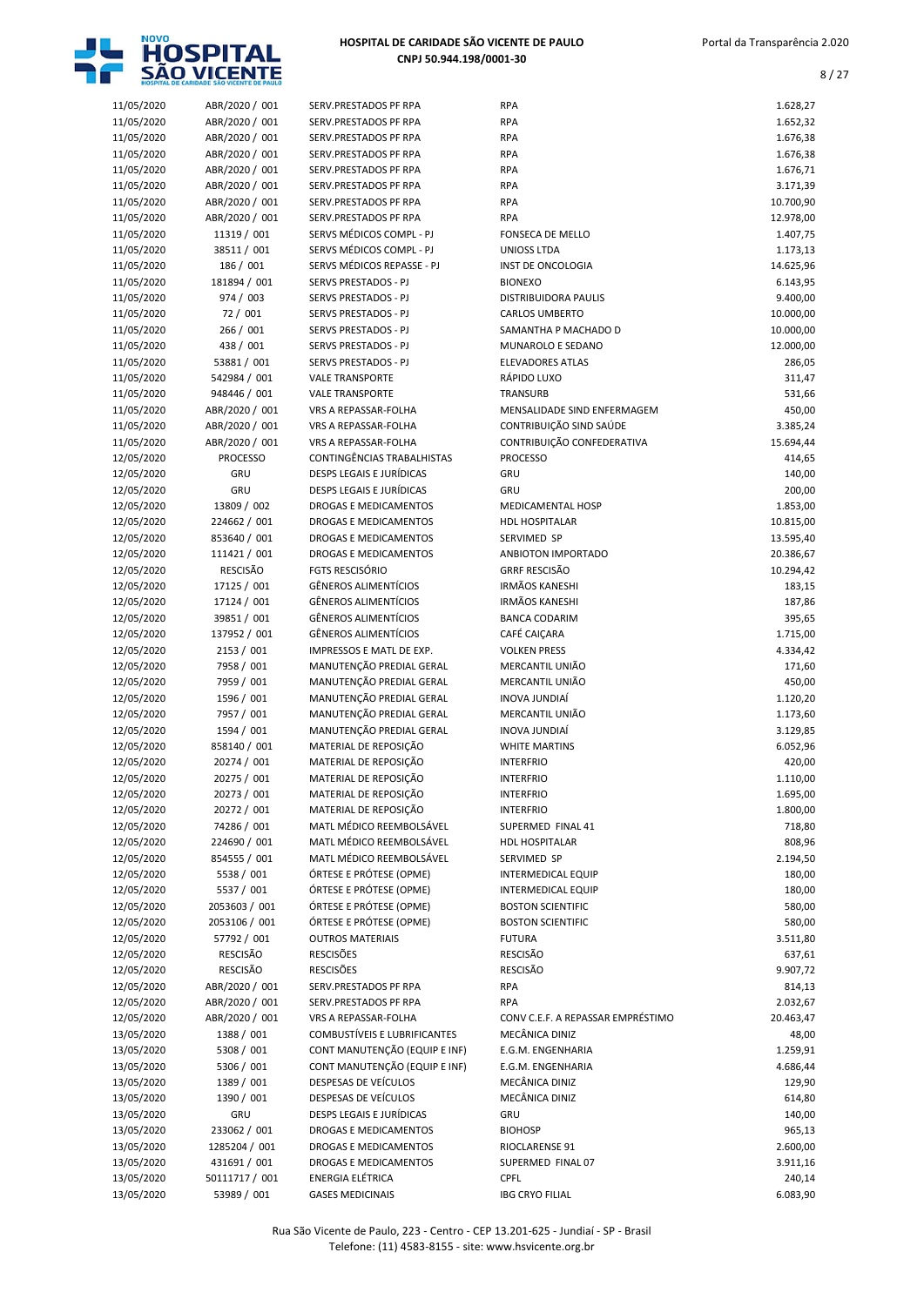| | | | | |
|---|---|---|---|---|
| 11/05/2020 | ABR/2020 / 001 | SERV.PRESTADOS PF RPA | RPA | 1.628,27 |
| 11/05/2020 | ABR/2020 / 001 | SERV.PRESTADOS PF RPA | RPA | 1.652,32 |
| 11/05/2020 | ABR/2020 / 001 | SERV.PRESTADOS PF RPA | RPA | 1.676,38 |
| 11/05/2020 | ABR/2020 / 001 | SERV.PRESTADOS PF RPA | RPA | 1.676,38 |
| 11/05/2020 | ABR/2020 / 001 | SERV.PRESTADOS PF RPA | RPA | 1.676,71 |
| 11/05/2020 | ABR/2020 / 001 | SERV.PRESTADOS PF RPA | RPA | 3.171,39 |
| 11/05/2020 | ABR/2020 / 001 | SERV.PRESTADOS PF RPA | RPA | 10.700,90 |
| 11/05/2020 | ABR/2020 / 001 | SERV.PRESTADOS PF RPA | RPA | 12.978,00 |
| 11/05/2020 | 11319 / 001 | SERVS MÉDICOS COMPL - PJ | FONSECA DE MELLO | 1.407,75 |
| 11/05/2020 | 38511 / 001 | SERVS MÉDICOS COMPL - PJ | UNIOSS LTDA | 1.173,13 |
| 11/05/2020 | 186 / 001 | SERVS MÉDICOS REPASSE - PJ | INST DE ONCOLOGIA | 14.625,96 |
| 11/05/2020 | 181894 / 001 | SERVS PRESTADOS - PJ | BIONEXO | 6.143,95 |
| 11/05/2020 | 974 / 003 | SERVS PRESTADOS - PJ | DISTRIBUIDORA PAULIS | 9.400,00 |
| 11/05/2020 | 72 / 001 | SERVS PRESTADOS - PJ | CARLOS UMBERTO | 10.000,00 |
| 11/05/2020 | 266 / 001 | SERVS PRESTADOS - PJ | SAMANTHA P MACHADO D | 10.000,00 |
| 11/05/2020 | 438 / 001 | SERVS PRESTADOS - PJ | MUNAROLO E SEDANO | 12.000,00 |
| 11/05/2020 | 53881 / 001 | SERVS PRESTADOS - PJ | ELEVADORES ATLAS | 286,05 |
| 11/05/2020 | 542984 / 001 | VALE TRANSPORTE | RÁPIDO LUXO | 311,47 |
| 11/05/2020 | 948446 / 001 | VALE TRANSPORTE | TRANSURB | 531,66 |
| 11/05/2020 | ABR/2020 / 001 | VRS A REPASSAR-FOLHA | MENSALIDADE SIND ENFERMAGEM | 450,00 |
| 11/05/2020 | ABR/2020 / 001 | VRS A REPASSAR-FOLHA | CONTRIBUIÇÃO SIND SAÚDE | 3.385,24 |
| 11/05/2020 | ABR/2020 / 001 | VRS A REPASSAR-FOLHA | CONTRIBUIÇÃO CONFEDERATIVA | 15.694,44 |
| 12/05/2020 | PROCESSO | CONTINGÊNCIAS TRABALHISTAS | PROCESSO | 414,65 |
| 12/05/2020 | GRU | DESPS LEGAIS E JURÍDICAS | GRU | 140,00 |
| 12/05/2020 | GRU | DESPS LEGAIS E JURÍDICAS | GRU | 200,00 |
| 12/05/2020 | 13809 / 002 | DROGAS E MEDICAMENTOS | MEDICAMENTAL HOSP | 1.853,00 |
| 12/05/2020 | 224662 / 001 | DROGAS E MEDICAMENTOS | HDL HOSPITALAR | 10.815,00 |
| 12/05/2020 | 853640 / 001 | DROGAS E MEDICAMENTOS | SERVIMED SP | 13.595,40 |
| 12/05/2020 | 111421 / 001 | DROGAS E MEDICAMENTOS | ANBIOTON IMPORTADO | 20.386,67 |
| 12/05/2020 | RESCISÃO | FGTS RESCISÓRIO | GRRF RESCISÃO | 10.294,42 |
| 12/05/2020 | 17125 / 001 | GÊNEROS ALIMENTÍCIOS | IRMÃOS KANESHI | 183,15 |
| 12/05/2020 | 17124 / 001 | GÊNEROS ALIMENTÍCIOS | IRMÃOS KANESHI | 187,86 |
| 12/05/2020 | 39851 / 001 | GÊNEROS ALIMENTÍCIOS | BANCA CODARIM | 395,65 |
| 12/05/2020 | 137952 / 001 | GÊNEROS ALIMENTÍCIOS | CAFÉ CAIÇARA | 1.715,00 |
| 12/05/2020 | 2153 / 001 | IMPRESSOS E MATL DE EXP. | VOLKEN PRESS | 4.334,42 |
| 12/05/2020 | 7958 / 001 | MANUTENÇÃO PREDIAL GERAL | MERCANTIL UNIÃO | 171,60 |
| 12/05/2020 | 7959 / 001 | MANUTENÇÃO PREDIAL GERAL | MERCANTIL UNIÃO | 450,00 |
| 12/05/2020 | 1596 / 001 | MANUTENÇÃO PREDIAL GERAL | INOVA JUNDIAÍ | 1.120,20 |
| 12/05/2020 | 7957 / 001 | MANUTENÇÃO PREDIAL GERAL | MERCANTIL UNIÃO | 1.173,60 |
| 12/05/2020 | 1594 / 001 | MANUTENÇÃO PREDIAL GERAL | INOVA JUNDIAÍ | 3.129,85 |
| 12/05/2020 | 858140 / 001 | MATERIAL DE REPOSIÇÃO | WHITE MARTINS | 6.052,96 |
| 12/05/2020 | 20274 / 001 | MATERIAL DE REPOSIÇÃO | INTERFRIO | 420,00 |
| 12/05/2020 | 20275 / 001 | MATERIAL DE REPOSIÇÃO | INTERFRIO | 1.110,00 |
| 12/05/2020 | 20273 / 001 | MATERIAL DE REPOSIÇÃO | INTERFRIO | 1.695,00 |
| 12/05/2020 | 20272 / 001 | MATERIAL DE REPOSIÇÃO | INTERFRIO | 1.800,00 |
| 12/05/2020 | 74286 / 001 | MATL MÉDICO REEMBOLSÁVEL | SUPERMED FINAL 41 | 718,80 |
| 12/05/2020 | 224690 / 001 | MATL MÉDICO REEMBOLSÁVEL | HDL HOSPITALAR | 808,96 |
| 12/05/2020 | 854555 / 001 | MATL MÉDICO REEMBOLSÁVEL | SERVIMED SP | 2.194,50 |
| 12/05/2020 | 5538 / 001 | ÓRTESE E PRÓTESE (OPME) | INTERMEDICAL EQUIP | 180,00 |
| 12/05/2020 | 5537 / 001 | ÓRTESE E PRÓTESE (OPME) | INTERMEDICAL EQUIP | 180,00 |
| 12/05/2020 | 2053603 / 001 | ÓRTESE E PRÓTESE (OPME) | BOSTON SCIENTIFIC | 580,00 |
| 12/05/2020 | 2053106 / 001 | ÓRTESE E PRÓTESE (OPME) | BOSTON SCIENTIFIC | 580,00 |
| 12/05/2020 | 57792 / 001 | OUTROS MATERIAIS | FUTURA | 3.511,80 |
| 12/05/2020 | RESCISÃO | RESCISÕES | RESCISÃO | 637,61 |
| 12/05/2020 | RESCISÃO | RESCISÕES | RESCISÃO | 9.907,72 |
| 12/05/2020 | ABR/2020 / 001 | SERV.PRESTADOS PF RPA | RPA | 814,13 |
| 12/05/2020 | ABR/2020 / 001 | SERV.PRESTADOS PF RPA | RPA | 2.032,67 |
| 12/05/2020 | ABR/2020 / 001 | VRS A REPASSAR-FOLHA | CONV C.E.F. A REPASSAR EMPRÉSTIMO | 20.463,47 |
| 13/05/2020 | 1388 / 001 | COMBUSTÍVEIS E LUBRIFICANTES | MECÂNICA DINIZ | 48,00 |
| 13/05/2020 | 5308 / 001 | CONT MANUTENÇÃO (EQUIP E INF) | E.G.M. ENGENHARIA | 1.259,91 |
| 13/05/2020 | 5306 / 001 | CONT MANUTENÇÃO (EQUIP E INF) | E.G.M. ENGENHARIA | 4.686,44 |
| 13/05/2020 | 1389 / 001 | DESPESAS DE VEÍCULOS | MECÂNICA DINIZ | 129,90 |
| 13/05/2020 | 1390 / 001 | DESPESAS DE VEÍCULOS | MECÂNICA DINIZ | 614,80 |
| 13/05/2020 | GRU | DESPS LEGAIS E JURÍDICAS | GRU | 140,00 |
| 13/05/2020 | 233062 / 001 | DROGAS E MEDICAMENTOS | BIOHOSP | 965,13 |
| 13/05/2020 | 1285204 / 001 | DROGAS E MEDICAMENTOS | RIOCLARENSE 91 | 2.600,00 |
| 13/05/2020 | 431691 / 001 | DROGAS E MEDICAMENTOS | SUPERMED FINAL 07 | 3.911,16 |
| 13/05/2020 | 50111717 / 001 | ENERGIA ELÉTRICA | CPFL | 240,14 |
| 13/05/2020 | 53989 / 001 | GASES MEDICINAIS | IBG CRYO FILIAL | 6.083,90 |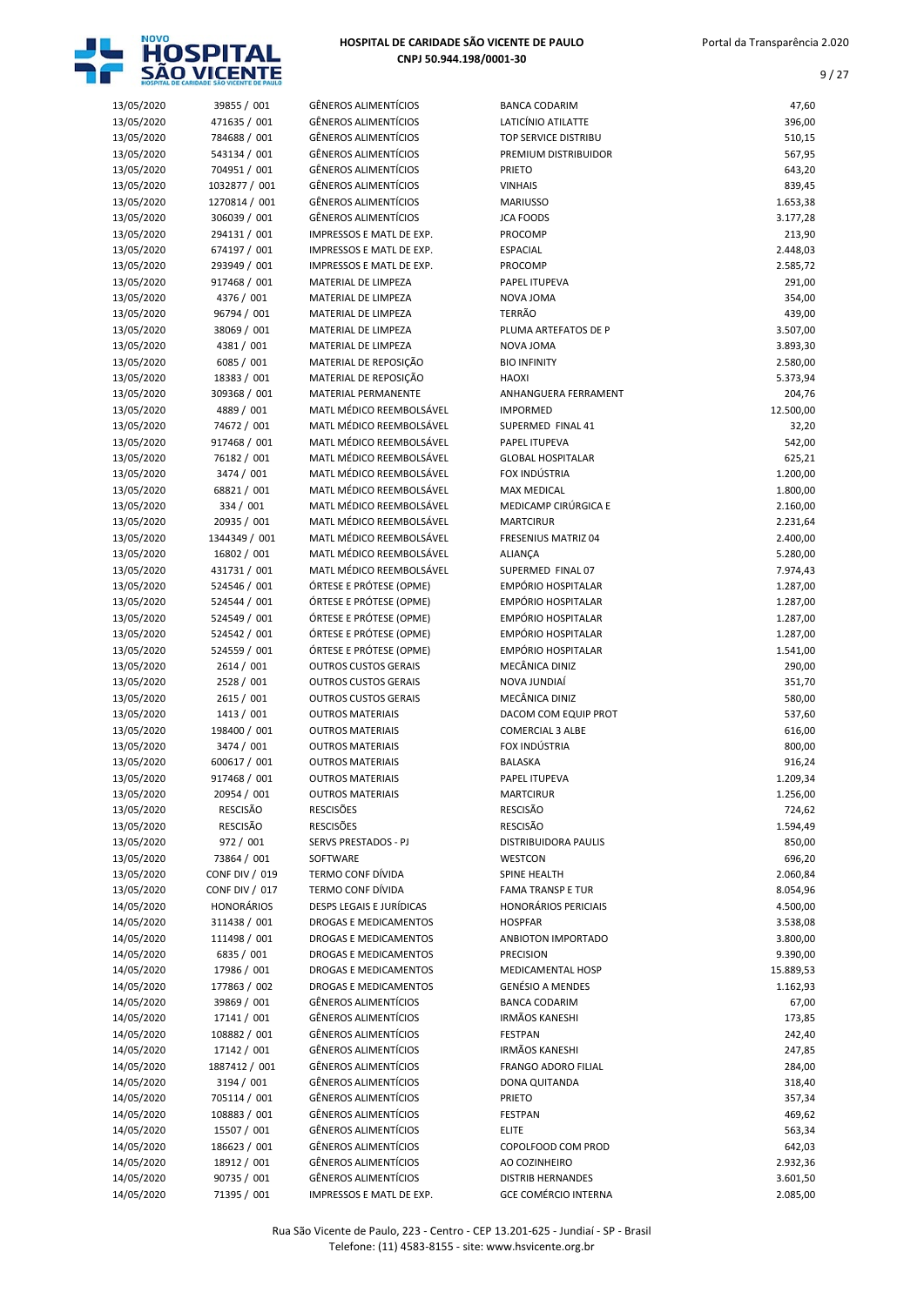| | | | | |
|---|---|---|---|---|
| 13/05/2020 | 39855 / 001 | GÊNEROS ALIMENTÍCIOS | BANCA CODARIM | 47,60 |
| 13/05/2020 | 471635 / 001 | GÊNEROS ALIMENTÍCIOS | LATICÍNIO ATILATTE | 396,00 |
| 13/05/2020 | 784688 / 001 | GÊNEROS ALIMENTÍCIOS | TOP SERVICE DISTRIBU | 510,15 |
| 13/05/2020 | 543134 / 001 | GÊNEROS ALIMENTÍCIOS | PREMIUM DISTRIBUIDOR | 567,95 |
| 13/05/2020 | 704951 / 001 | GÊNEROS ALIMENTÍCIOS | PRIETO | 643,20 |
| 13/05/2020 | 1032877 / 001 | GÊNEROS ALIMENTÍCIOS | VINHAIS | 839,45 |
| 13/05/2020 | 1270814 / 001 | GÊNEROS ALIMENTÍCIOS | MARIUSSO | 1.653,38 |
| 13/05/2020 | 306039 / 001 | GÊNEROS ALIMENTÍCIOS | JCA FOODS | 3.177,28 |
| 13/05/2020 | 294131 / 001 | IMPRESSOS E MATL DE EXP. | PROCOMP | 213,90 |
| 13/05/2020 | 674197 / 001 | IMPRESSOS E MATL DE EXP. | ESPACIAL | 2.448,03 |
| 13/05/2020 | 293949 / 001 | IMPRESSOS E MATL DE EXP. | PROCOMP | 2.585,72 |
| 13/05/2020 | 917468 / 001 | MATERIAL DE LIMPEZA | PAPEL ITUPEVA | 291,00 |
| 13/05/2020 | 4376 / 001 | MATERIAL DE LIMPEZA | NOVA JOMA | 354,00 |
| 13/05/2020 | 96794 / 001 | MATERIAL DE LIMPEZA | TERRÃO | 439,00 |
| 13/05/2020 | 38069 / 001 | MATERIAL DE LIMPEZA | PLUMA ARTEFATOS DE P | 3.507,00 |
| 13/05/2020 | 4381 / 001 | MATERIAL DE LIMPEZA | NOVA JOMA | 3.893,30 |
| 13/05/2020 | 6085 / 001 | MATERIAL DE REPOSIÇÃO | BIO INFINITY | 2.580,00 |
| 13/05/2020 | 18383 / 001 | MATERIAL DE REPOSIÇÃO | HAOXI | 5.373,94 |
| 13/05/2020 | 309368 / 001 | MATERIAL PERMANENTE | ANHANGUERA FERRAMENT | 204,76 |
| 13/05/2020 | 4889 / 001 | MATL MÉDICO REEMBOLSÁVEL | IMPORMED | 12.500,00 |
| 13/05/2020 | 74672 / 001 | MATL MÉDICO REEMBOLSÁVEL | SUPERMED FINAL 41 | 32,20 |
| 13/05/2020 | 917468 / 001 | MATL MÉDICO REEMBOLSÁVEL | PAPEL ITUPEVA | 542,00 |
| 13/05/2020 | 76182 / 001 | MATL MÉDICO REEMBOLSÁVEL | GLOBAL HOSPITALAR | 625,21 |
| 13/05/2020 | 3474 / 001 | MATL MÉDICO REEMBOLSÁVEL | FOX INDÚSTRIA | 1.200,00 |
| 13/05/2020 | 68821 / 001 | MATL MÉDICO REEMBOLSÁVEL | MAX MEDICAL | 1.800,00 |
| 13/05/2020 | 334 / 001 | MATL MÉDICO REEMBOLSÁVEL | MEDICAMP CIRÚRGICA E | 2.160,00 |
| 13/05/2020 | 20935 / 001 | MATL MÉDICO REEMBOLSÁVEL | MARTCIRUR | 2.231,64 |
| 13/05/2020 | 1344349 / 001 | MATL MÉDICO REEMBOLSÁVEL | FRESENIUS MATRIZ 04 | 2.400,00 |
| 13/05/2020 | 16802 / 001 | MATL MÉDICO REEMBOLSÁVEL | ALIANÇA | 5.280,00 |
| 13/05/2020 | 431731 / 001 | MATL MÉDICO REEMBOLSÁVEL | SUPERMED FINAL 07 | 7.974,43 |
| 13/05/2020 | 524546 / 001 | ÓRTESE E PRÓTESE (OPME) | EMPÓRIO HOSPITALAR | 1.287,00 |
| 13/05/2020 | 524544 / 001 | ÓRTESE E PRÓTESE (OPME) | EMPÓRIO HOSPITALAR | 1.287,00 |
| 13/05/2020 | 524549 / 001 | ÓRTESE E PRÓTESE (OPME) | EMPÓRIO HOSPITALAR | 1.287,00 |
| 13/05/2020 | 524542 / 001 | ÓRTESE E PRÓTESE (OPME) | EMPÓRIO HOSPITALAR | 1.287,00 |
| 13/05/2020 | 524559 / 001 | ÓRTESE E PRÓTESE (OPME) | EMPÓRIO HOSPITALAR | 1.541,00 |
| 13/05/2020 | 2614 / 001 | OUTROS CUSTOS GERAIS | MECÂNICA DINIZ | 290,00 |
| 13/05/2020 | 2528 / 001 | OUTROS CUSTOS GERAIS | NOVA JUNDIAÍ | 351,70 |
| 13/05/2020 | 2615 / 001 | OUTROS CUSTOS GERAIS | MECÂNICA DINIZ | 580,00 |
| 13/05/2020 | 1413 / 001 | OUTROS MATERIAIS | DACOM COM EQUIP PROT | 537,60 |
| 13/05/2020 | 198400 / 001 | OUTROS MATERIAIS | COMERCIAL 3 ALBE | 616,00 |
| 13/05/2020 | 3474 / 001 | OUTROS MATERIAIS | FOX INDÚSTRIA | 800,00 |
| 13/05/2020 | 600617 / 001 | OUTROS MATERIAIS | BALASKA | 916,24 |
| 13/05/2020 | 917468 / 001 | OUTROS MATERIAIS | PAPEL ITUPEVA | 1.209,34 |
| 13/05/2020 | 20954 / 001 | OUTROS MATERIAIS | MARTCIRUR | 1.256,00 |
| 13/05/2020 | RESCISÃO | RESCISÕES | RESCISÃO | 724,62 |
| 13/05/2020 | RESCISÃO | RESCISÕES | RESCISÃO | 1.594,49 |
| 13/05/2020 | 972 / 001 | SERVS PRESTADOS - PJ | DISTRIBUIDORA PAULIS | 850,00 |
| 13/05/2020 | 73864 / 001 | SOFTWARE | WESTCON | 696,20 |
| 13/05/2020 | CONF DIV / 019 | TERMO CONF DÍVIDA | SPINE HEALTH | 2.060,84 |
| 13/05/2020 | CONF DIV / 017 | TERMO CONF DÍVIDA | FAMA TRANSP E TUR | 8.054,96 |
| 14/05/2020 | HONORÁRIOS | DESPS LEGAIS E JURÍDICAS | HONORÁRIOS PERICIAIS | 4.500,00 |
| 14/05/2020 | 311438 / 001 | DROGAS E MEDICAMENTOS | HOSPFAR | 3.538,08 |
| 14/05/2020 | 111498 / 001 | DROGAS E MEDICAMENTOS | ANBIOTON IMPORTADO | 3.800,00 |
| 14/05/2020 | 6835 / 001 | DROGAS E MEDICAMENTOS | PRECISION | 9.390,00 |
| 14/05/2020 | 17986 / 001 | DROGAS E MEDICAMENTOS | MEDICAMENTAL HOSP | 15.889,53 |
| 14/05/2020 | 177863 / 002 | DROGAS E MEDICAMENTOS | GENÉSIO A MENDES | 1.162,93 |
| 14/05/2020 | 39869 / 001 | GÊNEROS ALIMENTÍCIOS | BANCA CODARIM | 67,00 |
| 14/05/2020 | 17141 / 001 | GÊNEROS ALIMENTÍCIOS | IRMÃOS KANESHI | 173,85 |
| 14/05/2020 | 108882 / 001 | GÊNEROS ALIMENTÍCIOS | FESTPAN | 242,40 |
| 14/05/2020 | 17142 / 001 | GÊNEROS ALIMENTÍCIOS | IRMÃOS KANESHI | 247,85 |
| 14/05/2020 | 1887412 / 001 | GÊNEROS ALIMENTÍCIOS | FRANGO ADORO FILIAL | 284,00 |
| 14/05/2020 | 3194 / 001 | GÊNEROS ALIMENTÍCIOS | DONA QUITANDA | 318,40 |
| 14/05/2020 | 705114 / 001 | GÊNEROS ALIMENTÍCIOS | PRIETO | 357,34 |
| 14/05/2020 | 108883 / 001 | GÊNEROS ALIMENTÍCIOS | FESTPAN | 469,62 |
| 14/05/2020 | 15507 / 001 | GÊNEROS ALIMENTÍCIOS | ELITE | 563,34 |
| 14/05/2020 | 186623 / 001 | GÊNEROS ALIMENTÍCIOS | COPOLFOOD COM PROD | 642,03 |
| 14/05/2020 | 18912 / 001 | GÊNEROS ALIMENTÍCIOS | AO COZINHEIRO | 2.932,36 |
| 14/05/2020 | 90735 / 001 | GÊNEROS ALIMENTÍCIOS | DISTRIB HERNANDES | 3.601,50 |
| 14/05/2020 | 71395 / 001 | IMPRESSOS E MATL DE EXP. | GCE COMÉRCIO INTERNA | 2.085,00 |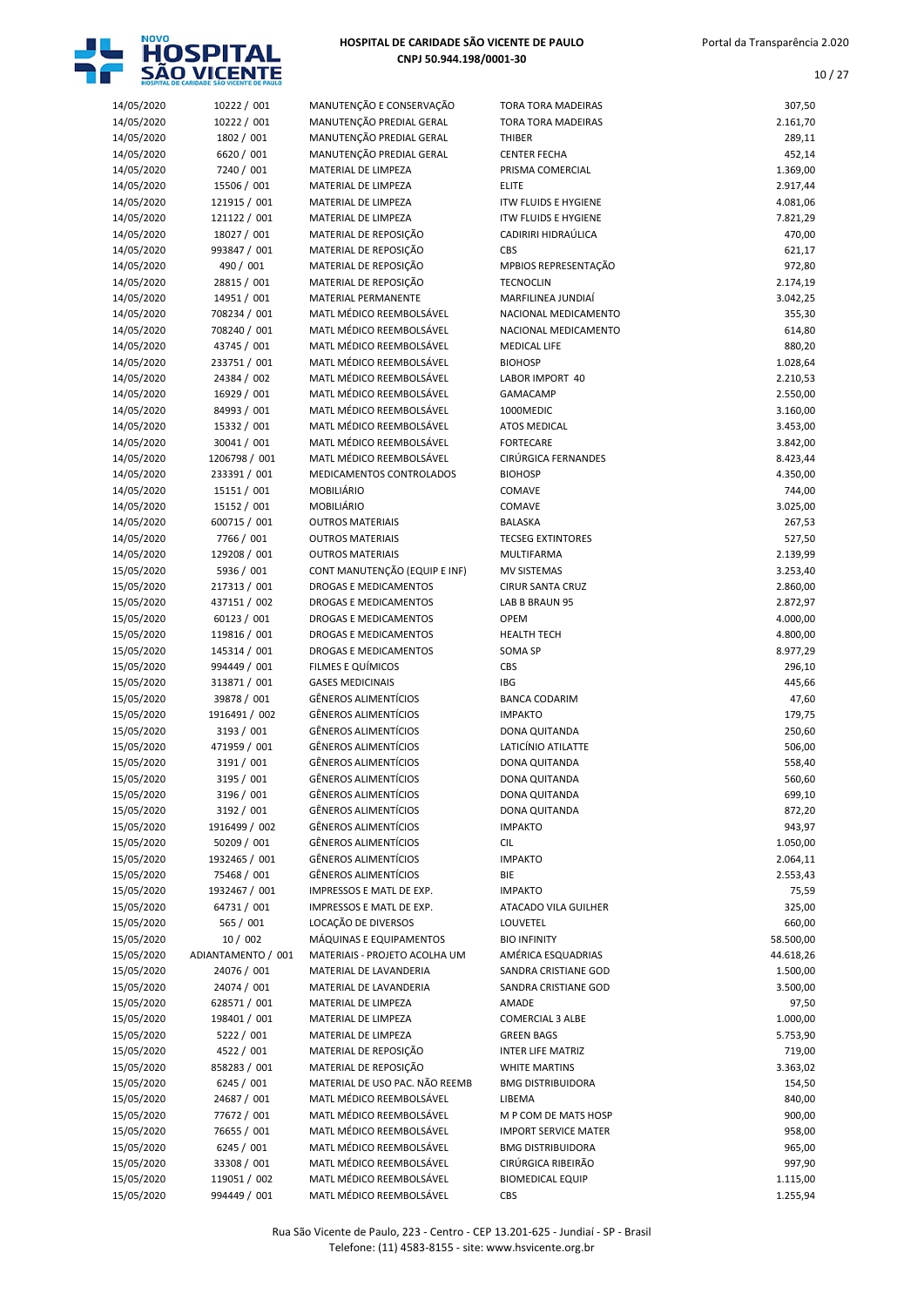| | | | | |
|---|---|---|---|---|
| 14/05/2020 | 10222 / 001 | MANUTENÇÃO E CONSERVAÇÃO | TORA TORA MADEIRAS | 307,50 |
| 14/05/2020 | 10222 / 001 | MANUTENÇÃO PREDIAL GERAL | TORA TORA MADEIRAS | 2.161,70 |
| 14/05/2020 | 1802 / 001 | MANUTENÇÃO PREDIAL GERAL | THIBER | 289,11 |
| 14/05/2020 | 6620 / 001 | MANUTENÇÃO PREDIAL GERAL | CENTER FECHA | 452,14 |
| 14/05/2020 | 7240 / 001 | MATERIAL DE LIMPEZA | PRISMA COMERCIAL | 1.369,00 |
| 14/05/2020 | 15506 / 001 | MATERIAL DE LIMPEZA | ELITE | 2.917,44 |
| 14/05/2020 | 121915 / 001 | MATERIAL DE LIMPEZA | ITW FLUIDS E HYGIENE | 4.081,06 |
| 14/05/2020 | 121122 / 001 | MATERIAL DE LIMPEZA | ITW FLUIDS E HYGIENE | 7.821,29 |
| 14/05/2020 | 18027 / 001 | MATERIAL DE REPOSIÇÃO | CADIRIRI HIDRAÚLICA | 470,00 |
| 14/05/2020 | 993847 / 001 | MATERIAL DE REPOSIÇÃO | CBS | 621,17 |
| 14/05/2020 | 490 / 001 | MATERIAL DE REPOSIÇÃO | MPBIOS REPRESENTAÇÃO | 972,80 |
| 14/05/2020 | 28815 / 001 | MATERIAL DE REPOSIÇÃO | TECNOCLIN | 2.174,19 |
| 14/05/2020 | 14951 / 001 | MATERIAL PERMANENTE | MARFILINEA JUNDIAÍ | 3.042,25 |
| 14/05/2020 | 708234 / 001 | MATL MÉDICO REEMBOLSÁVEL | NACIONAL MEDICAMENTO | 355,30 |
| 14/05/2020 | 708240 / 001 | MATL MÉDICO REEMBOLSÁVEL | NACIONAL MEDICAMENTO | 614,80 |
| 14/05/2020 | 43745 / 001 | MATL MÉDICO REEMBOLSÁVEL | MEDICAL LIFE | 880,20 |
| 14/05/2020 | 233751 / 001 | MATL MÉDICO REEMBOLSÁVEL | BIOHOSP | 1.028,64 |
| 14/05/2020 | 24384 / 002 | MATL MÉDICO REEMBOLSÁVEL | LABOR IMPORT 40 | 2.210,53 |
| 14/05/2020 | 16929 / 001 | MATL MÉDICO REEMBOLSÁVEL | GAMACAMP | 2.550,00 |
| 14/05/2020 | 84993 / 001 | MATL MÉDICO REEMBOLSÁVEL | 1000MEDIC | 3.160,00 |
| 14/05/2020 | 15332 / 001 | MATL MÉDICO REEMBOLSÁVEL | ATOS MEDICAL | 3.453,00 |
| 14/05/2020 | 30041 / 001 | MATL MÉDICO REEMBOLSÁVEL | FORTECARE | 3.842,00 |
| 14/05/2020 | 1206798 / 001 | MATL MÉDICO REEMBOLSÁVEL | CIRÚRGICA FERNANDES | 8.423,44 |
| 14/05/2020 | 233391 / 001 | MEDICAMENTOS CONTROLADOS | BIOHOSP | 4.350,00 |
| 14/05/2020 | 15151 / 001 | MOBILIÁRIO | COMAVE | 744,00 |
| 14/05/2020 | 15152 / 001 | MOBILIÁRIO | COMAVE | 3.025,00 |
| 14/05/2020 | 600715 / 001 | OUTROS MATERIAIS | BALASKA | 267,53 |
| 14/05/2020 | 7766 / 001 | OUTROS MATERIAIS | TECSEG EXTINTORES | 527,50 |
| 14/05/2020 | 129208 / 001 | OUTROS MATERIAIS | MULTIFARMA | 2.139,99 |
| 15/05/2020 | 5936 / 001 | CONT MANUTENÇÃO (EQUIP E INF) | MV SISTEMAS | 3.253,40 |
| 15/05/2020 | 217313 / 001 | DROGAS E MEDICAMENTOS | CIRUR SANTA CRUZ | 2.860,00 |
| 15/05/2020 | 437151 / 002 | DROGAS E MEDICAMENTOS | LAB B BRAUN 95 | 2.872,97 |
| 15/05/2020 | 60123 / 001 | DROGAS E MEDICAMENTOS | OPEM | 4.000,00 |
| 15/05/2020 | 119816 / 001 | DROGAS E MEDICAMENTOS | HEALTH TECH | 4.800,00 |
| 15/05/2020 | 145314 / 001 | DROGAS E MEDICAMENTOS | SOMA SP | 8.977,29 |
| 15/05/2020 | 994449 / 001 | FILMES E QUÍMICOS | CBS | 296,10 |
| 15/05/2020 | 313871 / 001 | GASES MEDICINAIS | IBG | 445,66 |
| 15/05/2020 | 39878 / 001 | GÊNEROS ALIMENTÍCIOS | BANCA CODARIM | 47,60 |
| 15/05/2020 | 1916491 / 002 | GÊNEROS ALIMENTÍCIOS | IMPAKTO | 179,75 |
| 15/05/2020 | 3193 / 001 | GÊNEROS ALIMENTÍCIOS | DONA QUITANDA | 250,60 |
| 15/05/2020 | 471959 / 001 | GÊNEROS ALIMENTÍCIOS | LATICÍNIO ATILATTE | 506,00 |
| 15/05/2020 | 3191 / 001 | GÊNEROS ALIMENTÍCIOS | DONA QUITANDA | 558,40 |
| 15/05/2020 | 3195 / 001 | GÊNEROS ALIMENTÍCIOS | DONA QUITANDA | 560,60 |
| 15/05/2020 | 3196 / 001 | GÊNEROS ALIMENTÍCIOS | DONA QUITANDA | 699,10 |
| 15/05/2020 | 3192 / 001 | GÊNEROS ALIMENTÍCIOS | DONA QUITANDA | 872,20 |
| 15/05/2020 | 1916499 / 002 | GÊNEROS ALIMENTÍCIOS | IMPAKTO | 943,97 |
| 15/05/2020 | 50209 / 001 | GÊNEROS ALIMENTÍCIOS | CIL | 1.050,00 |
| 15/05/2020 | 1932465 / 001 | GÊNEROS ALIMENTÍCIOS | IMPAKTO | 2.064,11 |
| 15/05/2020 | 75468 / 001 | GÊNEROS ALIMENTÍCIOS | BIE | 2.553,43 |
| 15/05/2020 | 1932467 / 001 | IMPRESSOS E MATL DE EXP. | IMPAKTO | 75,59 |
| 15/05/2020 | 64731 / 001 | IMPRESSOS E MATL DE EXP. | ATACADO VILA GUILHER | 325,00 |
| 15/05/2020 | 565 / 001 | LOCAÇÃO DE DIVERSOS | LOUVETEL | 660,00 |
| 15/05/2020 | 10 / 002 | MÁQUINAS E EQUIPAMENTOS | BIO INFINITY | 58.500,00 |
| 15/05/2020 | ADIANTAMENTO / 001 | MATERIAIS - PROJETO ACOLHA UM | AMÉRICA ESQUADRIAS | 44.618,26 |
| 15/05/2020 | 24076 / 001 | MATERIAL DE LAVANDERIA | SANDRA CRISTIANE GOD | 1.500,00 |
| 15/05/2020 | 24074 / 001 | MATERIAL DE LAVANDERIA | SANDRA CRISTIANE GOD | 3.500,00 |
| 15/05/2020 | 628571 / 001 | MATERIAL DE LIMPEZA | AMADE | 97,50 |
| 15/05/2020 | 198401 / 001 | MATERIAL DE LIMPEZA | COMERCIAL 3 ALBE | 1.000,00 |
| 15/05/2020 | 5222 / 001 | MATERIAL DE LIMPEZA | GREEN BAGS | 5.753,90 |
| 15/05/2020 | 4522 / 001 | MATERIAL DE REPOSIÇÃO | INTER LIFE MATRIZ | 719,00 |
| 15/05/2020 | 858283 / 001 | MATERIAL DE REPOSIÇÃO | WHITE MARTINS | 3.363,02 |
| 15/05/2020 | 6245 / 001 | MATERIAL DE USO PAC. NÃO REEMB | BMG DISTRIBUIDORA | 154,50 |
| 15/05/2020 | 24687 / 001 | MATL MÉDICO REEMBOLSÁVEL | LIBEMA | 840,00 |
| 15/05/2020 | 77672 / 001 | MATL MÉDICO REEMBOLSÁVEL | M P COM DE MATS HOSP | 900,00 |
| 15/05/2020 | 76655 / 001 | MATL MÉDICO REEMBOLSÁVEL | IMPORT SERVICE MATER | 958,00 |
| 15/05/2020 | 6245 / 001 | MATL MÉDICO REEMBOLSÁVEL | BMG DISTRIBUIDORA | 965,00 |
| 15/05/2020 | 33308 / 001 | MATL MÉDICO REEMBOLSÁVEL | CIRÚRGICA RIBEIRÃO | 997,90 |
| 15/05/2020 | 119051 / 002 | MATL MÉDICO REEMBOLSÁVEL | BIOMEDICAL EQUIP | 1.115,00 |
| 15/05/2020 | 994449 / 001 | MATL MÉDICO REEMBOLSÁVEL | CBS | 1.255,94 |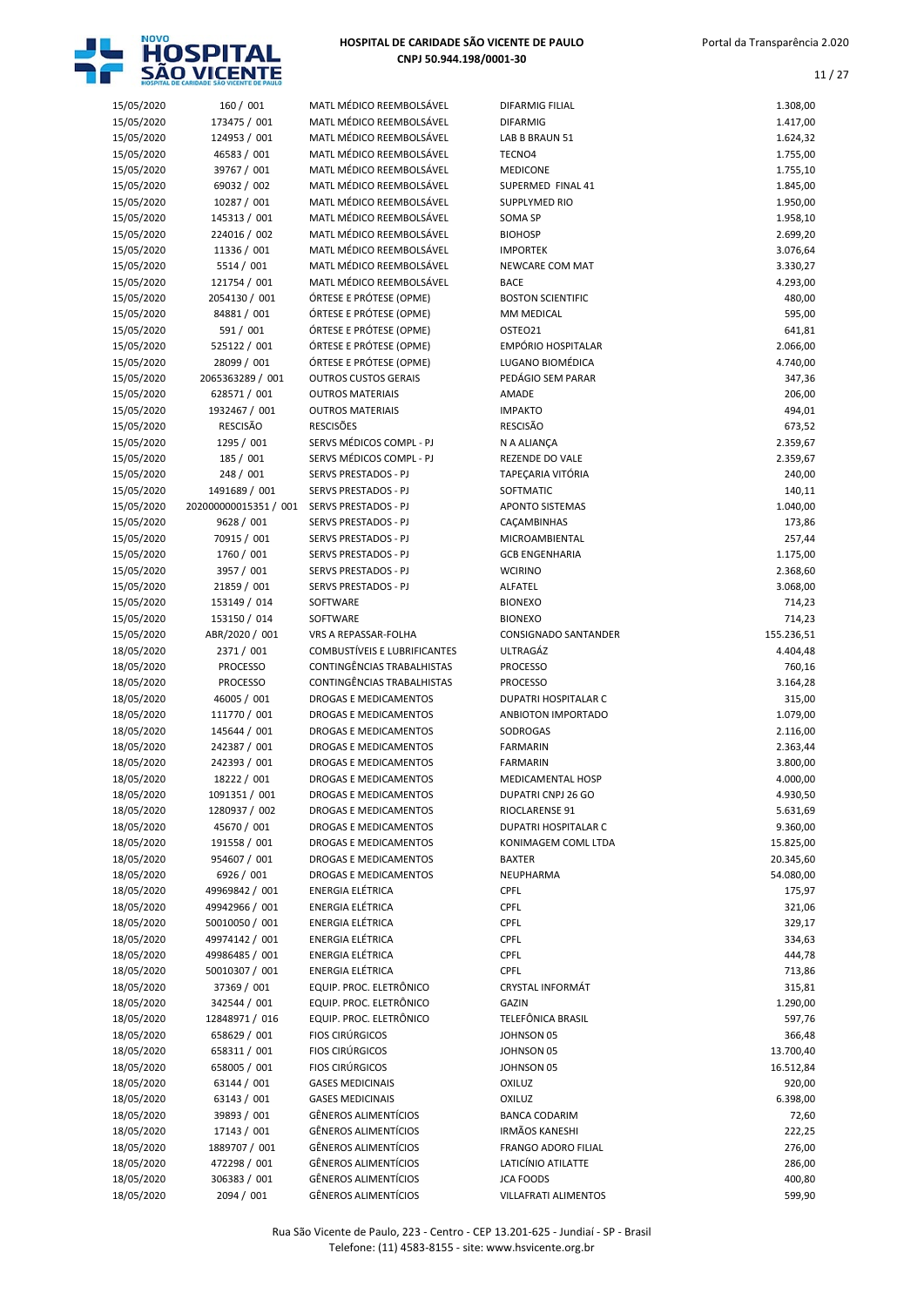# HOSPITAL DE CARIDADE SÃO VICENTE DE PAULO
**CNPJ 50.944.198/0001-30**

| | | | | |
|---|---|---|---|---|
| 15/05/2020 | 160 / 001 | MATL MÉDICO REEMBOLSÁVEL | DIFARMIG FILIAL | 1.308,00 |
| 15/05/2020 | 173475 / 001 | MATL MÉDICO REEMBOLSÁVEL | DIFARMIG | 1.417,00 |
| 15/05/2020 | 124953 / 001 | MATL MÉDICO REEMBOLSÁVEL | LAB B BRAUN 51 | 1.624,32 |
| 15/05/2020 | 46583 / 001 | MATL MÉDICO REEMBOLSÁVEL | TECNO4 | 1.755,00 |
| 15/05/2020 | 39767 / 001 | MATL MÉDICO REEMBOLSÁVEL | MEDICONE | 1.755,10 |
| 15/05/2020 | 69032 / 002 | MATL MÉDICO REEMBOLSÁVEL | SUPERMED FINAL 41 | 1.845,00 |
| 15/05/2020 | 10287 / 001 | MATL MÉDICO REEMBOLSÁVEL | SUPPLYMED RIO | 1.950,00 |
| 15/05/2020 | 145313 / 001 | MATL MÉDICO REEMBOLSÁVEL | SOMA SP | 1.958,10 |
| 15/05/2020 | 224016 / 002 | MATL MÉDICO REEMBOLSÁVEL | BIOHOSP | 2.699,20 |
| 15/05/2020 | 11336 / 001 | MATL MÉDICO REEMBOLSÁVEL | IMPORTEK | 3.076,64 |
| 15/05/2020 | 5514 / 001 | MATL MÉDICO REEMBOLSÁVEL | NEWCARE COM MAT | 3.330,27 |
| 15/05/2020 | 121754 / 001 | MATL MÉDICO REEMBOLSÁVEL | BACE | 4.293,00 |
| 15/05/2020 | 2054130 / 001 | ÓRTESE E PRÓTESE (OPME) | BOSTON SCIENTIFIC | 480,00 |
| 15/05/2020 | 84881 / 001 | ÓRTESE E PRÓTESE (OPME) | MM MEDICAL | 595,00 |
| 15/05/2020 | 591 / 001 | ÓRTESE E PRÓTESE (OPME) | OSTEO21 | 641,81 |
| 15/05/2020 | 525122 / 001 | ÓRTESE E PRÓTESE (OPME) | EMPÓRIO HOSPITALAR | 2.066,00 |
| 15/05/2020 | 28099 / 001 | ÓRTESE E PRÓTESE (OPME) | LUGANO BIOMÉDICA | 4.740,00 |
| 15/05/2020 | 2065363289 / 001 | OUTROS CUSTOS GERAIS | PEDÁGIO SEM PARAR | 347,36 |
| 15/05/2020 | 628571 / 001 | OUTROS MATERIAIS | AMADE | 206,00 |
| 15/05/2020 | 1932467 / 001 | OUTROS MATERIAIS | IMPAKTO | 494,01 |
| 15/05/2020 | RESCISÃO | RESCISÕES | RESCISÃO | 673,52 |
| 15/05/2020 | 1295 / 001 | SERVS MÉDICOS COMPL - PJ | N A ALIANÇA | 2.359,67 |
| 15/05/2020 | 185 / 001 | SERVS MÉDICOS COMPL - PJ | REZENDE DO VALE | 2.359,67 |
| 15/05/2020 | 248 / 001 | SERVS PRESTADOS - PJ | TAPEÇARIA VITÓRIA | 240,00 |
| 15/05/2020 | 1491689 / 001 | SERVS PRESTADOS - PJ | SOFTMATIC | 140,11 |
| 15/05/2020 | 202000000015351 / 001 | SERVS PRESTADOS - PJ | APONTO SISTEMAS | 1.040,00 |
| 15/05/2020 | 9628 / 001 | SERVS PRESTADOS - PJ | CAÇAMBINHAS | 173,86 |
| 15/05/2020 | 70915 / 001 | SERVS PRESTADOS - PJ | MICROAMBIENTAL | 257,44 |
| 15/05/2020 | 1760 / 001 | SERVS PRESTADOS - PJ | GCB ENGENHARIA | 1.175,00 |
| 15/05/2020 | 3957 / 001 | SERVS PRESTADOS - PJ | WCIRINO | 2.368,60 |
| 15/05/2020 | 21859 / 001 | SERVS PRESTADOS - PJ | ALFATEL | 3.068,00 |
| 15/05/2020 | 153149 / 014 | SOFTWARE | BIONEXO | 714,23 |
| 15/05/2020 | 153150 / 014 | SOFTWARE | BIONEXO | 714,23 |
| 15/05/2020 | ABR/2020 / 001 | VRS A REPASSAR-FOLHA | CONSIGNADO SANTANDER | 155.236,51 |
| 18/05/2020 | 2371 / 001 | COMBUSTÍVEIS E LUBRIFICANTES | ULTRAGÁZ | 4.404,48 |
| 18/05/2020 | PROCESSO | CONTINGÊNCIAS TRABALHISTAS | PROCESSO | 760,16 |
| 18/05/2020 | PROCESSO | CONTINGÊNCIAS TRABALHISTAS | PROCESSO | 3.164,28 |
| 18/05/2020 | 46005 / 001 | DROGAS E MEDICAMENTOS | DUPATRI HOSPITALAR C | 315,00 |
| 18/05/2020 | 111770 / 001 | DROGAS E MEDICAMENTOS | ANBIOTON IMPORTADO | 1.079,00 |
| 18/05/2020 | 145644 / 001 | DROGAS E MEDICAMENTOS | SODROGAS | 2.116,00 |
| 18/05/2020 | 242387 / 001 | DROGAS E MEDICAMENTOS | FARMARIN | 2.363,44 |
| 18/05/2020 | 242393 / 001 | DROGAS E MEDICAMENTOS | FARMARIN | 3.800,00 |
| 18/05/2020 | 18222 / 001 | DROGAS E MEDICAMENTOS | MEDICAMENTAL HOSP | 4.000,00 |
| 18/05/2020 | 1091351 / 001 | DROGAS E MEDICAMENTOS | DUPATRI CNPJ 26 GO | 4.930,50 |
| 18/05/2020 | 1280937 / 002 | DROGAS E MEDICAMENTOS | RIOCLARENSE 91 | 5.631,69 |
| 18/05/2020 | 45670 / 001 | DROGAS E MEDICAMENTOS | DUPATRI HOSPITALAR C | 9.360,00 |
| 18/05/2020 | 191558 / 001 | DROGAS E MEDICAMENTOS | KONIMAGEM COML LTDA | 15.825,00 |
| 18/05/2020 | 954607 / 001 | DROGAS E MEDICAMENTOS | BAXTER | 20.345,60 |
| 18/05/2020 | 6926 / 001 | DROGAS E MEDICAMENTOS | NEUPHARMA | 54.080,00 |
| 18/05/2020 | 49969842 / 001 | ENERGIA ELÉTRICA | CPFL | 175,97 |
| 18/05/2020 | 49942966 / 001 | ENERGIA ELÉTRICA | CPFL | 321,06 |
| 18/05/2020 | 50010050 / 001 | ENERGIA ELÉTRICA | CPFL | 329,17 |
| 18/05/2020 | 49974142 / 001 | ENERGIA ELÉTRICA | CPFL | 334,63 |
| 18/05/2020 | 49986485 / 001 | ENERGIA ELÉTRICA | CPFL | 444,78 |
| 18/05/2020 | 50010307 / 001 | ENERGIA ELÉTRICA | CPFL | 713,86 |
| 18/05/2020 | 37369 / 001 | EQUIP. PROC. ELETRÔNICO | CRYSTAL INFORMÁT | 315,81 |
| 18/05/2020 | 342544 / 001 | EQUIP. PROC. ELETRÔNICO | GAZIN | 1.290,00 |
| 18/05/2020 | 12848971 / 016 | EQUIP. PROC. ELETRÔNICO | TELEFÔNICA BRASIL | 597,76 |
| 18/05/2020 | 658629 / 001 | FIOS CIRÚRGICOS | JOHNSON 05 | 366,48 |
| 18/05/2020 | 658311 / 001 | FIOS CIRÚRGICOS | JOHNSON 05 | 13.700,40 |
| 18/05/2020 | 658005 / 001 | FIOS CIRÚRGICOS | JOHNSON 05 | 16.512,84 |
| 18/05/2020 | 63144 / 001 | GASES MEDICINAIS | OXILUZ | 920,00 |
| 18/05/2020 | 63143 / 001 | GASES MEDICINAIS | OXILUZ | 6.398,00 |
| 18/05/2020 | 39893 / 001 | GÊNEROS ALIMENTÍCIOS | BANCA CODARIM | 72,60 |
| 18/05/2020 | 17143 / 001 | GÊNEROS ALIMENTÍCIOS | IRMÃOS KANESHI | 222,25 |
| 18/05/2020 | 1889707 / 001 | GÊNEROS ALIMENTÍCIOS | FRANGO ADORO FILIAL | 276,00 |
| 18/05/2020 | 472298 / 001 | GÊNEROS ALIMENTÍCIOS | LATICÍNIO ATILATTE | 286,00 |
| 18/05/2020 | 306383 / 001 | GÊNEROS ALIMENTÍCIOS | JCA FOODS | 400,80 |
| 18/05/2020 | 2094 / 001 | GÊNEROS ALIMENTÍCIOS | VILLAFRATI ALIMENTOS | 599,90 |

Rua São Vicente de Paulo, 223 - Centro - CEP 13.201-625 - Jundiaí - SP - Brasil
Telefone: (11) 4583-8155 - site: www.hsvicente.org.br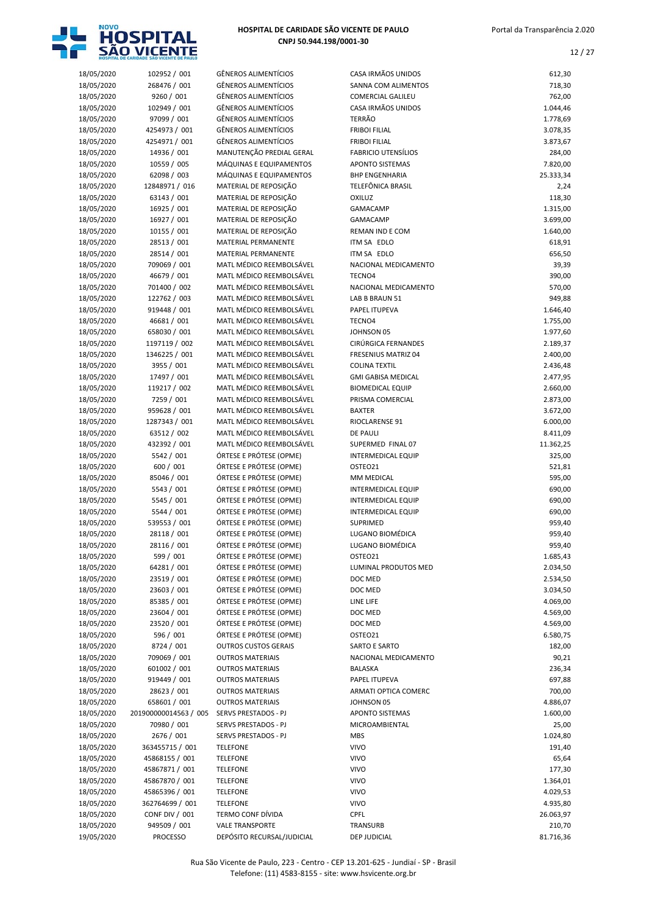| | | | | |
|---|---|---|---|---|
| 18/05/2020 | 102952 / 001 | GÊNEROS ALIMENTÍCIOS | CASA IRMÃOS UNIDOS | 612,30 |
| 18/05/2020 | 268476 / 001 | GÊNEROS ALIMENTÍCIOS | SANNA COM ALIMENTOS | 718,30 |
| 18/05/2020 | 9260 / 001 | GÊNEROS ALIMENTÍCIOS | COMERCIAL GALILEU | 762,00 |
| 18/05/2020 | 102949 / 001 | GÊNEROS ALIMENTÍCIOS | CASA IRMÃOS UNIDOS | 1.044,46 |
| 18/05/2020 | 97099 / 001 | GÊNEROS ALIMENTÍCIOS | TERRÃO | 1.778,69 |
| 18/05/2020 | 4254973 / 001 | GÊNEROS ALIMENTÍCIOS | FRIBOI FILIAL | 3.078,35 |
| 18/05/2020 | 4254971 / 001 | GÊNEROS ALIMENTÍCIOS | FRIBOI FILIAL | 3.873,67 |
| 18/05/2020 | 14936 / 001 | MANUTENÇÃO PREDIAL GERAL | FABRICIO UTENSÍLIOS | 284,00 |
| 18/05/2020 | 10559 / 005 | MÁQUINAS E EQUIPAMENTOS | APONTO SISTEMAS | 7.820,00 |
| 18/05/2020 | 62098 / 003 | MÁQUINAS E EQUIPAMENTOS | BHP ENGENHARIA | 25.333,34 |
| 18/05/2020 | 12848971 / 016 | MATERIAL DE REPOSIÇÃO | TELEFÔNICA BRASIL | 2,24 |
| 18/05/2020 | 63143 / 001 | MATERIAL DE REPOSIÇÃO | OXILUZ | 118,30 |
| 18/05/2020 | 16925 / 001 | MATERIAL DE REPOSIÇÃO | GAMACAMP | 1.315,00 |
| 18/05/2020 | 16927 / 001 | MATERIAL DE REPOSIÇÃO | GAMACAMP | 3.699,00 |
| 18/05/2020 | 10155 / 001 | MATERIAL DE REPOSIÇÃO | REMAN IND E COM | 1.640,00 |
| 18/05/2020 | 28513 / 001 | MATERIAL PERMANENTE | ITM SA EDLO | 618,91 |
| 18/05/2020 | 28514 / 001 | MATERIAL PERMANENTE | ITM SA EDLO | 656,50 |
| 18/05/2020 | 709069 / 001 | MATL MÉDICO REEMBOLSÁVEL | NACIONAL MEDICAMENTO | 39,39 |
| 18/05/2020 | 46679 / 001 | MATL MÉDICO REEMBOLSÁVEL | TECNO4 | 390,00 |
| 18/05/2020 | 701400 / 002 | MATL MÉDICO REEMBOLSÁVEL | NACIONAL MEDICAMENTO | 570,00 |
| 18/05/2020 | 122762 / 003 | MATL MÉDICO REEMBOLSÁVEL | LAB B BRAUN 51 | 949,88 |
| 18/05/2020 | 919448 / 001 | MATL MÉDICO REEMBOLSÁVEL | PAPEL ITUPEVA | 1.646,40 |
| 18/05/2020 | 46681 / 001 | MATL MÉDICO REEMBOLSÁVEL | TECNO4 | 1.755,00 |
| 18/05/2020 | 658030 / 001 | MATL MÉDICO REEMBOLSÁVEL | JOHNSON 05 | 1.977,60 |
| 18/05/2020 | 1197119 / 002 | MATL MÉDICO REEMBOLSÁVEL | CIRÚRGICA FERNANDES | 2.189,37 |
| 18/05/2020 | 1346225 / 001 | MATL MÉDICO REEMBOLSÁVEL | FRESENIUS MATRIZ 04 | 2.400,00 |
| 18/05/2020 | 3955 / 001 | MATL MÉDICO REEMBOLSÁVEL | COLINA TEXTIL | 2.436,48 |
| 18/05/2020 | 17497 / 001 | MATL MÉDICO REEMBOLSÁVEL | GMI GABISA MEDICAL | 2.477,95 |
| 18/05/2020 | 119217 / 002 | MATL MÉDICO REEMBOLSÁVEL | BIOMEDICAL EQUIP | 2.660,00 |
| 18/05/2020 | 7259 / 001 | MATL MÉDICO REEMBOLSÁVEL | PRISMA COMERCIAL | 2.873,00 |
| 18/05/2020 | 959628 / 001 | MATL MÉDICO REEMBOLSÁVEL | BAXTER | 3.672,00 |
| 18/05/2020 | 1287343 / 001 | MATL MÉDICO REEMBOLSÁVEL | RIOCLARENSE 91 | 6.000,00 |
| 18/05/2020 | 63512 / 002 | MATL MÉDICO REEMBOLSÁVEL | DE PAULI | 8.411,09 |
| 18/05/2020 | 432392 / 001 | MATL MÉDICO REEMBOLSÁVEL | SUPERMED FINAL 07 | 11.362,25 |
| 18/05/2020 | 5542 / 001 | ÓRTESE E PRÓTESE (OPME) | INTERMEDICAL EQUIP | 325,00 |
| 18/05/2020 | 600 / 001 | ÓRTESE E PRÓTESE (OPME) | OSTEO21 | 521,81 |
| 18/05/2020 | 85046 / 001 | ÓRTESE E PRÓTESE (OPME) | MM MEDICAL | 595,00 |
| 18/05/2020 | 5543 / 001 | ÓRTESE E PRÓTESE (OPME) | INTERMEDICAL EQUIP | 690,00 |
| 18/05/2020 | 5545 / 001 | ÓRTESE E PRÓTESE (OPME) | INTERMEDICAL EQUIP | 690,00 |
| 18/05/2020 | 5544 / 001 | ÓRTESE E PRÓTESE (OPME) | INTERMEDICAL EQUIP | 690,00 |
| 18/05/2020 | 539553 / 001 | ÓRTESE E PRÓTESE (OPME) | SUPRIMED | 959,40 |
| 18/05/2020 | 28118 / 001 | ÓRTESE E PRÓTESE (OPME) | LUGANO BIOMÉDICA | 959,40 |
| 18/05/2020 | 28116 / 001 | ÓRTESE E PRÓTESE (OPME) | LUGANO BIOMÉDICA | 959,40 |
| 18/05/2020 | 599 / 001 | ÓRTESE E PRÓTESE (OPME) | OSTEO21 | 1.685,43 |
| 18/05/2020 | 64281 / 001 | ÓRTESE E PRÓTESE (OPME) | LUMINAL PRODUTOS MED | 2.034,50 |
| 18/05/2020 | 23519 / 001 | ÓRTESE E PRÓTESE (OPME) | DOC MED | 2.534,50 |
| 18/05/2020 | 23603 / 001 | ÓRTESE E PRÓTESE (OPME) | DOC MED | 3.034,50 |
| 18/05/2020 | 85385 / 001 | ÓRTESE E PRÓTESE (OPME) | LINE LIFE | 4.069,00 |
| 18/05/2020 | 23604 / 001 | ÓRTESE E PRÓTESE (OPME) | DOC MED | 4.569,00 |
| 18/05/2020 | 23520 / 001 | ÓRTESE E PRÓTESE (OPME) | DOC MED | 4.569,00 |
| 18/05/2020 | 596 / 001 | ÓRTESE E PRÓTESE (OPME) | OSTEO21 | 6.580,75 |
| 18/05/2020 | 8724 / 001 | OUTROS CUSTOS GERAIS | SARTO E SARTO | 182,00 |
| 18/05/2020 | 709069 / 001 | OUTROS MATERIAIS | NACIONAL MEDICAMENTO | 90,21 |
| 18/05/2020 | 601002 / 001 | OUTROS MATERIAIS | BALASKA | 236,34 |
| 18/05/2020 | 919449 / 001 | OUTROS MATERIAIS | PAPEL ITUPEVA | 697,88 |
| 18/05/2020 | 28623 / 001 | OUTROS MATERIAIS | ARMATI OPTICA COMERC | 700,00 |
| 18/05/2020 | 658601 / 001 | OUTROS MATERIAIS | JOHNSON 05 | 4.886,07 |
| 18/05/2020 | 201900000014563 / 005 | SERVS PRESTADOS - PJ | APONTO SISTEMAS | 1.600,00 |
| 18/05/2020 | 70980 / 001 | SERVS PRESTADOS - PJ | MICROAMBIENTAL | 25,00 |
| 18/05/2020 | 2676 / 001 | SERVS PRESTADOS - PJ | MBS | 1.024,80 |
| 18/05/2020 | 363455715 / 001 | TELEFONE | VIVO | 191,40 |
| 18/05/2020 | 45868155 / 001 | TELEFONE | VIVO | 65,64 |
| 18/05/2020 | 45867871 / 001 | TELEFONE | VIVO | 177,30 |
| 18/05/2020 | 45867870 / 001 | TELEFONE | VIVO | 1.364,01 |
| 18/05/2020 | 45865396 / 001 | TELEFONE | VIVO | 4.029,53 |
| 18/05/2020 | 362764699 / 001 | TELEFONE | VIVO | 4.935,80 |
| 18/05/2020 | CONF DIV / 001 | TERMO CONF DÍVIDA | CPFL | 26.063,97 |
| 18/05/2020 | 949509 / 001 | VALE TRANSPORTE | TRANSURB | 210,70 |
| 19/05/2020 | PROCESSO | DEPÓSITO RECURSAL/JUDICIAL | DEP JUDICIAL | 81.716,36 |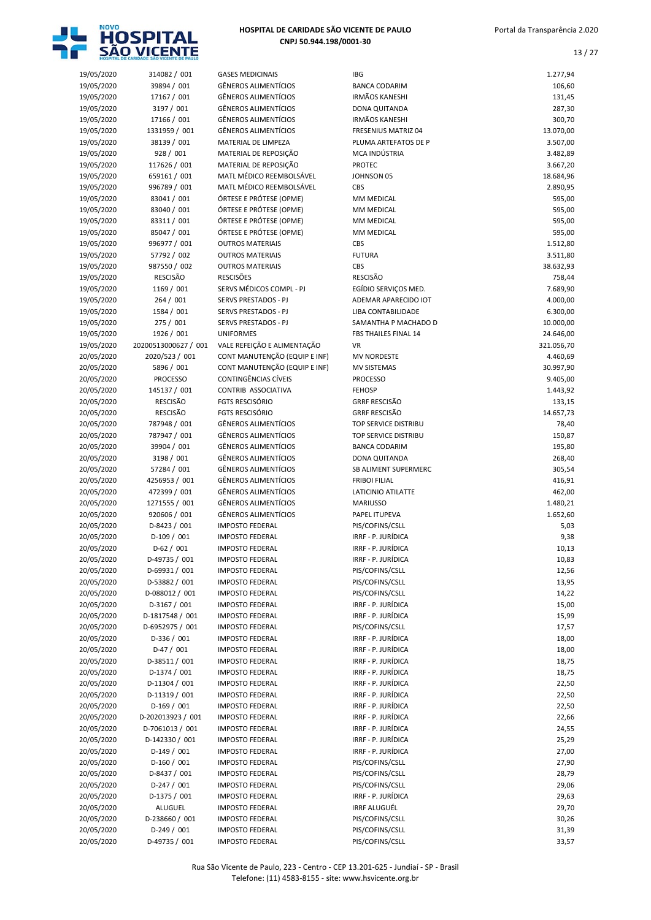| 19/05/2020 | 314082 / 001 | GASES MEDICINAIS | IBG | 1.277,94 |
|---|---|---|---|---|
| 19/05/2020 | 39894 / 001 | GÊNEROS ALIMENTÍCIOS | BANCA CODARIM | 106,60 |
| 19/05/2020 | 17167 / 001 | GÊNEROS ALIMENTÍCIOS | IRMÃOS KANESHI | 131,45 |
| 19/05/2020 | 3197 / 001 | GÊNEROS ALIMENTÍCIOS | DONA QUITANDA | 287,30 |
| 19/05/2020 | 17166 / 001 | GÊNEROS ALIMENTÍCIOS | IRMÃOS KANESHI | 300,70 |
| 19/05/2020 | 1331959 / 001 | GÊNEROS ALIMENTÍCIOS | FRESENIUS MATRIZ 04 | 13.070,00 |
| 19/05/2020 | 38139 / 001 | MATERIAL DE LIMPEZA | PLUMA ARTEFATOS DE P | 3.507,00 |
| 19/05/2020 | 928 / 001 | MATERIAL DE REPOSIÇÃO | MCA INDÚSTRIA | 3.482,89 |
| 19/05/2020 | 117626 / 001 | MATERIAL DE REPOSIÇÃO | PROTEC | 3.667,20 |
| 19/05/2020 | 659161 / 001 | MATL MÉDICO REEMBOLSÁVEL | JOHNSON 05 | 18.684,96 |
| 19/05/2020 | 996789 / 001 | MATL MÉDICO REEMBOLSÁVEL | CBS | 2.890,95 |
| 19/05/2020 | 83041 / 001 | ÓRTESE E PRÓTESE (OPME) | MM MEDICAL | 595,00 |
| 19/05/2020 | 83040 / 001 | ÓRTESE E PRÓTESE (OPME) | MM MEDICAL | 595,00 |
| 19/05/2020 | 83311 / 001 | ÓRTESE E PRÓTESE (OPME) | MM MEDICAL | 595,00 |
| 19/05/2020 | 85047 / 001 | ÓRTESE E PRÓTESE (OPME) | MM MEDICAL | 595,00 |
| 19/05/2020 | 996977 / 001 | OUTROS MATERIAIS | CBS | 1.512,80 |
| 19/05/2020 | 57792 / 002 | OUTROS MATERIAIS | FUTURA | 3.511,80 |
| 19/05/2020 | 987550 / 002 | OUTROS MATERIAIS | CBS | 38.632,93 |
| 19/05/2020 | RESCISÃO | RESCISÕES | RESCISÃO | 758,44 |
| 19/05/2020 | 1169 / 001 | SERVS MÉDICOS COMPL - PJ | EGÍDIO SERVIÇOS MED. | 7.689,90 |
| 19/05/2020 | 264 / 001 | SERVS PRESTADOS - PJ | ADEMAR APARECIDO IOT | 4.000,00 |
| 19/05/2020 | 1584 / 001 | SERVS PRESTADOS - PJ | LIBA CONTABILIDADE | 6.300,00 |
| 19/05/2020 | 275 / 001 | SERVS PRESTADOS - PJ | SAMANTHA P MACHADO D | 10.000,00 |
| 19/05/2020 | 1926 / 001 | UNIFORMES | FBS THAILES FINAL 14 | 24.646,00 |
| 19/05/2020 | 20200513000627 / 001 | VALE REFEIÇÃO E ALIMENTAÇÃO | VR | 321.056,70 |
| 20/05/2020 | 2020/523 / 001 | CONT MANUTENÇÃO (EQUIP E INF) | MV NORDESTE | 4.460,69 |
| 20/05/2020 | 5896 / 001 | CONT MANUTENÇÃO (EQUIP E INF) | MV SISTEMAS | 30.997,90 |
| 20/05/2020 | PROCESSO | CONTINGÊNCIAS CÍVEIS | PROCESSO | 9.405,00 |
| 20/05/2020 | 145137 / 001 | CONTRIB ASSOCIATIVA | FEHOSP | 1.443,92 |
| 20/05/2020 | RESCISÃO | FGTS RESCISÓRIO | GRRF RESCISÃO | 133,15 |
| 20/05/2020 | RESCISÃO | FGTS RESCISÓRIO | GRRF RESCISÃO | 14.657,73 |
| 20/05/2020 | 787948 / 001 | GÊNEROS ALIMENTÍCIOS | TOP SERVICE DISTRIBU | 78,40 |
| 20/05/2020 | 787947 / 001 | GÊNEROS ALIMENTÍCIOS | TOP SERVICE DISTRIBU | 150,87 |
| 20/05/2020 | 39904 / 001 | GÊNEROS ALIMENTÍCIOS | BANCA CODARIM | 195,80 |
| 20/05/2020 | 3198 / 001 | GÊNEROS ALIMENTÍCIOS | DONA QUITANDA | 268,40 |
| 20/05/2020 | 57284 / 001 | GÊNEROS ALIMENTÍCIOS | SB ALIMENT SUPERMERC | 305,54 |
| 20/05/2020 | 4256953 / 001 | GÊNEROS ALIMENTÍCIOS | FRIBOI FILIAL | 416,91 |
| 20/05/2020 | 472399 / 001 | GÊNEROS ALIMENTÍCIOS | LATICINIO ATILATTE | 462,00 |
| 20/05/2020 | 1271555 / 001 | GÊNEROS ALIMENTÍCIOS | MARIUSSO | 1.480,21 |
| 20/05/2020 | 920606 / 001 | GÊNEROS ALIMENTÍCIOS | PAPEL ITUPEVA | 1.652,60 |
| 20/05/2020 | D-8423 / 001 | IMPOSTO FEDERAL | PIS/COFINS/CSLL | 5,03 |
| 20/05/2020 | D-109 / 001 | IMPOSTO FEDERAL | IRRF - P. JURÍDICA | 9,38 |
| 20/05/2020 | D-62 / 001 | IMPOSTO FEDERAL | IRRF - P. JURÍDICA | 10,13 |
| 20/05/2020 | D-49735 / 001 | IMPOSTO FEDERAL | IRRF - P. JURÍDICA | 10,83 |
| 20/05/2020 | D-69931 / 001 | IMPOSTO FEDERAL | PIS/COFINS/CSLL | 12,56 |
| 20/05/2020 | D-53882 / 001 | IMPOSTO FEDERAL | PIS/COFINS/CSLL | 13,95 |
| 20/05/2020 | D-088012 / 001 | IMPOSTO FEDERAL | PIS/COFINS/CSLL | 14,22 |
| 20/05/2020 | D-3167 / 001 | IMPOSTO FEDERAL | IRRF - P. JURÍDICA | 15,00 |
| 20/05/2020 | D-1817548 / 001 | IMPOSTO FEDERAL | IRRF - P. JURÍDICA | 15,99 |
| 20/05/2020 | D-6952975 / 001 | IMPOSTO FEDERAL | PIS/COFINS/CSLL | 17,57 |
| 20/05/2020 | D-336 / 001 | IMPOSTO FEDERAL | IRRF - P. JURÍDICA | 18,00 |
| 20/05/2020 | D-47 / 001 | IMPOSTO FEDERAL | IRRF - P. JURÍDICA | 18,00 |
| 20/05/2020 | D-38511 / 001 | IMPOSTO FEDERAL | IRRF - P. JURÍDICA | 18,75 |
| 20/05/2020 | D-1374 / 001 | IMPOSTO FEDERAL | IRRF - P. JURÍDICA | 18,75 |
| 20/05/2020 | D-11304 / 001 | IMPOSTO FEDERAL | IRRF - P. JURÍDICA | 22,50 |
| 20/05/2020 | D-11319 / 001 | IMPOSTO FEDERAL | IRRF - P. JURÍDICA | 22,50 |
| 20/05/2020 | D-169 / 001 | IMPOSTO FEDERAL | IRRF - P. JURÍDICA | 22,50 |
| 20/05/2020 | D-202013923 / 001 | IMPOSTO FEDERAL | IRRF - P. JURÍDICA | 22,66 |
| 20/05/2020 | D-7061013 / 001 | IMPOSTO FEDERAL | IRRF - P. JURÍDICA | 24,55 |
| 20/05/2020 | D-142330 / 001 | IMPOSTO FEDERAL | IRRF - P. JURÍDICA | 25,29 |
| 20/05/2020 | D-149 / 001 | IMPOSTO FEDERAL | IRRF - P. JURÍDICA | 27,00 |
| 20/05/2020 | D-160 / 001 | IMPOSTO FEDERAL | PIS/COFINS/CSLL | 27,90 |
| 20/05/2020 | D-8437 / 001 | IMPOSTO FEDERAL | PIS/COFINS/CSLL | 28,79 |
| 20/05/2020 | D-247 / 001 | IMPOSTO FEDERAL | PIS/COFINS/CSLL | 29,06 |
| 20/05/2020 | D-1375 / 001 | IMPOSTO FEDERAL | IRRF - P. JURÍDICA | 29,63 |
| 20/05/2020 | ALUGUEL | IMPOSTO FEDERAL | IRRF ALUGUÉL | 29,70 |
| 20/05/2020 | D-238660 / 001 | IMPOSTO FEDERAL | PIS/COFINS/CSLL | 30,26 |
| 20/05/2020 | D-249 / 001 | IMPOSTO FEDERAL | PIS/COFINS/CSLL | 31,39 |
| 20/05/2020 | D-49735 / 001 | IMPOSTO FEDERAL | PIS/COFINS/CSLL | 33,57 |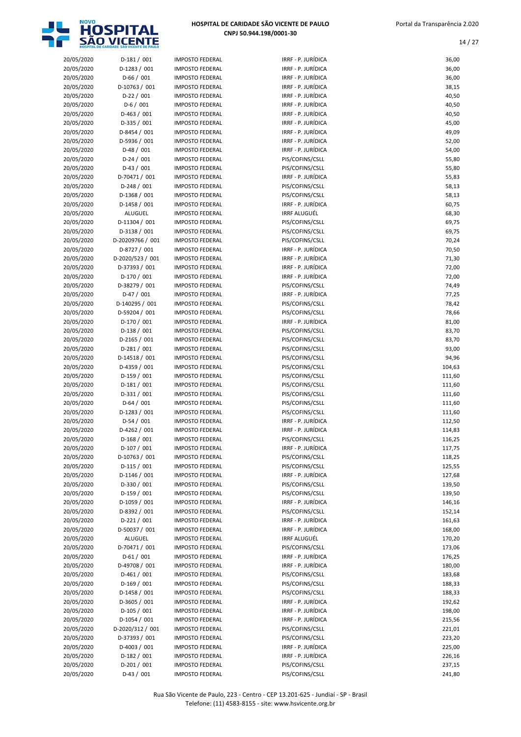| | | | | |
|---|---|---|---|---|
| 20/05/2020 | D-181 / 001 | IMPOSTO FEDERAL | IRRF - P. JURÍDICA | 36,00 |
| 20/05/2020 | D-1283 / 001 | IMPOSTO FEDERAL | IRRF - P. JURÍDICA | 36,00 |
| 20/05/2020 | D-66 / 001 | IMPOSTO FEDERAL | IRRF - P. JURÍDICA | 36,00 |
| 20/05/2020 | D-10763 / 001 | IMPOSTO FEDERAL | IRRF - P. JURÍDICA | 38,15 |
| 20/05/2020 | D-22 / 001 | IMPOSTO FEDERAL | IRRF - P. JURÍDICA | 40,50 |
| 20/05/2020 | D-6 / 001 | IMPOSTO FEDERAL | IRRF - P. JURÍDICA | 40,50 |
| 20/05/2020 | D-463 / 001 | IMPOSTO FEDERAL | IRRF - P. JURÍDICA | 40,50 |
| 20/05/2020 | D-335 / 001 | IMPOSTO FEDERAL | IRRF - P. JURÍDICA | 45,00 |
| 20/05/2020 | D-8454 / 001 | IMPOSTO FEDERAL | IRRF - P. JURÍDICA | 49,09 |
| 20/05/2020 | D-5936 / 001 | IMPOSTO FEDERAL | IRRF - P. JURÍDICA | 52,00 |
| 20/05/2020 | D-48 / 001 | IMPOSTO FEDERAL | IRRF - P. JURÍDICA | 54,00 |
| 20/05/2020 | D-24 / 001 | IMPOSTO FEDERAL | PIS/COFINS/CSLL | 55,80 |
| 20/05/2020 | D-43 / 001 | IMPOSTO FEDERAL | PIS/COFINS/CSLL | 55,80 |
| 20/05/2020 | D-70471 / 001 | IMPOSTO FEDERAL | IRRF - P. JURÍDICA | 55,83 |
| 20/05/2020 | D-248 / 001 | IMPOSTO FEDERAL | PIS/COFINS/CSLL | 58,13 |
| 20/05/2020 | D-1368 / 001 | IMPOSTO FEDERAL | PIS/COFINS/CSLL | 58,13 |
| 20/05/2020 | D-1458 / 001 | IMPOSTO FEDERAL | IRRF - P. JURÍDICA | 60,75 |
| 20/05/2020 | ALUGUEL | IMPOSTO FEDERAL | IRRF ALUGUÉL | 68,30 |
| 20/05/2020 | D-11304 / 001 | IMPOSTO FEDERAL | PIS/COFINS/CSLL | 69,75 |
| 20/05/2020 | D-3138 / 001 | IMPOSTO FEDERAL | PIS/COFINS/CSLL | 69,75 |
| 20/05/2020 | D-20209766 / 001 | IMPOSTO FEDERAL | PIS/COFINS/CSLL | 70,24 |
| 20/05/2020 | D-8727 / 001 | IMPOSTO FEDERAL | IRRF - P. JURÍDICA | 70,50 |
| 20/05/2020 | D-2020/523 / 001 | IMPOSTO FEDERAL | IRRF - P. JURÍDICA | 71,30 |
| 20/05/2020 | D-37393 / 001 | IMPOSTO FEDERAL | IRRF - P. JURÍDICA | 72,00 |
| 20/05/2020 | D-170 / 001 | IMPOSTO FEDERAL | IRRF - P. JURÍDICA | 72,00 |
| 20/05/2020 | D-38279 / 001 | IMPOSTO FEDERAL | PIS/COFINS/CSLL | 74,49 |
| 20/05/2020 | D-47 / 001 | IMPOSTO FEDERAL | IRRF - P. JURÍDICA | 77,25 |
| 20/05/2020 | D-140295 / 001 | IMPOSTO FEDERAL | PIS/COFINS/CSLL | 78,42 |
| 20/05/2020 | D-59204 / 001 | IMPOSTO FEDERAL | PIS/COFINS/CSLL | 78,66 |
| 20/05/2020 | D-170 / 001 | IMPOSTO FEDERAL | IRRF - P. JURÍDICA | 81,00 |
| 20/05/2020 | D-138 / 001 | IMPOSTO FEDERAL | PIS/COFINS/CSLL | 83,70 |
| 20/05/2020 | D-2165 / 001 | IMPOSTO FEDERAL | PIS/COFINS/CSLL | 83,70 |
| 20/05/2020 | D-281 / 001 | IMPOSTO FEDERAL | PIS/COFINS/CSLL | 93,00 |
| 20/05/2020 | D-14518 / 001 | IMPOSTO FEDERAL | PIS/COFINS/CSLL | 94,96 |
| 20/05/2020 | D-4359 / 001 | IMPOSTO FEDERAL | PIS/COFINS/CSLL | 104,63 |
| 20/05/2020 | D-159 / 001 | IMPOSTO FEDERAL | PIS/COFINS/CSLL | 111,60 |
| 20/05/2020 | D-181 / 001 | IMPOSTO FEDERAL | PIS/COFINS/CSLL | 111,60 |
| 20/05/2020 | D-331 / 001 | IMPOSTO FEDERAL | PIS/COFINS/CSLL | 111,60 |
| 20/05/2020 | D-64 / 001 | IMPOSTO FEDERAL | PIS/COFINS/CSLL | 111,60 |
| 20/05/2020 | D-1283 / 001 | IMPOSTO FEDERAL | PIS/COFINS/CSLL | 111,60 |
| 20/05/2020 | D-54 / 001 | IMPOSTO FEDERAL | IRRF - P. JURÍDICA | 112,50 |
| 20/05/2020 | D-4262 / 001 | IMPOSTO FEDERAL | IRRF - P. JURÍDICA | 114,83 |
| 20/05/2020 | D-168 / 001 | IMPOSTO FEDERAL | PIS/COFINS/CSLL | 116,25 |
| 20/05/2020 | D-107 / 001 | IMPOSTO FEDERAL | IRRF - P. JURÍDICA | 117,75 |
| 20/05/2020 | D-10763 / 001 | IMPOSTO FEDERAL | PIS/COFINS/CSLL | 118,25 |
| 20/05/2020 | D-115 / 001 | IMPOSTO FEDERAL | PIS/COFINS/CSLL | 125,55 |
| 20/05/2020 | D-1146 / 001 | IMPOSTO FEDERAL | IRRF - P. JURÍDICA | 127,68 |
| 20/05/2020 | D-330 / 001 | IMPOSTO FEDERAL | PIS/COFINS/CSLL | 139,50 |
| 20/05/2020 | D-159 / 001 | IMPOSTO FEDERAL | PIS/COFINS/CSLL | 139,50 |
| 20/05/2020 | D-1059 / 001 | IMPOSTO FEDERAL | IRRF - P. JURÍDICA | 146,16 |
| 20/05/2020 | D-8392 / 001 | IMPOSTO FEDERAL | PIS/COFINS/CSLL | 152,14 |
| 20/05/2020 | D-221 / 001 | IMPOSTO FEDERAL | IRRF - P. JURÍDICA | 161,63 |
| 20/05/2020 | D-50037 / 001 | IMPOSTO FEDERAL | IRRF - P. JURÍDICA | 168,00 |
| 20/05/2020 | ALUGUEL | IMPOSTO FEDERAL | IRRF ALUGUÉL | 170,20 |
| 20/05/2020 | D-70471 / 001 | IMPOSTO FEDERAL | PIS/COFINS/CSLL | 173,06 |
| 20/05/2020 | D-61 / 001 | IMPOSTO FEDERAL | IRRF - P. JURÍDICA | 176,25 |
| 20/05/2020 | D-49708 / 001 | IMPOSTO FEDERAL | IRRF - P. JURÍDICA | 180,00 |
| 20/05/2020 | D-461 / 001 | IMPOSTO FEDERAL | PIS/COFINS/CSLL | 183,68 |
| 20/05/2020 | D-169 / 001 | IMPOSTO FEDERAL | PIS/COFINS/CSLL | 188,33 |
| 20/05/2020 | D-1458 / 001 | IMPOSTO FEDERAL | PIS/COFINS/CSLL | 188,33 |
| 20/05/2020 | D-3605 / 001 | IMPOSTO FEDERAL | IRRF - P. JURÍDICA | 192,62 |
| 20/05/2020 | D-105 / 001 | IMPOSTO FEDERAL | IRRF - P. JURÍDICA | 198,00 |
| 20/05/2020 | D-1054 / 001 | IMPOSTO FEDERAL | IRRF - P. JURÍDICA | 215,56 |
| 20/05/2020 | D-2020/312 / 001 | IMPOSTO FEDERAL | PIS/COFINS/CSLL | 221,01 |
| 20/05/2020 | D-37393 / 001 | IMPOSTO FEDERAL | PIS/COFINS/CSLL | 223,20 |
| 20/05/2020 | D-4003 / 001 | IMPOSTO FEDERAL | IRRF - P. JURÍDICA | 225,00 |
| 20/05/2020 | D-182 / 001 | IMPOSTO FEDERAL | IRRF - P. JURÍDICA | 226,16 |
| 20/05/2020 | D-201 / 001 | IMPOSTO FEDERAL | PIS/COFINS/CSLL | 237,15 |
| 20/05/2020 | D-43 / 001 | IMPOSTO FEDERAL | PIS/COFINS/CSLL | 241,80 |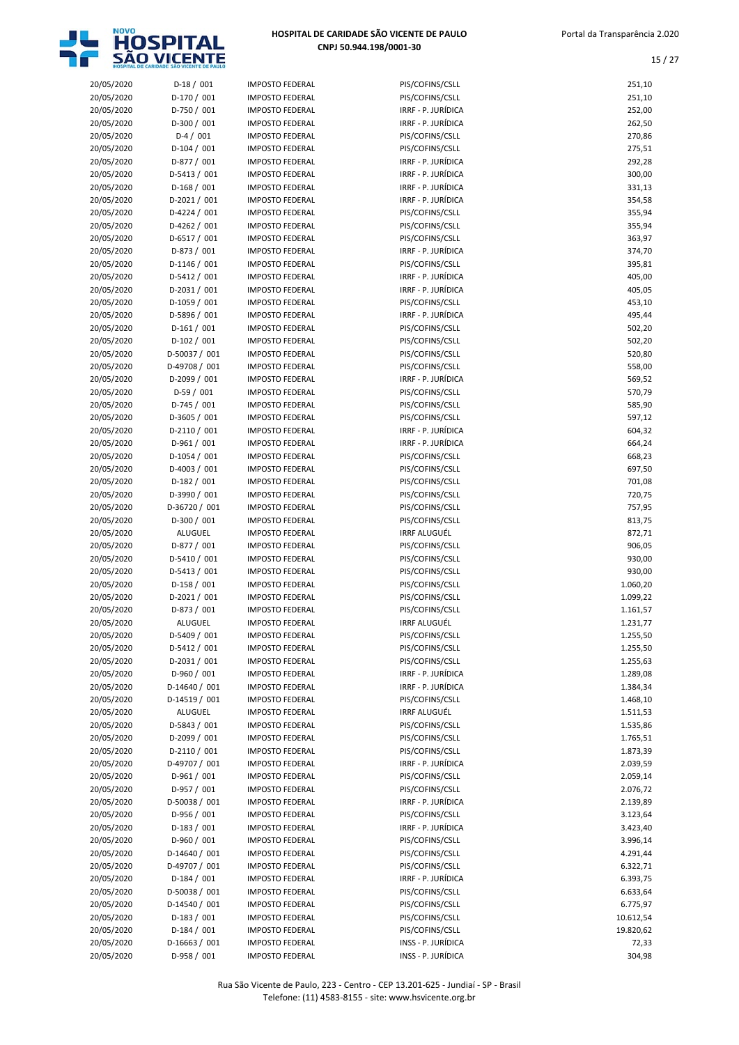| | | | | |
|---|---|---|---|---|
| 20/05/2020 | D-18 / 001 | IMPOSTO FEDERAL | PIS/COFINS/CSLL | 251,10 |
| 20/05/2020 | D-170 / 001 | IMPOSTO FEDERAL | PIS/COFINS/CSLL | 251,10 |
| 20/05/2020 | D-750 / 001 | IMPOSTO FEDERAL | IRRF - P. JURÍDICA | 252,00 |
| 20/05/2020 | D-300 / 001 | IMPOSTO FEDERAL | IRRF - P. JURÍDICA | 262,50 |
| 20/05/2020 | D-4 / 001 | IMPOSTO FEDERAL | PIS/COFINS/CSLL | 270,86 |
| 20/05/2020 | D-104 / 001 | IMPOSTO FEDERAL | PIS/COFINS/CSLL | 275,51 |
| 20/05/2020 | D-877 / 001 | IMPOSTO FEDERAL | IRRF - P. JURÍDICA | 292,28 |
| 20/05/2020 | D-5413 / 001 | IMPOSTO FEDERAL | IRRF - P. JURÍDICA | 300,00 |
| 20/05/2020 | D-168 / 001 | IMPOSTO FEDERAL | IRRF - P. JURÍDICA | 331,13 |
| 20/05/2020 | D-2021 / 001 | IMPOSTO FEDERAL | IRRF - P. JURÍDICA | 354,58 |
| 20/05/2020 | D-4224 / 001 | IMPOSTO FEDERAL | PIS/COFINS/CSLL | 355,94 |
| 20/05/2020 | D-4262 / 001 | IMPOSTO FEDERAL | PIS/COFINS/CSLL | 355,94 |
| 20/05/2020 | D-6517 / 001 | IMPOSTO FEDERAL | PIS/COFINS/CSLL | 363,97 |
| 20/05/2020 | D-873 / 001 | IMPOSTO FEDERAL | IRRF - P. JURÍDICA | 374,70 |
| 20/05/2020 | D-1146 / 001 | IMPOSTO FEDERAL | PIS/COFINS/CSLL | 395,81 |
| 20/05/2020 | D-5412 / 001 | IMPOSTO FEDERAL | IRRF - P. JURÍDICA | 405,00 |
| 20/05/2020 | D-2031 / 001 | IMPOSTO FEDERAL | IRRF - P. JURÍDICA | 405,05 |
| 20/05/2020 | D-1059 / 001 | IMPOSTO FEDERAL | PIS/COFINS/CSLL | 453,10 |
| 20/05/2020 | D-5896 / 001 | IMPOSTO FEDERAL | IRRF - P. JURÍDICA | 495,44 |
| 20/05/2020 | D-161 / 001 | IMPOSTO FEDERAL | PIS/COFINS/CSLL | 502,20 |
| 20/05/2020 | D-102 / 001 | IMPOSTO FEDERAL | PIS/COFINS/CSLL | 502,20 |
| 20/05/2020 | D-50037 / 001 | IMPOSTO FEDERAL | PIS/COFINS/CSLL | 520,80 |
| 20/05/2020 | D-49708 / 001 | IMPOSTO FEDERAL | PIS/COFINS/CSLL | 558,00 |
| 20/05/2020 | D-2099 / 001 | IMPOSTO FEDERAL | IRRF - P. JURÍDICA | 569,52 |
| 20/05/2020 | D-59 / 001 | IMPOSTO FEDERAL | PIS/COFINS/CSLL | 570,79 |
| 20/05/2020 | D-745 / 001 | IMPOSTO FEDERAL | PIS/COFINS/CSLL | 585,90 |
| 20/05/2020 | D-3605 / 001 | IMPOSTO FEDERAL | PIS/COFINS/CSLL | 597,12 |
| 20/05/2020 | D-2110 / 001 | IMPOSTO FEDERAL | IRRF - P. JURÍDICA | 604,32 |
| 20/05/2020 | D-961 / 001 | IMPOSTO FEDERAL | IRRF - P. JURÍDICA | 664,24 |
| 20/05/2020 | D-1054 / 001 | IMPOSTO FEDERAL | PIS/COFINS/CSLL | 668,23 |
| 20/05/2020 | D-4003 / 001 | IMPOSTO FEDERAL | PIS/COFINS/CSLL | 697,50 |
| 20/05/2020 | D-182 / 001 | IMPOSTO FEDERAL | PIS/COFINS/CSLL | 701,08 |
| 20/05/2020 | D-3990 / 001 | IMPOSTO FEDERAL | PIS/COFINS/CSLL | 720,75 |
| 20/05/2020 | D-36720 / 001 | IMPOSTO FEDERAL | PIS/COFINS/CSLL | 757,95 |
| 20/05/2020 | D-300 / 001 | IMPOSTO FEDERAL | PIS/COFINS/CSLL | 813,75 |
| 20/05/2020 | ALUGUEL | IMPOSTO FEDERAL | IRRF ALUGUÉL | 872,71 |
| 20/05/2020 | D-877 / 001 | IMPOSTO FEDERAL | PIS/COFINS/CSLL | 906,05 |
| 20/05/2020 | D-5410 / 001 | IMPOSTO FEDERAL | PIS/COFINS/CSLL | 930,00 |
| 20/05/2020 | D-5413 / 001 | IMPOSTO FEDERAL | PIS/COFINS/CSLL | 930,00 |
| 20/05/2020 | D-158 / 001 | IMPOSTO FEDERAL | PIS/COFINS/CSLL | 1.060,20 |
| 20/05/2020 | D-2021 / 001 | IMPOSTO FEDERAL | PIS/COFINS/CSLL | 1.099,22 |
| 20/05/2020 | D-873 / 001 | IMPOSTO FEDERAL | PIS/COFINS/CSLL | 1.161,57 |
| 20/05/2020 | ALUGUEL | IMPOSTO FEDERAL | IRRF ALUGUÉL | 1.231,77 |
| 20/05/2020 | D-5409 / 001 | IMPOSTO FEDERAL | PIS/COFINS/CSLL | 1.255,50 |
| 20/05/2020 | D-5412 / 001 | IMPOSTO FEDERAL | PIS/COFINS/CSLL | 1.255,50 |
| 20/05/2020 | D-2031 / 001 | IMPOSTO FEDERAL | PIS/COFINS/CSLL | 1.255,63 |
| 20/05/2020 | D-960 / 001 | IMPOSTO FEDERAL | IRRF - P. JURÍDICA | 1.289,08 |
| 20/05/2020 | D-14640 / 001 | IMPOSTO FEDERAL | IRRF - P. JURÍDICA | 1.384,34 |
| 20/05/2020 | D-14519 / 001 | IMPOSTO FEDERAL | PIS/COFINS/CSLL | 1.468,10 |
| 20/05/2020 | ALUGUEL | IMPOSTO FEDERAL | IRRF ALUGUÉL | 1.511,53 |
| 20/05/2020 | D-5843 / 001 | IMPOSTO FEDERAL | PIS/COFINS/CSLL | 1.535,86 |
| 20/05/2020 | D-2099 / 001 | IMPOSTO FEDERAL | PIS/COFINS/CSLL | 1.765,51 |
| 20/05/2020 | D-2110 / 001 | IMPOSTO FEDERAL | PIS/COFINS/CSLL | 1.873,39 |
| 20/05/2020 | D-49707 / 001 | IMPOSTO FEDERAL | IRRF - P. JURÍDICA | 2.039,59 |
| 20/05/2020 | D-961 / 001 | IMPOSTO FEDERAL | PIS/COFINS/CSLL | 2.059,14 |
| 20/05/2020 | D-957 / 001 | IMPOSTO FEDERAL | PIS/COFINS/CSLL | 2.076,72 |
| 20/05/2020 | D-50038 / 001 | IMPOSTO FEDERAL | IRRF - P. JURÍDICA | 2.139,89 |
| 20/05/2020 | D-956 / 001 | IMPOSTO FEDERAL | PIS/COFINS/CSLL | 3.123,64 |
| 20/05/2020 | D-183 / 001 | IMPOSTO FEDERAL | IRRF - P. JURÍDICA | 3.423,40 |
| 20/05/2020 | D-960 / 001 | IMPOSTO FEDERAL | PIS/COFINS/CSLL | 3.996,14 |
| 20/05/2020 | D-14640 / 001 | IMPOSTO FEDERAL | PIS/COFINS/CSLL | 4.291,44 |
| 20/05/2020 | D-49707 / 001 | IMPOSTO FEDERAL | PIS/COFINS/CSLL | 6.322,71 |
| 20/05/2020 | D-184 / 001 | IMPOSTO FEDERAL | IRRF - P. JURÍDICA | 6.393,75 |
| 20/05/2020 | D-50038 / 001 | IMPOSTO FEDERAL | PIS/COFINS/CSLL | 6.633,64 |
| 20/05/2020 | D-14540 / 001 | IMPOSTO FEDERAL | PIS/COFINS/CSLL | 6.775,97 |
| 20/05/2020 | D-183 / 001 | IMPOSTO FEDERAL | PIS/COFINS/CSLL | 10.612,54 |
| 20/05/2020 | D-184 / 001 | IMPOSTO FEDERAL | PIS/COFINS/CSLL | 19.820,62 |
| 20/05/2020 | D-16663 / 001 | IMPOSTO FEDERAL | INSS - P. JURÍDICA | 72,33 |
| 20/05/2020 | D-958 / 001 | IMPOSTO FEDERAL | INSS - P. JURÍDICA | 304,98 |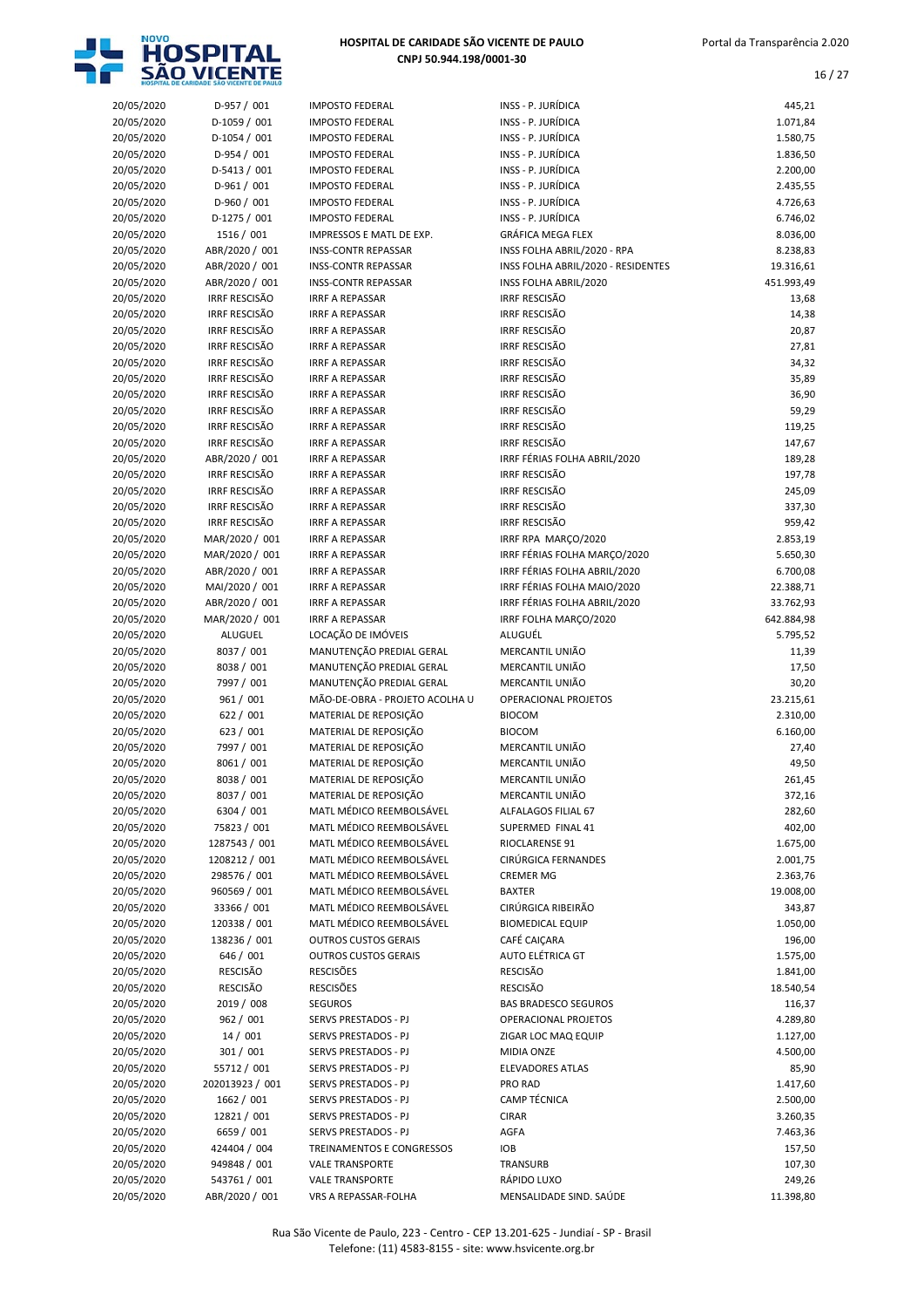# HOSPITAL DE CARIDADE SÃO VICENTE DE PAULO
**CNPJ 50.944.198/0001-30**

| | | | | |
|---|---|---|---|---|
| 20/05/2020 | D-957 / 001 | IMPOSTO FEDERAL | INSS - P. JURÍDICA | 445,21 |
| 20/05/2020 | D-1059 / 001 | IMPOSTO FEDERAL | INSS - P. JURÍDICA | 1.071,84 |
| 20/05/2020 | D-1054 / 001 | IMPOSTO FEDERAL | INSS - P. JURÍDICA | 1.580,75 |
| 20/05/2020 | D-954 / 001 | IMPOSTO FEDERAL | INSS - P. JURÍDICA | 1.836,50 |
| 20/05/2020 | D-5413 / 001 | IMPOSTO FEDERAL | INSS - P. JURÍDICA | 2.200,00 |
| 20/05/2020 | D-961 / 001 | IMPOSTO FEDERAL | INSS - P. JURÍDICA | 2.435,55 |
| 20/05/2020 | D-960 / 001 | IMPOSTO FEDERAL | INSS - P. JURÍDICA | 4.726,63 |
| 20/05/2020 | D-1275 / 001 | IMPOSTO FEDERAL | INSS - P. JURÍDICA | 6.746,02 |
| 20/05/2020 | 1516 / 001 | IMPRESSOS E MATL DE EXP. | GRÁFICA MEGA FLEX | 8.036,00 |
| 20/05/2020 | ABR/2020 / 001 | INSS-CONTR REPASSAR | INSS FOLHA ABRIL/2020 - RPA | 8.238,83 |
| 20/05/2020 | ABR/2020 / 001 | INSS-CONTR REPASSAR | INSS FOLHA ABRIL/2020 - RESIDENTES | 19.316,61 |
| 20/05/2020 | ABR/2020 / 001 | INSS-CONTR REPASSAR | INSS FOLHA ABRIL/2020 | 451.993,49 |
| 20/05/2020 | IRRF RESCISÃO | IRRF A REPASSAR | IRRF RESCISÃO | 13,68 |
| 20/05/2020 | IRRF RESCISÃO | IRRF A REPASSAR | IRRF RESCISÃO | 14,38 |
| 20/05/2020 | IRRF RESCISÃO | IRRF A REPASSAR | IRRF RESCISÃO | 20,87 |
| 20/05/2020 | IRRF RESCISÃO | IRRF A REPASSAR | IRRF RESCISÃO | 27,81 |
| 20/05/2020 | IRRF RESCISÃO | IRRF A REPASSAR | IRRF RESCISÃO | 34,32 |
| 20/05/2020 | IRRF RESCISÃO | IRRF A REPASSAR | IRRF RESCISÃO | 35,89 |
| 20/05/2020 | IRRF RESCISÃO | IRRF A REPASSAR | IRRF RESCISÃO | 36,90 |
| 20/05/2020 | IRRF RESCISÃO | IRRF A REPASSAR | IRRF RESCISÃO | 59,29 |
| 20/05/2020 | IRRF RESCISÃO | IRRF A REPASSAR | IRRF RESCISÃO | 119,25 |
| 20/05/2020 | IRRF RESCISÃO | IRRF A REPASSAR | IRRF RESCISÃO | 147,67 |
| 20/05/2020 | ABR/2020 / 001 | IRRF A REPASSAR | IRRF FÉRIAS FOLHA ABRIL/2020 | 189,28 |
| 20/05/2020 | IRRF RESCISÃO | IRRF A REPASSAR | IRRF RESCISÃO | 197,78 |
| 20/05/2020 | IRRF RESCISÃO | IRRF A REPASSAR | IRRF RESCISÃO | 245,09 |
| 20/05/2020 | IRRF RESCISÃO | IRRF A REPASSAR | IRRF RESCISÃO | 337,30 |
| 20/05/2020 | IRRF RESCISÃO | IRRF A REPASSAR | IRRF RESCISÃO | 959,42 |
| 20/05/2020 | MAR/2020 / 001 | IRRF A REPASSAR | IRRF RPA MARÇO/2020 | 2.853,19 |
| 20/05/2020 | MAR/2020 / 001 | IRRF A REPASSAR | IRRF FÉRIAS FOLHA MARÇO/2020 | 5.650,30 |
| 20/05/2020 | ABR/2020 / 001 | IRRF A REPASSAR | IRRF FÉRIAS FOLHA ABRIL/2020 | 6.700,08 |
| 20/05/2020 | MAI/2020 / 001 | IRRF A REPASSAR | IRRF FÉRIAS FOLHA MAIO/2020 | 22.388,71 |
| 20/05/2020 | ABR/2020 / 001 | IRRF A REPASSAR | IRRF FÉRIAS FOLHA ABRIL/2020 | 33.762,93 |
| 20/05/2020 | MAR/2020 / 001 | IRRF A REPASSAR | IRRF FOLHA MARÇO/2020 | 642.884,98 |
| 20/05/2020 | ALUGUEL | LOCAÇÃO DE IMÓVEIS | ALUGUÉL | 5.795,52 |
| 20/05/2020 | 8037 / 001 | MANUTENÇÃO PREDIAL GERAL | MERCANTIL UNIÃO | 11,39 |
| 20/05/2020 | 8038 / 001 | MANUTENÇÃO PREDIAL GERAL | MERCANTIL UNIÃO | 17,50 |
| 20/05/2020 | 7997 / 001 | MANUTENÇÃO PREDIAL GERAL | MERCANTIL UNIÃO | 30,20 |
| 20/05/2020 | 961 / 001 | MÃO-DE-OBRA - PROJETO ACOLHA U | OPERACIONAL PROJETOS | 23.215,61 |
| 20/05/2020 | 622 / 001 | MATERIAL DE REPOSIÇÃO | BIOCOM | 2.310,00 |
| 20/05/2020 | 623 / 001 | MATERIAL DE REPOSIÇÃO | BIOCOM | 6.160,00 |
| 20/05/2020 | 7997 / 001 | MATERIAL DE REPOSIÇÃO | MERCANTIL UNIÃO | 27,40 |
| 20/05/2020 | 8061 / 001 | MATERIAL DE REPOSIÇÃO | MERCANTIL UNIÃO | 49,50 |
| 20/05/2020 | 8038 / 001 | MATERIAL DE REPOSIÇÃO | MERCANTIL UNIÃO | 261,45 |
| 20/05/2020 | 8037 / 001 | MATERIAL DE REPOSIÇÃO | MERCANTIL UNIÃO | 372,16 |
| 20/05/2020 | 6304 / 001 | MATL MÉDICO REEMBOLSÁVEL | ALFALAGOS FILIAL 67 | 282,60 |
| 20/05/2020 | 75823 / 001 | MATL MÉDICO REEMBOLSÁVEL | SUPERMED FINAL 41 | 402,00 |
| 20/05/2020 | 1287543 / 001 | MATL MÉDICO REEMBOLSÁVEL | RIOCLARENSE 91 | 1.675,00 |
| 20/05/2020 | 1208212 / 001 | MATL MÉDICO REEMBOLSÁVEL | CIRÚRGICA FERNANDES | 2.001,75 |
| 20/05/2020 | 298576 / 001 | MATL MÉDICO REEMBOLSÁVEL | CREMER MG | 2.363,76 |
| 20/05/2020 | 960569 / 001 | MATL MÉDICO REEMBOLSÁVEL | BAXTER | 19.008,00 |
| 20/05/2020 | 33366 / 001 | MATL MÉDICO REEMBOLSÁVEL | CIRÚRGICA RIBEIRÃO | 343,87 |
| 20/05/2020 | 120338 / 001 | MATL MÉDICO REEMBOLSÁVEL | BIOMEDICAL EQUIP | 1.050,00 |
| 20/05/2020 | 138236 / 001 | OUTROS CUSTOS GERAIS | CAFÉ CAIÇARA | 196,00 |
| 20/05/2020 | 646 / 001 | OUTROS CUSTOS GERAIS | AUTO ELÉTRICA GT | 1.575,00 |
| 20/05/2020 | RESCISÃO | RESCISÕES | RESCISÃO | 1.841,00 |
| 20/05/2020 | RESCISÃO | RESCISÕES | RESCISÃO | 18.540,54 |
| 20/05/2020 | 2019 / 008 | SEGUROS | BAS BRADESCO SEGUROS | 116,37 |
| 20/05/2020 | 962 / 001 | SERVS PRESTADOS - PJ | OPERACIONAL PROJETOS | 4.289,80 |
| 20/05/2020 | 14 / 001 | SERVS PRESTADOS - PJ | ZIGAR LOC MAQ EQUIP | 1.127,00 |
| 20/05/2020 | 301 / 001 | SERVS PRESTADOS - PJ | MIDIA ONZE | 4.500,00 |
| 20/05/2020 | 55712 / 001 | SERVS PRESTADOS - PJ | ELEVADORES ATLAS | 85,90 |
| 20/05/2020 | 202013923 / 001 | SERVS PRESTADOS - PJ | PRO RAD | 1.417,60 |
| 20/05/2020 | 1662 / 001 | SERVS PRESTADOS - PJ | CAMP TÉCNICA | 2.500,00 |
| 20/05/2020 | 12821 / 001 | SERVS PRESTADOS - PJ | CIRAR | 3.260,35 |
| 20/05/2020 | 6659 / 001 | SERVS PRESTADOS - PJ | AGFA | 7.463,36 |
| 20/05/2020 | 424404 / 004 | TREINAMENTOS E CONGRESSOS | IOB | 157,50 |
| 20/05/2020 | 949848 / 001 | VALE TRANSPORTE | TRANSURB | 107,30 |
| 20/05/2020 | 543761 / 001 | VALE TRANSPORTE | RÁPIDO LUXO | 249,26 |
| 20/05/2020 | ABR/2020 / 001 | VRS A REPASSAR-FOLHA | MENSALIDADE SIND. SAÚDE | 11.398,80 |

Rua São Vicente de Paulo, 223 - Centro - CEP 13.201-625 - Jundiaí - SP - Brasil
Telefone: (11) 4583-8155 - site: www.hsvicente.org.br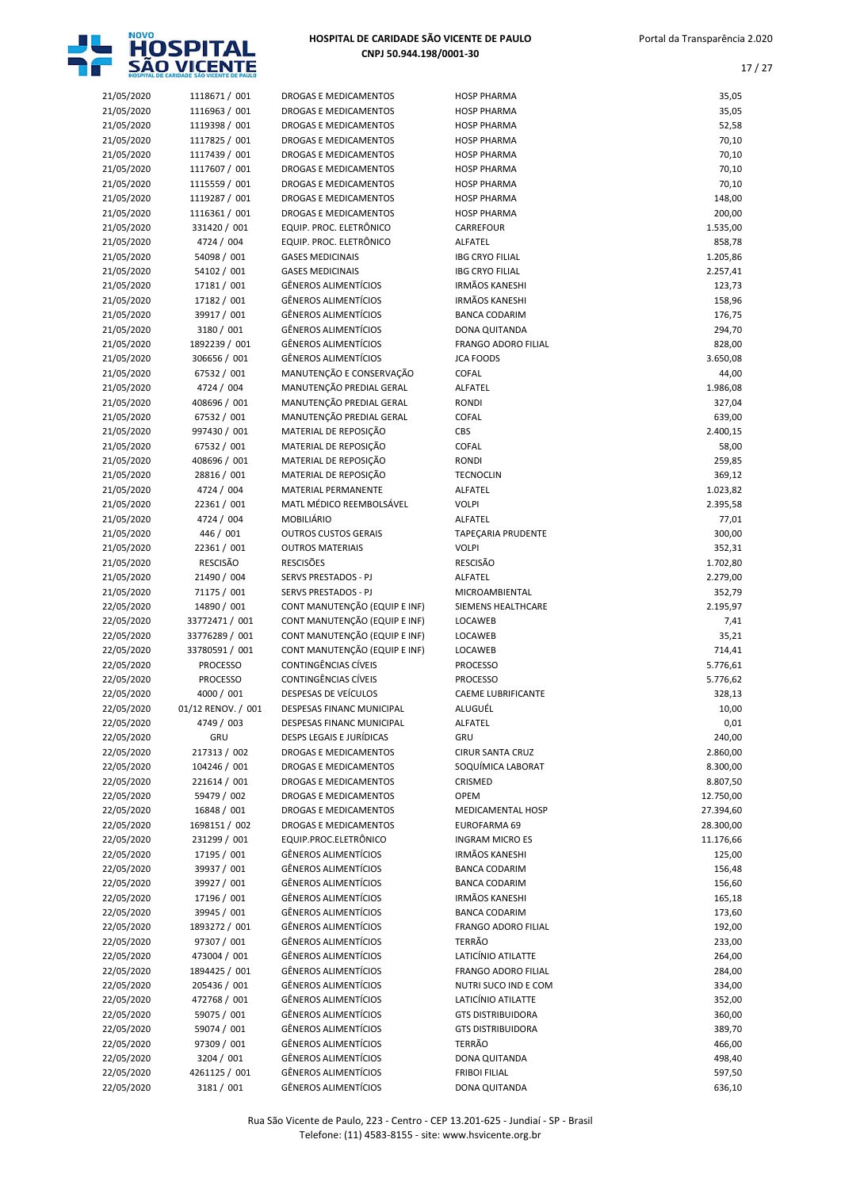| | | | | |
|---|---|---|---|---|
| 21/05/2020 | 1118671 / 001 | DROGAS E MEDICAMENTOS | HOSP PHARMA | 35,05 |
| 21/05/2020 | 1116963 / 001 | DROGAS E MEDICAMENTOS | HOSP PHARMA | 35,05 |
| 21/05/2020 | 1119398 / 001 | DROGAS E MEDICAMENTOS | HOSP PHARMA | 52,58 |
| 21/05/2020 | 1117825 / 001 | DROGAS E MEDICAMENTOS | HOSP PHARMA | 70,10 |
| 21/05/2020 | 1117439 / 001 | DROGAS E MEDICAMENTOS | HOSP PHARMA | 70,10 |
| 21/05/2020 | 1117607 / 001 | DROGAS E MEDICAMENTOS | HOSP PHARMA | 70,10 |
| 21/05/2020 | 1115559 / 001 | DROGAS E MEDICAMENTOS | HOSP PHARMA | 70,10 |
| 21/05/2020 | 1119287 / 001 | DROGAS E MEDICAMENTOS | HOSP PHARMA | 148,00 |
| 21/05/2020 | 1116361 / 001 | DROGAS E MEDICAMENTOS | HOSP PHARMA | 200,00 |
| 21/05/2020 | 331420 / 001 | EQUIP. PROC. ELETRÔNICO | CARREFOUR | 1.535,00 |
| 21/05/2020 | 4724 / 004 | EQUIP. PROC. ELETRÔNICO | ALFATEL | 858,78 |
| 21/05/2020 | 54098 / 001 | GASES MEDICINAIS | IBG CRYO FILIAL | 1.205,86 |
| 21/05/2020 | 54102 / 001 | GASES MEDICINAIS | IBG CRYO FILIAL | 2.257,41 |
| 21/05/2020 | 17181 / 001 | GÊNEROS ALIMENTÍCIOS | IRMÃOS KANESHI | 123,73 |
| 21/05/2020 | 17182 / 001 | GÊNEROS ALIMENTÍCIOS | IRMÃOS KANESHI | 158,96 |
| 21/05/2020 | 39917 / 001 | GÊNEROS ALIMENTÍCIOS | BANCA CODARIM | 176,75 |
| 21/05/2020 | 3180 / 001 | GÊNEROS ALIMENTÍCIOS | DONA QUITANDA | 294,70 |
| 21/05/2020 | 1892239 / 001 | GÊNEROS ALIMENTÍCIOS | FRANGO ADORO FILIAL | 828,00 |
| 21/05/2020 | 306656 / 001 | GÊNEROS ALIMENTÍCIOS | JCA FOODS | 3.650,08 |
| 21/05/2020 | 67532 / 001 | MANUTENÇÃO E CONSERVAÇÃO | COFAL | 44,00 |
| 21/05/2020 | 4724 / 004 | MANUTENÇÃO PREDIAL GERAL | ALFATEL | 1.986,08 |
| 21/05/2020 | 408696 / 001 | MANUTENÇÃO PREDIAL GERAL | RONDI | 327,04 |
| 21/05/2020 | 67532 / 001 | MANUTENÇÃO PREDIAL GERAL | COFAL | 639,00 |
| 21/05/2020 | 997430 / 001 | MATERIAL DE REPOSIÇÃO | CBS | 2.400,15 |
| 21/05/2020 | 67532 / 001 | MATERIAL DE REPOSIÇÃO | COFAL | 58,00 |
| 21/05/2020 | 408696 / 001 | MATERIAL DE REPOSIÇÃO | RONDI | 259,85 |
| 21/05/2020 | 28816 / 001 | MATERIAL DE REPOSIÇÃO | TECNOCLIN | 369,12 |
| 21/05/2020 | 4724 / 004 | MATERIAL PERMANENTE | ALFATEL | 1.023,82 |
| 21/05/2020 | 22361 / 001 | MATL MÉDICO REEMBOLSÁVEL | VOLPI | 2.395,58 |
| 21/05/2020 | 4724 / 004 | MOBILIÁRIO | ALFATEL | 77,01 |
| 21/05/2020 | 446 / 001 | OUTROS CUSTOS GERAIS | TAPEÇARIA PRUDENTE | 300,00 |
| 21/05/2020 | 22361 / 001 | OUTROS MATERIAIS | VOLPI | 352,31 |
| 21/05/2020 | RESCISÃO | RESCISÕES | RESCISÃO | 1.702,80 |
| 21/05/2020 | 21490 / 004 | SERVS PRESTADOS - PJ | ALFATEL | 2.279,00 |
| 21/05/2020 | 71175 / 001 | SERVS PRESTADOS - PJ | MICROAMBIENTAL | 352,79 |
| 22/05/2020 | 14890 / 001 | CONT MANUTENÇÃO (EQUIP E INF) | SIEMENS HEALTHCARE | 2.195,97 |
| 22/05/2020 | 33772471 / 001 | CONT MANUTENÇÃO (EQUIP E INF) | LOCAWEB | 7,41 |
| 22/05/2020 | 33776289 / 001 | CONT MANUTENÇÃO (EQUIP E INF) | LOCAWEB | 35,21 |
| 22/05/2020 | 33780591 / 001 | CONT MANUTENÇÃO (EQUIP E INF) | LOCAWEB | 714,41 |
| 22/05/2020 | PROCESSO | CONTINGÊNCIAS CÍVEIS | PROCESSO | 5.776,61 |
| 22/05/2020 | PROCESSO | CONTINGÊNCIAS CÍVEIS | PROCESSO | 5.776,62 |
| 22/05/2020 | 4000 / 001 | DESPESAS DE VEÍCULOS | CAEME LUBRIFICANTE | 328,13 |
| 22/05/2020 | 01/12 RENOV. / 001 | DESPESAS FINANC MUNICIPAL | ALUGUÉL | 10,00 |
| 22/05/2020 | 4749 / 003 | DESPESAS FINANC MUNICIPAL | ALFATEL | 0,01 |
| 22/05/2020 | GRU | DESPS LEGAIS E JURÍDICAS | GRU | 240,00 |
| 22/05/2020 | 217313 / 002 | DROGAS E MEDICAMENTOS | CIRUR SANTA CRUZ | 2.860,00 |
| 22/05/2020 | 104246 / 001 | DROGAS E MEDICAMENTOS | SOQUÍMICA LABORAT | 8.300,00 |
| 22/05/2020 | 221614 / 001 | DROGAS E MEDICAMENTOS | CRISMED | 8.807,50 |
| 22/05/2020 | 59479 / 002 | DROGAS E MEDICAMENTOS | OPEM | 12.750,00 |
| 22/05/2020 | 16848 / 001 | DROGAS E MEDICAMENTOS | MEDICAMENTAL HOSP | 27.394,60 |
| 22/05/2020 | 1698151 / 002 | DROGAS E MEDICAMENTOS | EUROFARMA 69 | 28.300,00 |
| 22/05/2020 | 231299 / 001 | EQUIP.PROC.ELETRÔNICO | INGRAM MICRO ES | 11.176,66 |
| 22/05/2020 | 17195 / 001 | GÊNEROS ALIMENTÍCIOS | IRMÃOS KANESHI | 125,00 |
| 22/05/2020 | 39937 / 001 | GÊNEROS ALIMENTÍCIOS | BANCA CODARIM | 156,48 |
| 22/05/2020 | 39927 / 001 | GÊNEROS ALIMENTÍCIOS | BANCA CODARIM | 156,60 |
| 22/05/2020 | 17196 / 001 | GÊNEROS ALIMENTÍCIOS | IRMÃOS KANESHI | 165,18 |
| 22/05/2020 | 39945 / 001 | GÊNEROS ALIMENTÍCIOS | BANCA CODARIM | 173,60 |
| 22/05/2020 | 1893272 / 001 | GÊNEROS ALIMENTÍCIOS | FRANGO ADORO FILIAL | 192,00 |
| 22/05/2020 | 97307 / 001 | GÊNEROS ALIMENTÍCIOS | TERRÃO | 233,00 |
| 22/05/2020 | 473004 / 001 | GÊNEROS ALIMENTÍCIOS | LATICÍNIO ATILATTE | 264,00 |
| 22/05/2020 | 1894425 / 001 | GÊNEROS ALIMENTÍCIOS | FRANGO ADORO FILIAL | 284,00 |
| 22/05/2020 | 205436 / 001 | GÊNEROS ALIMENTÍCIOS | NUTRI SUCO IND E COM | 334,00 |
| 22/05/2020 | 472768 / 001 | GÊNEROS ALIMENTÍCIOS | LATICÍNIO ATILATTE | 352,00 |
| 22/05/2020 | 59075 / 001 | GÊNEROS ALIMENTÍCIOS | GTS DISTRIBUIDORA | 360,00 |
| 22/05/2020 | 59074 / 001 | GÊNEROS ALIMENTÍCIOS | GTS DISTRIBUIDORA | 389,70 |
| 22/05/2020 | 97309 / 001 | GÊNEROS ALIMENTÍCIOS | TERRÃO | 466,00 |
| 22/05/2020 | 3204 / 001 | GÊNEROS ALIMENTÍCIOS | DONA QUITANDA | 498,40 |
| 22/05/2020 | 4261125 / 001 | GÊNEROS ALIMENTÍCIOS | FRIBOI FILIAL | 597,50 |
| 22/05/2020 | 3181 / 001 | GÊNEROS ALIMENTÍCIOS | DONA QUITANDA | 636,10 |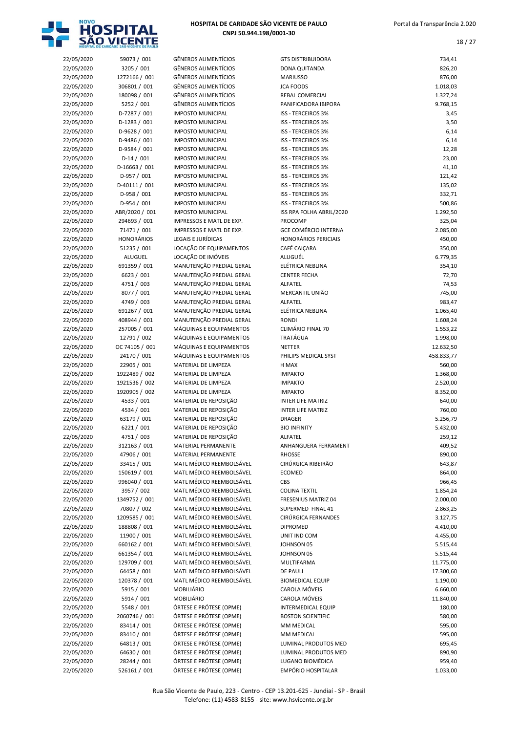# HOSPITAL DE CARIDADE SÃO VICENTE DE PAULO
**CNPJ 50.944.198/0001-30**

| | | | | |
|---|---|---|---|---|
| 22/05/2020 | 59073 / 001 | GÊNEROS ALIMENTÍCIOS | GTS DISTRIBUIDORA | 734,41 |
| 22/05/2020 | 3205 / 001 | GÊNEROS ALIMENTÍCIOS | DONA QUITANDA | 826,20 |
| 22/05/2020 | 1272166 / 001 | GÊNEROS ALIMENTÍCIOS | MARIUSSO | 876,00 |
| 22/05/2020 | 306801 / 001 | GÊNEROS ALIMENTÍCIOS | JCA FOODS | 1.018,03 |
| 22/05/2020 | 180098 / 001 | GÊNEROS ALIMENTÍCIOS | REBAL COMERCIAL | 1.327,24 |
| 22/05/2020 | 5252 / 001 | GÊNEROS ALIMENTÍCIOS | PANIFICADORA IBIPORA | 9.768,15 |
| 22/05/2020 | D-7287 / 001 | IMPOSTO MUNICIPAL | ISS - TERCEIROS 3% | 3,45 |
| 22/05/2020 | D-1283 / 001 | IMPOSTO MUNICIPAL | ISS - TERCEIROS 3% | 3,50 |
| 22/05/2020 | D-9628 / 001 | IMPOSTO MUNICIPAL | ISS - TERCEIROS 3% | 6,14 |
| 22/05/2020 | D-9486 / 001 | IMPOSTO MUNICIPAL | ISS - TERCEIROS 3% | 6,14 |
| 22/05/2020 | D-9584 / 001 | IMPOSTO MUNICIPAL | ISS - TERCEIROS 3% | 12,28 |
| 22/05/2020 | D-14 / 001 | IMPOSTO MUNICIPAL | ISS - TERCEIROS 3% | 23,00 |
| 22/05/2020 | D-16663 / 001 | IMPOSTO MUNICIPAL | ISS - TERCEIROS 3% | 41,10 |
| 22/05/2020 | D-957 / 001 | IMPOSTO MUNICIPAL | ISS - TERCEIROS 3% | 121,42 |
| 22/05/2020 | D-40111 / 001 | IMPOSTO MUNICIPAL | ISS - TERCEIROS 3% | 135,02 |
| 22/05/2020 | D-958 / 001 | IMPOSTO MUNICIPAL | ISS - TERCEIROS 3% | 332,71 |
| 22/05/2020 | D-954 / 001 | IMPOSTO MUNICIPAL | ISS - TERCEIROS 3% | 500,86 |
| 22/05/2020 | ABR/2020 / 001 | IMPOSTO MUNICIPAL | ISS RPA FOLHA ABRIL/2020 | 1.292,50 |
| 22/05/2020 | 294693 / 001 | IMPRESSOS E MATL DE EXP. | PROCOMP | 325,04 |
| 22/05/2020 | 71471 / 001 | IMPRESSOS E MATL DE EXP. | GCE COMÉRCIO INTERNA | 2.085,00 |
| 22/05/2020 | HONORÁRIOS | LEGAIS E JURÍDICAS | HONORÁRIOS PERICIAIS | 450,00 |
| 22/05/2020 | 51235 / 001 | LOCAÇÃO DE EQUIPAMENTOS | CAFÉ CAIÇARA | 350,00 |
| 22/05/2020 | ALUGUEL | LOCAÇÃO DE IMÓVEIS | ALUGUÉL | 6.779,35 |
| 22/05/2020 | 691359 / 001 | MANUTENÇÃO PREDIAL GERAL | ELÉTRICA NEBLINA | 354,10 |
| 22/05/2020 | 6623 / 001 | MANUTENÇÃO PREDIAL GERAL | CENTER FECHA | 72,70 |
| 22/05/2020 | 4751 / 003 | MANUTENÇÃO PREDIAL GERAL | ALFATEL | 74,53 |
| 22/05/2020 | 8077 / 001 | MANUTENÇÃO PREDIAL GERAL | MERCANTIL UNIÃO | 745,00 |
| 22/05/2020 | 4749 / 003 | MANUTENÇÃO PREDIAL GERAL | ALFATEL | 983,47 |
| 22/05/2020 | 691267 / 001 | MANUTENÇÃO PREDIAL GERAL | ELÉTRICA NEBLINA | 1.065,40 |
| 22/05/2020 | 408944 / 001 | MANUTENÇÃO PREDIAL GERAL | RONDI | 1.608,24 |
| 22/05/2020 | 257005 / 001 | MÁQUINAS E EQUIPAMENTOS | CLIMÁRIO FINAL 70 | 1.553,22 |
| 22/05/2020 | 12791 / 002 | MÁQUINAS E EQUIPAMENTOS | TRATÁGUA | 1.998,00 |
| 22/05/2020 | OC 74105 / 001 | MÁQUINAS E EQUIPAMENTOS | NETTER | 12.632,50 |
| 22/05/2020 | 24170 / 001 | MÁQUINAS E EQUIPAMENTOS | PHILIPS MEDICAL SYST | 458.833,77 |
| 22/05/2020 | 22905 / 001 | MATERIAL DE LIMPEZA | H MAX | 560,00 |
| 22/05/2020 | 1922489 / 002 | MATERIAL DE LIMPEZA | IMPAKTO | 1.368,00 |
| 22/05/2020 | 1921536 / 002 | MATERIAL DE LIMPEZA | IMPAKTO | 2.520,00 |
| 22/05/2020 | 1920905 / 002 | MATERIAL DE LIMPEZA | IMPAKTO | 8.352,00 |
| 22/05/2020 | 4533 / 001 | MATERIAL DE REPOSIÇÃO | INTER LIFE MATRIZ | 640,00 |
| 22/05/2020 | 4534 / 001 | MATERIAL DE REPOSIÇÃO | INTER LIFE MATRIZ | 760,00 |
| 22/05/2020 | 63179 / 001 | MATERIAL DE REPOSIÇÃO | DRAGER | 5.256,79 |
| 22/05/2020 | 6221 / 001 | MATERIAL DE REPOSIÇÃO | BIO INFINITY | 5.432,00 |
| 22/05/2020 | 4751 / 003 | MATERIAL DE REPOSIÇÃO | ALFATEL | 259,12 |
| 22/05/2020 | 312163 / 001 | MATERIAL PERMANENTE | ANHANGUERA FERRAMENT | 409,52 |
| 22/05/2020 | 47906 / 001 | MATERIAL PERMANENTE | RHOSSE | 890,00 |
| 22/05/2020 | 33415 / 001 | MATL MÉDICO REEMBOLSÁVEL | CIRÚRGICA RIBEIRÃO | 643,87 |
| 22/05/2020 | 150619 / 001 | MATL MÉDICO REEMBOLSÁVEL | ECOMED | 864,00 |
| 22/05/2020 | 996040 / 001 | MATL MÉDICO REEMBOLSÁVEL | CBS | 966,45 |
| 22/05/2020 | 3957 / 002 | MATL MÉDICO REEMBOLSÁVEL | COLINA TEXTIL | 1.854,24 |
| 22/05/2020 | 1349752 / 001 | MATL MÉDICO REEMBOLSÁVEL | FRESENIUS MATRIZ 04 | 2.000,00 |
| 22/05/2020 | 70807 / 002 | MATL MÉDICO REEMBOLSÁVEL | SUPERMED FINAL 41 | 2.863,25 |
| 22/05/2020 | 1209585 / 001 | MATL MÉDICO REEMBOLSÁVEL | CIRÚRGICA FERNANDES | 3.127,75 |
| 22/05/2020 | 188808 / 001 | MATL MÉDICO REEMBOLSÁVEL | DIPROMED | 4.410,00 |
| 22/05/2020 | 11900 / 001 | MATL MÉDICO REEMBOLSÁVEL | UNIT IND COM | 4.455,00 |
| 22/05/2020 | 660162 / 001 | MATL MÉDICO REEMBOLSÁVEL | JOHNSON 05 | 5.515,44 |
| 22/05/2020 | 661354 / 001 | MATL MÉDICO REEMBOLSÁVEL | JOHNSON 05 | 5.515,44 |
| 22/05/2020 | 129709 / 001 | MATL MÉDICO REEMBOLSÁVEL | MULTIFARMA | 11.775,00 |
| 22/05/2020 | 64458 / 001 | MATL MÉDICO REEMBOLSÁVEL | DE PAULI | 17.300,60 |
| 22/05/2020 | 120378 / 001 | MATL MÉDICO REEMBOLSÁVEL | BIOMEDICAL EQUIP | 1.190,00 |
| 22/05/2020 | 5915 / 001 | MOBILIÁRIO | CAROLA MÓVEIS | 6.660,00 |
| 22/05/2020 | 5914 / 001 | MOBILIÁRIO | CAROLA MÓVEIS | 11.840,00 |
| 22/05/2020 | 5548 / 001 | ÓRTESE E PRÓTESE (OPME) | INTERMEDICAL EQUIP | 180,00 |
| 22/05/2020 | 2060746 / 001 | ÓRTESE E PRÓTESE (OPME) | BOSTON SCIENTIFIC | 580,00 |
| 22/05/2020 | 83414 / 001 | ÓRTESE E PRÓTESE (OPME) | MM MEDICAL | 595,00 |
| 22/05/2020 | 83410 / 001 | ÓRTESE E PRÓTESE (OPME) | MM MEDICAL | 595,00 |
| 22/05/2020 | 64813 / 001 | ÓRTESE E PRÓTESE (OPME) | LUMINAL PRODUTOS MED | 695,45 |
| 22/05/2020 | 64630 / 001 | ÓRTESE E PRÓTESE (OPME) | LUMINAL PRODUTOS MED | 890,90 |
| 22/05/2020 | 28244 / 001 | ÓRTESE E PRÓTESE (OPME) | LUGANO BIOMÉDICA | 959,40 |
| 22/05/2020 | 526161 / 001 | ÓRTESE E PRÓTESE (OPME) | EMPÓRIO HOSPITALAR | 1.033,00 |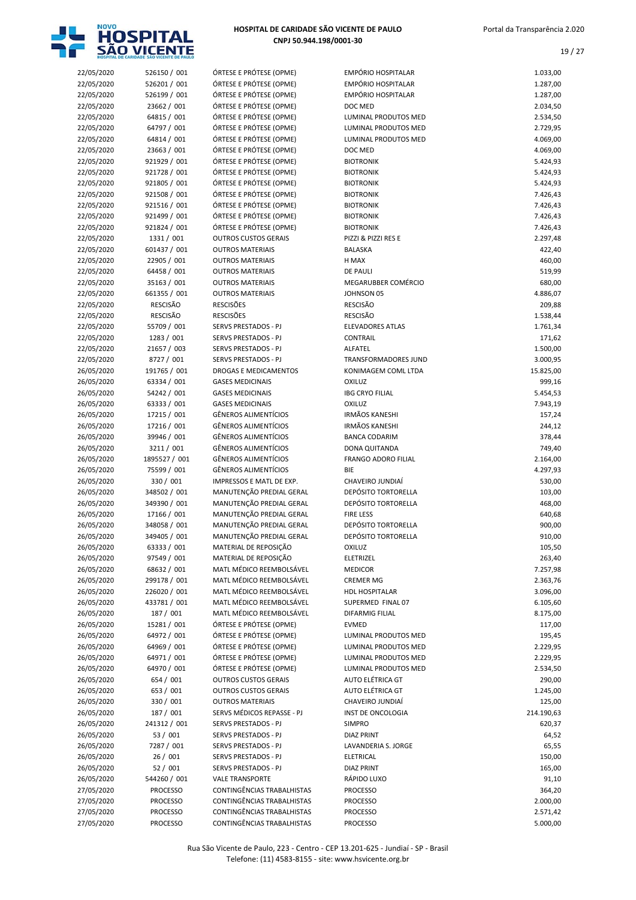| | | | | |
|---|---|---|---|---|
| 22/05/2020 | 526150 / 001 | ÓRTESE E PRÓTESE (OPME) | EMPÓRIO HOSPITALAR | 1.033,00 |
| 22/05/2020 | 526201 / 001 | ÓRTESE E PRÓTESE (OPME) | EMPÓRIO HOSPITALAR | 1.287,00 |
| 22/05/2020 | 526199 / 001 | ÓRTESE E PRÓTESE (OPME) | EMPÓRIO HOSPITALAR | 1.287,00 |
| 22/05/2020 | 23662 / 001 | ÓRTESE E PRÓTESE (OPME) | DOC MED | 2.034,50 |
| 22/05/2020 | 64815 / 001 | ÓRTESE E PRÓTESE (OPME) | LUMINAL PRODUTOS MED | 2.534,50 |
| 22/05/2020 | 64797 / 001 | ÓRTESE E PRÓTESE (OPME) | LUMINAL PRODUTOS MED | 2.729,95 |
| 22/05/2020 | 64814 / 001 | ÓRTESE E PRÓTESE (OPME) | LUMINAL PRODUTOS MED | 4.069,00 |
| 22/05/2020 | 23663 / 001 | ÓRTESE E PRÓTESE (OPME) | DOC MED | 4.069,00 |
| 22/05/2020 | 921929 / 001 | ÓRTESE E PRÓTESE (OPME) | BIOTRONIK | 5.424,93 |
| 22/05/2020 | 921728 / 001 | ÓRTESE E PRÓTESE (OPME) | BIOTRONIK | 5.424,93 |
| 22/05/2020 | 921805 / 001 | ÓRTESE E PRÓTESE (OPME) | BIOTRONIK | 5.424,93 |
| 22/05/2020 | 921508 / 001 | ÓRTESE E PRÓTESE (OPME) | BIOTRONIK | 7.426,43 |
| 22/05/2020 | 921516 / 001 | ÓRTESE E PRÓTESE (OPME) | BIOTRONIK | 7.426,43 |
| 22/05/2020 | 921499 / 001 | ÓRTESE E PRÓTESE (OPME) | BIOTRONIK | 7.426,43 |
| 22/05/2020 | 921824 / 001 | ÓRTESE E PRÓTESE (OPME) | BIOTRONIK | 7.426,43 |
| 22/05/2020 | 1331 / 001 | OUTROS CUSTOS GERAIS | PIZZI & PIZZI RES E | 2.297,48 |
| 22/05/2020 | 601437 / 001 | OUTROS MATERIAIS | BALASKA | 422,40 |
| 22/05/2020 | 22905 / 001 | OUTROS MATERIAIS | H MAX | 460,00 |
| 22/05/2020 | 64458 / 001 | OUTROS MATERIAIS | DE PAULI | 519,99 |
| 22/05/2020 | 35163 / 001 | OUTROS MATERIAIS | MEGARUBBER COMÉRCIO | 680,00 |
| 22/05/2020 | 661355 / 001 | OUTROS MATERIAIS | JOHNSON 05 | 4.886,07 |
| 22/05/2020 | RESCISÃO | RESCISÕES | RESCISÃO | 209,88 |
| 22/05/2020 | RESCISÃO | RESCISÕES | RESCISÃO | 1.538,44 |
| 22/05/2020 | 55709 / 001 | SERVS PRESTADOS - PJ | ELEVADORES ATLAS | 1.761,34 |
| 22/05/2020 | 1283 / 001 | SERVS PRESTADOS - PJ | CONTRAIL | 171,62 |
| 22/05/2020 | 21657 / 003 | SERVS PRESTADOS - PJ | ALFATEL | 1.500,00 |
| 22/05/2020 | 8727 / 001 | SERVS PRESTADOS - PJ | TRANSFORMADORES JUND | 3.000,95 |
| 26/05/2020 | 191765 / 001 | DROGAS E MEDICAMENTOS | KONIMAGEM COML LTDA | 15.825,00 |
| 26/05/2020 | 63334 / 001 | GASES MEDICINAIS | OXILUZ | 999,16 |
| 26/05/2020 | 54242 / 001 | GASES MEDICINAIS | IBG CRYO FILIAL | 5.454,53 |
| 26/05/2020 | 63333 / 001 | GASES MEDICINAIS | OXILUZ | 7.943,19 |
| 26/05/2020 | 17215 / 001 | GÊNEROS ALIMENTÍCIOS | IRMÃOS KANESHI | 157,24 |
| 26/05/2020 | 17216 / 001 | GÊNEROS ALIMENTÍCIOS | IRMÃOS KANESHI | 244,12 |
| 26/05/2020 | 39946 / 001 | GÊNEROS ALIMENTÍCIOS | BANCA CODARIM | 378,44 |
| 26/05/2020 | 3211 / 001 | GÊNEROS ALIMENTÍCIOS | DONA QUITANDA | 749,40 |
| 26/05/2020 | 1895527 / 001 | GÊNEROS ALIMENTÍCIOS | FRANGO ADORO FILIAL | 2.164,00 |
| 26/05/2020 | 75599 / 001 | GÊNEROS ALIMENTÍCIOS | BIE | 4.297,93 |
| 26/05/2020 | 330 / 001 | IMPRESSOS E MATL DE EXP. | CHAVEIRO JUNDIAÍ | 530,00 |
| 26/05/2020 | 348502 / 001 | MANUTENÇÃO PREDIAL GERAL | DEPÓSITO TORTORELLA | 103,00 |
| 26/05/2020 | 349390 / 001 | MANUTENÇÃO PREDIAL GERAL | DEPÓSITO TORTORELLA | 468,00 |
| 26/05/2020 | 17166 / 001 | MANUTENÇÃO PREDIAL GERAL | FIRE LESS | 640,68 |
| 26/05/2020 | 348058 / 001 | MANUTENÇÃO PREDIAL GERAL | DEPÓSITO TORTORELLA | 900,00 |
| 26/05/2020 | 349405 / 001 | MANUTENÇÃO PREDIAL GERAL | DEPÓSITO TORTORELLA | 910,00 |
| 26/05/2020 | 63333 / 001 | MATERIAL DE REPOSIÇÃO | OXILUZ | 105,50 |
| 26/05/2020 | 97549 / 001 | MATERIAL DE REPOSIÇÃO | ELETRIZEL | 263,40 |
| 26/05/2020 | 68632 / 001 | MATL MÉDICO REEMBOLSÁVEL | MEDICOR | 7.257,98 |
| 26/05/2020 | 299178 / 001 | MATL MÉDICO REEMBOLSÁVEL | CREMER MG | 2.363,76 |
| 26/05/2020 | 226020 / 001 | MATL MÉDICO REEMBOLSÁVEL | HDL HOSPITALAR | 3.096,00 |
| 26/05/2020 | 433781 / 001 | MATL MÉDICO REEMBOLSÁVEL | SUPERMED FINAL 07 | 6.105,60 |
| 26/05/2020 | 187 / 001 | MATL MÉDICO REEMBOLSÁVEL | DIFARMIG FILIAL | 8.175,00 |
| 26/05/2020 | 15281 / 001 | ÓRTESE E PRÓTESE (OPME) | EVMED | 117,00 |
| 26/05/2020 | 64972 / 001 | ÓRTESE E PRÓTESE (OPME) | LUMINAL PRODUTOS MED | 195,45 |
| 26/05/2020 | 64969 / 001 | ÓRTESE E PRÓTESE (OPME) | LUMINAL PRODUTOS MED | 2.229,95 |
| 26/05/2020 | 64971 / 001 | ÓRTESE E PRÓTESE (OPME) | LUMINAL PRODUTOS MED | 2.229,95 |
| 26/05/2020 | 64970 / 001 | ÓRTESE E PRÓTESE (OPME) | LUMINAL PRODUTOS MED | 2.534,50 |
| 26/05/2020 | 654 / 001 | OUTROS CUSTOS GERAIS | AUTO ELÉTRICA GT | 290,00 |
| 26/05/2020 | 653 / 001 | OUTROS CUSTOS GERAIS | AUTO ELÉTRICA GT | 1.245,00 |
| 26/05/2020 | 330 / 001 | OUTROS MATERIAIS | CHAVEIRO JUNDIAÍ | 125,00 |
| 26/05/2020 | 187 / 001 | SERVS MÉDICOS REPASSE - PJ | INST DE ONCOLOGIA | 214.190,63 |
| 26/05/2020 | 241312 / 001 | SERVS PRESTADOS - PJ | SIMPRO | 620,37 |
| 26/05/2020 | 53 / 001 | SERVS PRESTADOS - PJ | DIAZ PRINT | 64,52 |
| 26/05/2020 | 7287 / 001 | SERVS PRESTADOS - PJ | LAVANDERIA S. JORGE | 65,55 |
| 26/05/2020 | 26 / 001 | SERVS PRESTADOS - PJ | ELETRICAL | 150,00 |
| 26/05/2020 | 52 / 001 | SERVS PRESTADOS - PJ | DIAZ PRINT | 165,00 |
| 26/05/2020 | 544260 / 001 | VALE TRANSPORTE | RÁPIDO LUXO | 91,10 |
| 27/05/2020 | PROCESSO | CONTINGÊNCIAS TRABALHISTAS | PROCESSO | 364,20 |
| 27/05/2020 | PROCESSO | CONTINGÊNCIAS TRABALHISTAS | PROCESSO | 2.000,00 |
| 27/05/2020 | PROCESSO | CONTINGÊNCIAS TRABALHISTAS | PROCESSO | 2.571,42 |
| 27/05/2020 | PROCESSO | CONTINGÊNCIAS TRABALHISTAS | PROCESSO | 5.000,00 |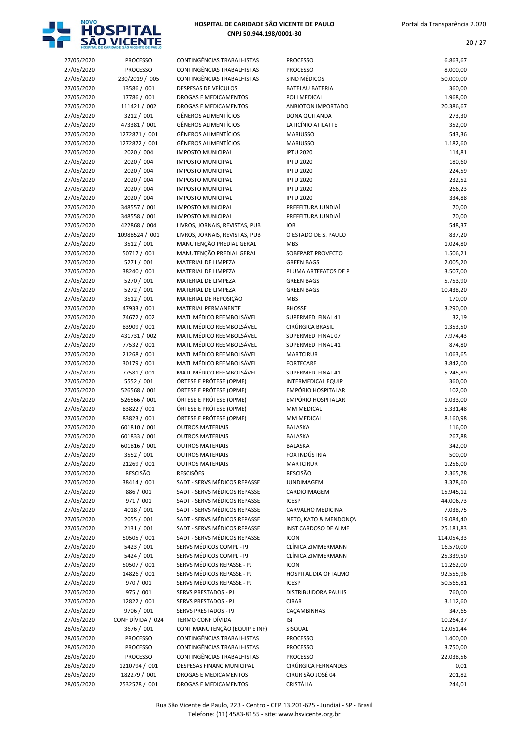**HOSPITAL DE CARIDADE SÃO VICENTE DE PAULO**
**CNPJ 50.944.198/0001-30**

| | | | | |
|---|---|---|---|---|
| 27/05/2020 | PROCESSO | CONTINGÊNCIAS TRABALHISTAS | PROCESSO | 6.863,67 |
| 27/05/2020 | PROCESSO | CONTINGÊNCIAS TRABALHISTAS | PROCESSO | 8.000,00 |
| 27/05/2020 | 230/2019 / 005 | CONTINGÊNCIAS TRABALHISTAS | SIND MÉDICOS | 50.000,00 |
| 27/05/2020 | 13586 / 001 | DESPESAS DE VEÍCULOS | BATELAU BATERIA | 360,00 |
| 27/05/2020 | 17786 / 001 | DROGAS E MEDICAMENTOS | POLI MEDICAL | 1.968,00 |
| 27/05/2020 | 111421 / 002 | DROGAS E MEDICAMENTOS | ANBIOTON IMPORTADO | 20.386,67 |
| 27/05/2020 | 3212 / 001 | GÊNEROS ALIMENTÍCIOS | DONA QUITANDA | 273,30 |
| 27/05/2020 | 473381 / 001 | GÊNEROS ALIMENTÍCIOS | LATICÍNIO ATILATTE | 352,00 |
| 27/05/2020 | 1272871 / 001 | GÊNEROS ALIMENTÍCIOS | MARIUSSO | 543,36 |
| 27/05/2020 | 1272872 / 001 | GÊNEROS ALIMENTÍCIOS | MARIUSSO | 1.182,60 |
| 27/05/2020 | 2020 / 004 | IMPOSTO MUNICIPAL | IPTU 2020 | 114,81 |
| 27/05/2020 | 2020 / 004 | IMPOSTO MUNICIPAL | IPTU 2020 | 180,60 |
| 27/05/2020 | 2020 / 004 | IMPOSTO MUNICIPAL | IPTU 2020 | 224,59 |
| 27/05/2020 | 2020 / 004 | IMPOSTO MUNICIPAL | IPTU 2020 | 232,52 |
| 27/05/2020 | 2020 / 004 | IMPOSTO MUNICIPAL | IPTU 2020 | 266,23 |
| 27/05/2020 | 2020 / 004 | IMPOSTO MUNICIPAL | IPTU 2020 | 334,88 |
| 27/05/2020 | 348557 / 001 | IMPOSTO MUNICIPAL | PREFEITURA JUNDIAÍ | 70,00 |
| 27/05/2020 | 348558 / 001 | IMPOSTO MUNICIPAL | PREFEITURA JUNDIAÍ | 70,00 |
| 27/05/2020 | 422868 / 004 | LIVROS, JORNAIS, REVISTAS, PUB | IOB | 548,37 |
| 27/05/2020 | 10988524 / 001 | LIVROS, JORNAIS, REVISTAS, PUB | O ESTADO DE S. PAULO | 837,20 |
| 27/05/2020 | 3512 / 001 | MANUTENÇÃO PREDIAL GERAL | MBS | 1.024,80 |
| 27/05/2020 | 50717 / 001 | MANUTENÇÃO PREDIAL GERAL | SOBEPART PROVECTO | 1.506,21 |
| 27/05/2020 | 5271 / 001 | MATERIAL DE LIMPEZA | GREEN BAGS | 2.005,20 |
| 27/05/2020 | 38240 / 001 | MATERIAL DE LIMPEZA | PLUMA ARTEFATOS DE P | 3.507,00 |
| 27/05/2020 | 5270 / 001 | MATERIAL DE LIMPEZA | GREEN BAGS | 5.753,90 |
| 27/05/2020 | 5272 / 001 | MATERIAL DE LIMPEZA | GREEN BAGS | 10.438,20 |
| 27/05/2020 | 3512 / 001 | MATERIAL DE REPOSIÇÃO | MBS | 170,00 |
| 27/05/2020 | 47933 / 001 | MATERIAL PERMANENTE | RHOSSE | 3.290,00 |
| 27/05/2020 | 74672 / 002 | MATL MÉDICO REEMBOLSÁVEL | SUPERMED FINAL 41 | 32,19 |
| 27/05/2020 | 83909 / 001 | MATL MÉDICO REEMBOLSÁVEL | CIRÚRGICA BRASIL | 1.353,50 |
| 27/05/2020 | 431731 / 002 | MATL MÉDICO REEMBOLSÁVEL | SUPERMED FINAL 07 | 7.974,43 |
| 27/05/2020 | 77532 / 001 | MATL MÉDICO REEMBOLSÁVEL | SUPERMED FINAL 41 | 874,80 |
| 27/05/2020 | 21268 / 001 | MATL MÉDICO REEMBOLSÁVEL | MARTCIRUR | 1.063,65 |
| 27/05/2020 | 30179 / 001 | MATL MÉDICO REEMBOLSÁVEL | FORTECARE | 3.842,00 |
| 27/05/2020 | 77581 / 001 | MATL MÉDICO REEMBOLSÁVEL | SUPERMED FINAL 41 | 5.245,89 |
| 27/05/2020 | 5552 / 001 | ÓRTESE E PRÓTESE (OPME) | INTERMEDICAL EQUIP | 360,00 |
| 27/05/2020 | 526568 / 001 | ÓRTESE E PRÓTESE (OPME) | EMPÓRIO HOSPITALAR | 102,00 |
| 27/05/2020 | 526566 / 001 | ÓRTESE E PRÓTESE (OPME) | EMPÓRIO HOSPITALAR | 1.033,00 |
| 27/05/2020 | 83822 / 001 | ÓRTESE E PRÓTESE (OPME) | MM MEDICAL | 5.331,48 |
| 27/05/2020 | 83823 / 001 | ÓRTESE E PRÓTESE (OPME) | MM MEDICAL | 8.160,98 |
| 27/05/2020 | 601810 / 001 | OUTROS MATERIAIS | BALASKA | 116,00 |
| 27/05/2020 | 601833 / 001 | OUTROS MATERIAIS | BALASKA | 267,88 |
| 27/05/2020 | 601816 / 001 | OUTROS MATERIAIS | BALASKA | 342,00 |
| 27/05/2020 | 3552 / 001 | OUTROS MATERIAIS | FOX INDÚSTRIA | 500,00 |
| 27/05/2020 | 21269 / 001 | OUTROS MATERIAIS | MARTCIRUR | 1.256,00 |
| 27/05/2020 | RESCISÃO | RESCISÕES | RESCISÃO | 2.365,78 |
| 27/05/2020 | 38414 / 001 | SADT - SERVS MÉDICOS REPASSE | JUNDIMAGEM | 3.378,60 |
| 27/05/2020 | 886 / 001 | SADT - SERVS MÉDICOS REPASSE | CARDIOIMAGEM | 15.945,12 |
| 27/05/2020 | 971 / 001 | SADT - SERVS MÉDICOS REPASSE | ICESP | 44.006,73 |
| 27/05/2020 | 4018 / 001 | SADT - SERVS MÉDICOS REPASSE | CARVALHO MEDICINA | 7.038,75 |
| 27/05/2020 | 2055 / 001 | SADT - SERVS MÉDICOS REPASSE | NETO, KATO & MENDONÇA | 19.084,40 |
| 27/05/2020 | 2131 / 001 | SADT - SERVS MÉDICOS REPASSE | INST CARDOSO DE ALME | 25.181,83 |
| 27/05/2020 | 50505 / 001 | SADT - SERVS MÉDICOS REPASSE | ICON | 114.054,33 |
| 27/05/2020 | 5423 / 001 | SERVS MÉDICOS COMPL - PJ | CLÍNICA ZIMMERMANN | 16.570,00 |
| 27/05/2020 | 5424 / 001 | SERVS MÉDICOS COMPL - PJ | CLÍNICA ZIMMERMANN | 25.339,50 |
| 27/05/2020 | 50507 / 001 | SERVS MÉDICOS REPASSE - PJ | ICON | 11.262,00 |
| 27/05/2020 | 14826 / 001 | SERVS MÉDICOS REPASSE - PJ | HOSPITAL DIA OFTALMO | 92.555,96 |
| 27/05/2020 | 970 / 001 | SERVS MÉDICOS REPASSE - PJ | ICESP | 50.565,81 |
| 27/05/2020 | 975 / 001 | SERVS PRESTADOS - PJ | DISTRIBUIDORA PAULIS | 760,00 |
| 27/05/2020 | 12822 / 001 | SERVS PRESTADOS - PJ | CIRAR | 3.112,60 |
| 27/05/2020 | 9706 / 001 | SERVS PRESTADOS - PJ | CAÇAMBINHAS | 347,65 |
| 27/05/2020 | CONF DÍVIDA / 024 | TERMO CONF DÍVIDA | ISI | 10.264,37 |
| 28/05/2020 | 3676 / 001 | CONT MANUTENÇÃO (EQUIP E INF) | SISQUAL | 12.051,44 |
| 28/05/2020 | PROCESSO | CONTINGÊNCIAS TRABALHISTAS | PROCESSO | 1.400,00 |
| 28/05/2020 | PROCESSO | CONTINGÊNCIAS TRABALHISTAS | PROCESSO | 3.750,00 |
| 28/05/2020 | PROCESSO | CONTINGÊNCIAS TRABALHISTAS | PROCESSO | 22.038,56 |
| 28/05/2020 | 1210794 / 001 | DESPESAS FINANC MUNICIPAL | CIRÚRGICA FERNANDES | 0,01 |
| 28/05/2020 | 182279 / 001 | DROGAS E MEDICAMENTOS | CIRUR SÃO JOSÉ 04 | 201,82 |
| 28/05/2020 | 2532578 / 001 | DROGAS E MEDICAMENTOS | CRISTÁLIA | 244,01 |

Rua São Vicente de Paulo, 223 - Centro - CEP 13.201-625 - Jundiaí - SP - Brasil
Telefone: (11) 4583-8155 - site: www.hsvicente.org.br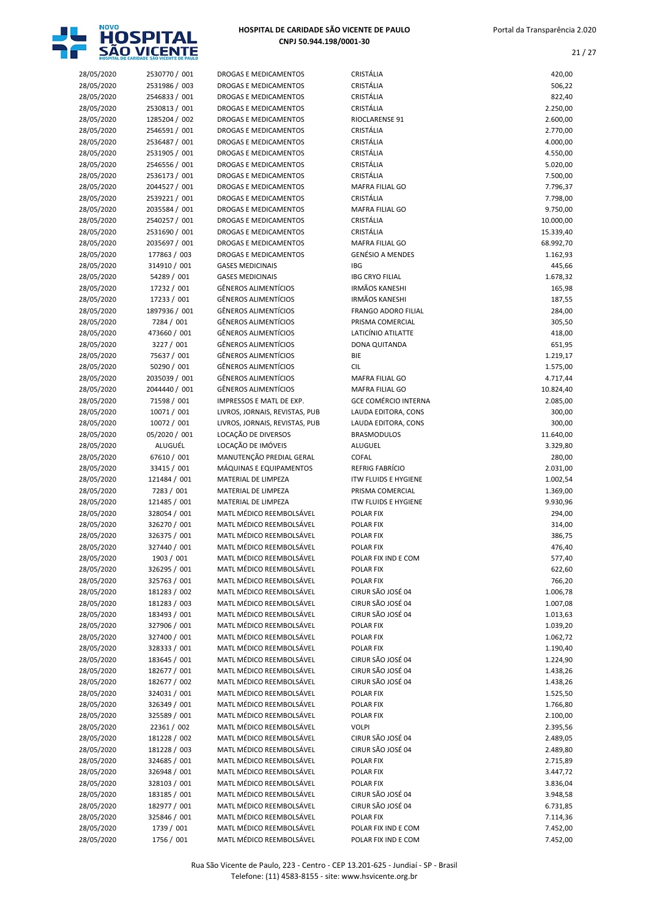| | | | | |
|---|---|---|---|---|
| 28/05/2020 | 2530770 / 001 | DROGAS E MEDICAMENTOS | CRISTÁLIA | 420,00 |
| 28/05/2020 | 2531986 / 003 | DROGAS E MEDICAMENTOS | CRISTÁLIA | 506,22 |
| 28/05/2020 | 2546833 / 001 | DROGAS E MEDICAMENTOS | CRISTÁLIA | 822,40 |
| 28/05/2020 | 2530813 / 001 | DROGAS E MEDICAMENTOS | CRISTÁLIA | 2.250,00 |
| 28/05/2020 | 1285204 / 002 | DROGAS E MEDICAMENTOS | RIOCLARENSE 91 | 2.600,00 |
| 28/05/2020 | 2546591 / 001 | DROGAS E MEDICAMENTOS | CRISTÁLIA | 2.770,00 |
| 28/05/2020 | 2536487 / 001 | DROGAS E MEDICAMENTOS | CRISTÁLIA | 4.000,00 |
| 28/05/2020 | 2531905 / 001 | DROGAS E MEDICAMENTOS | CRISTÁLIA | 4.550,00 |
| 28/05/2020 | 2546556 / 001 | DROGAS E MEDICAMENTOS | CRISTÁLIA | 5.020,00 |
| 28/05/2020 | 2536173 / 001 | DROGAS E MEDICAMENTOS | CRISTÁLIA | 7.500,00 |
| 28/05/2020 | 2044527 / 001 | DROGAS E MEDICAMENTOS | MAFRA FILIAL GO | 7.796,37 |
| 28/05/2020 | 2539221 / 001 | DROGAS E MEDICAMENTOS | CRISTÁLIA | 7.798,00 |
| 28/05/2020 | 2035584 / 001 | DROGAS E MEDICAMENTOS | MAFRA FILIAL GO | 9.750,00 |
| 28/05/2020 | 2540257 / 001 | DROGAS E MEDICAMENTOS | CRISTÁLIA | 10.000,00 |
| 28/05/2020 | 2531690 / 001 | DROGAS E MEDICAMENTOS | CRISTÁLIA | 15.339,40 |
| 28/05/2020 | 2035697 / 001 | DROGAS E MEDICAMENTOS | MAFRA FILIAL GO | 68.992,70 |
| 28/05/2020 | 177863 / 003 | DROGAS E MEDICAMENTOS | GENÉSIO A MENDES | 1.162,93 |
| 28/05/2020 | 314910 / 001 | GASES MEDICINAIS | IBG | 445,66 |
| 28/05/2020 | 54289 / 001 | GASES MEDICINAIS | IBG CRYO FILIAL | 1.678,32 |
| 28/05/2020 | 17232 / 001 | GÊNEROS ALIMENTÍCIOS | IRMÃOS KANESHI | 165,98 |
| 28/05/2020 | 17233 / 001 | GÊNEROS ALIMENTÍCIOS | IRMÃOS KANESHI | 187,55 |
| 28/05/2020 | 1897936 / 001 | GÊNEROS ALIMENTÍCIOS | FRANGO ADORO FILIAL | 284,00 |
| 28/05/2020 | 7284 / 001 | GÊNEROS ALIMENTÍCIOS | PRISMA COMERCIAL | 305,50 |
| 28/05/2020 | 473660 / 001 | GÊNEROS ALIMENTÍCIOS | LATICÍNIO ATILATTE | 418,00 |
| 28/05/2020 | 3227 / 001 | GÊNEROS ALIMENTÍCIOS | DONA QUITANDA | 651,95 |
| 28/05/2020 | 75637 / 001 | GÊNEROS ALIMENTÍCIOS | BIE | 1.219,17 |
| 28/05/2020 | 50290 / 001 | GÊNEROS ALIMENTÍCIOS | CIL | 1.575,00 |
| 28/05/2020 | 2035039 / 001 | GÊNEROS ALIMENTÍCIOS | MAFRA FILIAL GO | 4.717,44 |
| 28/05/2020 | 2044440 / 001 | GÊNEROS ALIMENTÍCIOS | MAFRA FILIAL GO | 10.824,40 |
| 28/05/2020 | 71598 / 001 | IMPRESSOS E MATL DE EXP. | GCE COMÉRCIO INTERNA | 2.085,00 |
| 28/05/2020 | 10071 / 001 | LIVROS, JORNAIS, REVISTAS, PUB | LAUDA EDITORA, CONS | 300,00 |
| 28/05/2020 | 10072 / 001 | LIVROS, JORNAIS, REVISTAS, PUB | LAUDA EDITORA, CONS | 300,00 |
| 28/05/2020 | 05/2020 / 001 | LOCAÇÃO DE DIVERSOS | BRASMODULOS | 11.640,00 |
| 28/05/2020 | ALUGUÉL | LOCAÇÃO DE IMÓVEIS | ALUGUEL | 3.329,80 |
| 28/05/2020 | 67610 / 001 | MANUTENÇÃO PREDIAL GERAL | COFAL | 280,00 |
| 28/05/2020 | 33415 / 001 | MÁQUINAS E EQUIPAMENTOS | REFRIG FABRÍCIO | 2.031,00 |
| 28/05/2020 | 121484 / 001 | MATERIAL DE LIMPEZA | ITW FLUIDS E HYGIENE | 1.002,54 |
| 28/05/2020 | 7283 / 001 | MATERIAL DE LIMPEZA | PRISMA COMERCIAL | 1.369,00 |
| 28/05/2020 | 121485 / 001 | MATERIAL DE LIMPEZA | ITW FLUIDS E HYGIENE | 9.930,96 |
| 28/05/2020 | 328054 / 001 | MATL MÉDICO REEMBOLSÁVEL | POLAR FIX | 294,00 |
| 28/05/2020 | 326270 / 001 | MATL MÉDICO REEMBOLSÁVEL | POLAR FIX | 314,00 |
| 28/05/2020 | 326375 / 001 | MATL MÉDICO REEMBOLSÁVEL | POLAR FIX | 386,75 |
| 28/05/2020 | 327440 / 001 | MATL MÉDICO REEMBOLSÁVEL | POLAR FIX | 476,40 |
| 28/05/2020 | 1903 / 001 | MATL MÉDICO REEMBOLSÁVEL | POLAR FIX IND E COM | 577,40 |
| 28/05/2020 | 326295 / 001 | MATL MÉDICO REEMBOLSÁVEL | POLAR FIX | 622,60 |
| 28/05/2020 | 325763 / 001 | MATL MÉDICO REEMBOLSÁVEL | POLAR FIX | 766,20 |
| 28/05/2020 | 181283 / 002 | MATL MÉDICO REEMBOLSÁVEL | CIRUR SÃO JOSÉ 04 | 1.006,78 |
| 28/05/2020 | 181283 / 003 | MATL MÉDICO REEMBOLSÁVEL | CIRUR SÃO JOSÉ 04 | 1.007,08 |
| 28/05/2020 | 183493 / 001 | MATL MÉDICO REEMBOLSÁVEL | CIRUR SÃO JOSÉ 04 | 1.013,63 |
| 28/05/2020 | 327906 / 001 | MATL MÉDICO REEMBOLSÁVEL | POLAR FIX | 1.039,20 |
| 28/05/2020 | 327400 / 001 | MATL MÉDICO REEMBOLSÁVEL | POLAR FIX | 1.062,72 |
| 28/05/2020 | 328333 / 001 | MATL MÉDICO REEMBOLSÁVEL | POLAR FIX | 1.190,40 |
| 28/05/2020 | 183645 / 001 | MATL MÉDICO REEMBOLSÁVEL | CIRUR SÃO JOSÉ 04 | 1.224,90 |
| 28/05/2020 | 182677 / 001 | MATL MÉDICO REEMBOLSÁVEL | CIRUR SÃO JOSÉ 04 | 1.438,26 |
| 28/05/2020 | 182677 / 002 | MATL MÉDICO REEMBOLSÁVEL | CIRUR SÃO JOSÉ 04 | 1.438,26 |
| 28/05/2020 | 324031 / 001 | MATL MÉDICO REEMBOLSÁVEL | POLAR FIX | 1.525,50 |
| 28/05/2020 | 326349 / 001 | MATL MÉDICO REEMBOLSÁVEL | POLAR FIX | 1.766,80 |
| 28/05/2020 | 325589 / 001 | MATL MÉDICO REEMBOLSÁVEL | POLAR FIX | 2.100,00 |
| 28/05/2020 | 22361 / 002 | MATL MÉDICO REEMBOLSÁVEL | VOLPI | 2.395,56 |
| 28/05/2020 | 181228 / 002 | MATL MÉDICO REEMBOLSÁVEL | CIRUR SÃO JOSÉ 04 | 2.489,05 |
| 28/05/2020 | 181228 / 003 | MATL MÉDICO REEMBOLSÁVEL | CIRUR SÃO JOSÉ 04 | 2.489,80 |
| 28/05/2020 | 324685 / 001 | MATL MÉDICO REEMBOLSÁVEL | POLAR FIX | 2.715,89 |
| 28/05/2020 | 326948 / 001 | MATL MÉDICO REEMBOLSÁVEL | POLAR FIX | 3.447,72 |
| 28/05/2020 | 328103 / 001 | MATL MÉDICO REEMBOLSÁVEL | POLAR FIX | 3.836,04 |
| 28/05/2020 | 183185 / 001 | MATL MÉDICO REEMBOLSÁVEL | CIRUR SÃO JOSÉ 04 | 3.948,58 |
| 28/05/2020 | 182977 / 001 | MATL MÉDICO REEMBOLSÁVEL | CIRUR SÃO JOSÉ 04 | 6.731,85 |
| 28/05/2020 | 325846 / 001 | MATL MÉDICO REEMBOLSÁVEL | POLAR FIX | 7.114,36 |
| 28/05/2020 | 1739 / 001 | MATL MÉDICO REEMBOLSÁVEL | POLAR FIX IND E COM | 7.452,00 |
| 28/05/2020 | 1756 / 001 | MATL MÉDICO REEMBOLSÁVEL | POLAR FIX IND E COM | 7.452,00 |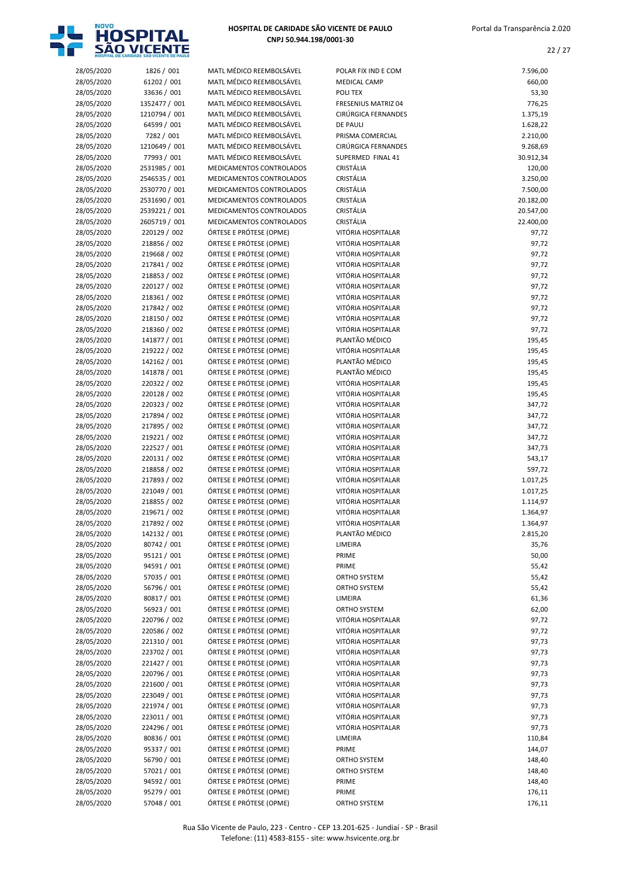# HOSPITAL DE CARIDADE SÃO VICENTE DE PAULO
**CNPJ 50.944.198/0001-30**

| | | | | |
|---|---|---|---|---|
| 28/05/2020 | 1826 / 001 | MATL MÉDICO REEMBOLSÁVEL | POLAR FIX IND E COM | 7.596,00 |
| 28/05/2020 | 61202 / 001 | MATL MÉDICO REEMBOLSÁVEL | MEDICAL CAMP | 660,00 |
| 28/05/2020 | 33636 / 001 | MATL MÉDICO REEMBOLSÁVEL | POLI TEX | 53,30 |
| 28/05/2020 | 1352477 / 001 | MATL MÉDICO REEMBOLSÁVEL | FRESENIUS MATRIZ 04 | 776,25 |
| 28/05/2020 | 1210794 / 001 | MATL MÉDICO REEMBOLSÁVEL | CIRÚRGICA FERNANDES | 1.375,19 |
| 28/05/2020 | 64599 / 001 | MATL MÉDICO REEMBOLSÁVEL | DE PAULI | 1.628,22 |
| 28/05/2020 | 7282 / 001 | MATL MÉDICO REEMBOLSÁVEL | PRISMA COMERCIAL | 2.210,00 |
| 28/05/2020 | 1210649 / 001 | MATL MÉDICO REEMBOLSÁVEL | CIRÚRGICA FERNANDES | 9.268,69 |
| 28/05/2020 | 77993 / 001 | MATL MÉDICO REEMBOLSÁVEL | SUPERMED FINAL 41 | 30.912,34 |
| 28/05/2020 | 2531985 / 001 | MEDICAMENTOS CONTROLADOS | CRISTÁLIA | 120,00 |
| 28/05/2020 | 2546535 / 001 | MEDICAMENTOS CONTROLADOS | CRISTÁLIA | 3.250,00 |
| 28/05/2020 | 2530770 / 001 | MEDICAMENTOS CONTROLADOS | CRISTÁLIA | 7.500,00 |
| 28/05/2020 | 2531690 / 001 | MEDICAMENTOS CONTROLADOS | CRISTÁLIA | 20.182,00 |
| 28/05/2020 | 2539221 / 001 | MEDICAMENTOS CONTROLADOS | CRISTÁLIA | 20.547,00 |
| 28/05/2020 | 2605719 / 001 | MEDICAMENTOS CONTROLADOS | CRISTÁLIA | 22.400,00 |
| 28/05/2020 | 220129 / 002 | ÓRTESE E PRÓTESE (OPME) | VITÓRIA HOSPITALAR | 97,72 |
| 28/05/2020 | 218856 / 002 | ÓRTESE E PRÓTESE (OPME) | VITÓRIA HOSPITALAR | 97,72 |
| 28/05/2020 | 219668 / 002 | ÓRTESE E PRÓTESE (OPME) | VITÓRIA HOSPITALAR | 97,72 |
| 28/05/2020 | 217841 / 002 | ÓRTESE E PRÓTESE (OPME) | VITÓRIA HOSPITALAR | 97,72 |
| 28/05/2020 | 218853 / 002 | ÓRTESE E PRÓTESE (OPME) | VITÓRIA HOSPITALAR | 97,72 |
| 28/05/2020 | 220127 / 002 | ÓRTESE E PRÓTESE (OPME) | VITÓRIA HOSPITALAR | 97,72 |
| 28/05/2020 | 218361 / 002 | ÓRTESE E PRÓTESE (OPME) | VITÓRIA HOSPITALAR | 97,72 |
| 28/05/2020 | 217842 / 002 | ÓRTESE E PRÓTESE (OPME) | VITÓRIA HOSPITALAR | 97,72 |
| 28/05/2020 | 218150 / 002 | ÓRTESE E PRÓTESE (OPME) | VITÓRIA HOSPITALAR | 97,72 |
| 28/05/2020 | 218360 / 002 | ÓRTESE E PRÓTESE (OPME) | VITÓRIA HOSPITALAR | 97,72 |
| 28/05/2020 | 141877 / 001 | ÓRTESE E PRÓTESE (OPME) | PLANTÃO MÉDICO | 195,45 |
| 28/05/2020 | 219222 / 002 | ÓRTESE E PRÓTESE (OPME) | VITÓRIA HOSPITALAR | 195,45 |
| 28/05/2020 | 142162 / 001 | ÓRTESE E PRÓTESE (OPME) | PLANTÃO MÉDICO | 195,45 |
| 28/05/2020 | 141878 / 001 | ÓRTESE E PRÓTESE (OPME) | PLANTÃO MÉDICO | 195,45 |
| 28/05/2020 | 220322 / 002 | ÓRTESE E PRÓTESE (OPME) | VITÓRIA HOSPITALAR | 195,45 |
| 28/05/2020 | 220128 / 002 | ÓRTESE E PRÓTESE (OPME) | VITÓRIA HOSPITALAR | 195,45 |
| 28/05/2020 | 220323 / 002 | ÓRTESE E PRÓTESE (OPME) | VITÓRIA HOSPITALAR | 347,72 |
| 28/05/2020 | 217894 / 002 | ÓRTESE E PRÓTESE (OPME) | VITÓRIA HOSPITALAR | 347,72 |
| 28/05/2020 | 217895 / 002 | ÓRTESE E PRÓTESE (OPME) | VITÓRIA HOSPITALAR | 347,72 |
| 28/05/2020 | 219221 / 002 | ÓRTESE E PRÓTESE (OPME) | VITÓRIA HOSPITALAR | 347,72 |
| 28/05/2020 | 222527 / 001 | ÓRTESE E PRÓTESE (OPME) | VITÓRIA HOSPITALAR | 347,73 |
| 28/05/2020 | 220131 / 002 | ÓRTESE E PRÓTESE (OPME) | VITÓRIA HOSPITALAR | 543,17 |
| 28/05/2020 | 218858 / 002 | ÓRTESE E PRÓTESE (OPME) | VITÓRIA HOSPITALAR | 597,72 |
| 28/05/2020 | 217893 / 002 | ÓRTESE E PRÓTESE (OPME) | VITÓRIA HOSPITALAR | 1.017,25 |
| 28/05/2020 | 221049 / 001 | ÓRTESE E PRÓTESE (OPME) | VITÓRIA HOSPITALAR | 1.017,25 |
| 28/05/2020 | 218855 / 002 | ÓRTESE E PRÓTESE (OPME) | VITÓRIA HOSPITALAR | 1.114,97 |
| 28/05/2020 | 219671 / 002 | ÓRTESE E PRÓTESE (OPME) | VITÓRIA HOSPITALAR | 1.364,97 |
| 28/05/2020 | 217892 / 002 | ÓRTESE E PRÓTESE (OPME) | VITÓRIA HOSPITALAR | 1.364,97 |
| 28/05/2020 | 142132 / 001 | ÓRTESE E PRÓTESE (OPME) | PLANTÃO MÉDICO | 2.815,20 |
| 28/05/2020 | 80742 / 001 | ÓRTESE E PRÓTESE (OPME) | LIMEIRA | 35,76 |
| 28/05/2020 | 95121 / 001 | ÓRTESE E PRÓTESE (OPME) | PRIME | 50,00 |
| 28/05/2020 | 94591 / 001 | ÓRTESE E PRÓTESE (OPME) | PRIME | 55,42 |
| 28/05/2020 | 57035 / 001 | ÓRTESE E PRÓTESE (OPME) | ORTHO SYSTEM | 55,42 |
| 28/05/2020 | 56796 / 001 | ÓRTESE E PRÓTESE (OPME) | ORTHO SYSTEM | 55,42 |
| 28/05/2020 | 80817 / 001 | ÓRTESE E PRÓTESE (OPME) | LIMEIRA | 61,36 |
| 28/05/2020 | 56923 / 001 | ÓRTESE E PRÓTESE (OPME) | ORTHO SYSTEM | 62,00 |
| 28/05/2020 | 220796 / 002 | ÓRTESE E PRÓTESE (OPME) | VITÓRIA HOSPITALAR | 97,72 |
| 28/05/2020 | 220586 / 002 | ÓRTESE E PRÓTESE (OPME) | VITÓRIA HOSPITALAR | 97,72 |
| 28/05/2020 | 221310 / 001 | ÓRTESE E PRÓTESE (OPME) | VITÓRIA HOSPITALAR | 97,73 |
| 28/05/2020 | 223702 / 001 | ÓRTESE E PRÓTESE (OPME) | VITÓRIA HOSPITALAR | 97,73 |
| 28/05/2020 | 221427 / 001 | ÓRTESE E PRÓTESE (OPME) | VITÓRIA HOSPITALAR | 97,73 |
| 28/05/2020 | 220796 / 001 | ÓRTESE E PRÓTESE (OPME) | VITÓRIA HOSPITALAR | 97,73 |
| 28/05/2020 | 221600 / 001 | ÓRTESE E PRÓTESE (OPME) | VITÓRIA HOSPITALAR | 97,73 |
| 28/05/2020 | 223049 / 001 | ÓRTESE E PRÓTESE (OPME) | VITÓRIA HOSPITALAR | 97,73 |
| 28/05/2020 | 221974 / 001 | ÓRTESE E PRÓTESE (OPME) | VITÓRIA HOSPITALAR | 97,73 |
| 28/05/2020 | 223011 / 001 | ÓRTESE E PRÓTESE (OPME) | VITÓRIA HOSPITALAR | 97,73 |
| 28/05/2020 | 224296 / 001 | ÓRTESE E PRÓTESE (OPME) | VITÓRIA HOSPITALAR | 97,73 |
| 28/05/2020 | 80836 / 001 | ÓRTESE E PRÓTESE (OPME) | LIMEIRA | 110,84 |
| 28/05/2020 | 95337 / 001 | ÓRTESE E PRÓTESE (OPME) | PRIME | 144,07 |
| 28/05/2020 | 56790 / 001 | ÓRTESE E PRÓTESE (OPME) | ORTHO SYSTEM | 148,40 |
| 28/05/2020 | 57021 / 001 | ÓRTESE E PRÓTESE (OPME) | ORTHO SYSTEM | 148,40 |
| 28/05/2020 | 94592 / 001 | ÓRTESE E PRÓTESE (OPME) | PRIME | 148,40 |
| 28/05/2020 | 95279 / 001 | ÓRTESE E PRÓTESE (OPME) | PRIME | 176,11 |
| 28/05/2020 | 57048 / 001 | ÓRTESE E PRÓTESE (OPME) | ORTHO SYSTEM | 176,11 |

Rua São Vicente de Paulo, 223 - Centro - CEP 13.201-625 - Jundiaí - SP - Brasil
Telefone: (11) 4583-8155 - site: www.hsvicente.org.br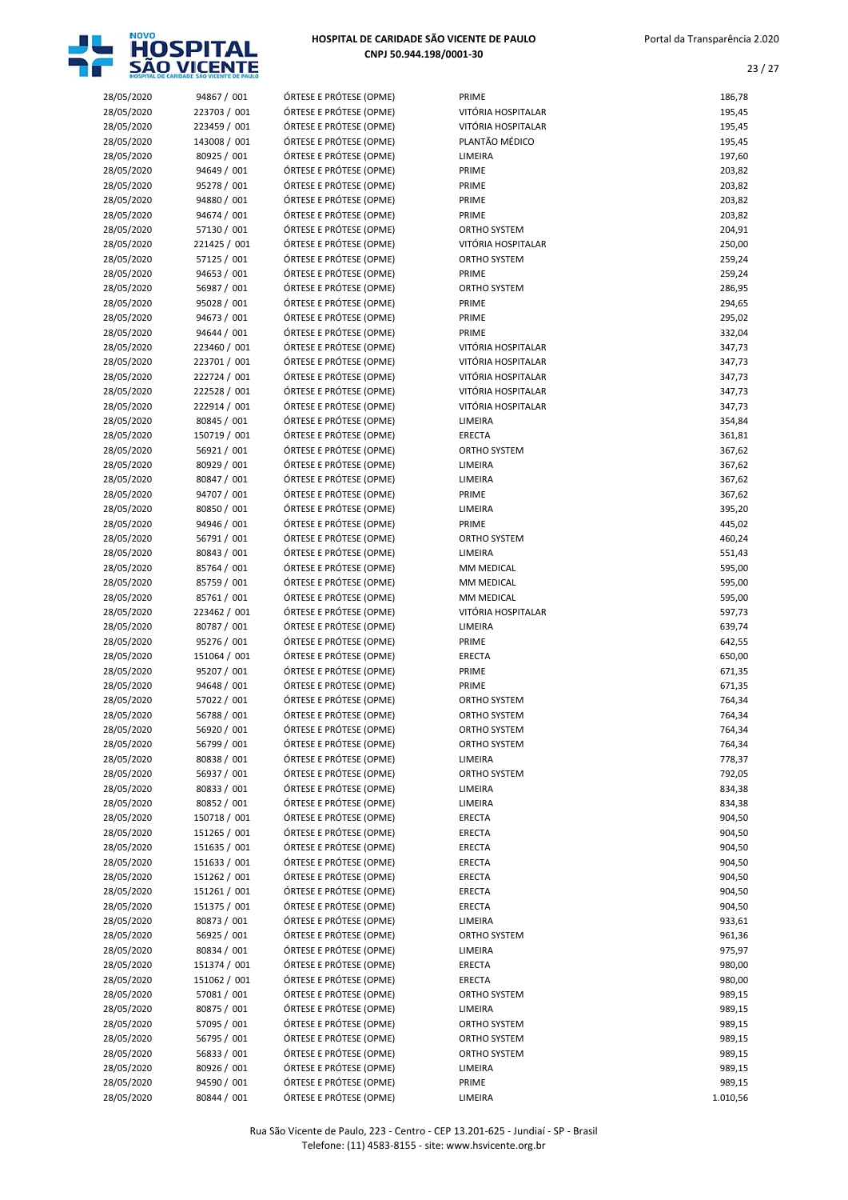| | | | | |
|---|---|---|---|---|
| 28/05/2020 | 94867 / 001 | ÓRTESE E PRÓTESE (OPME) | PRIME | 186,78 |
| 28/05/2020 | 223703 / 001 | ÓRTESE E PRÓTESE (OPME) | VITÓRIA HOSPITALAR | 195,45 |
| 28/05/2020 | 223459 / 001 | ÓRTESE E PRÓTESE (OPME) | VITÓRIA HOSPITALAR | 195,45 |
| 28/05/2020 | 143008 / 001 | ÓRTESE E PRÓTESE (OPME) | PLANTÃO MÉDICO | 195,45 |
| 28/05/2020 | 80925 / 001 | ÓRTESE E PRÓTESE (OPME) | LIMEIRA | 197,60 |
| 28/05/2020 | 94649 / 001 | ÓRTESE E PRÓTESE (OPME) | PRIME | 203,82 |
| 28/05/2020 | 95278 / 001 | ÓRTESE E PRÓTESE (OPME) | PRIME | 203,82 |
| 28/05/2020 | 94880 / 001 | ÓRTESE E PRÓTESE (OPME) | PRIME | 203,82 |
| 28/05/2020 | 94674 / 001 | ÓRTESE E PRÓTESE (OPME) | PRIME | 203,82 |
| 28/05/2020 | 57130 / 001 | ÓRTESE E PRÓTESE (OPME) | ORTHO SYSTEM | 204,91 |
| 28/05/2020 | 221425 / 001 | ÓRTESE E PRÓTESE (OPME) | VITÓRIA HOSPITALAR | 250,00 |
| 28/05/2020 | 57125 / 001 | ÓRTESE E PRÓTESE (OPME) | ORTHO SYSTEM | 259,24 |
| 28/05/2020 | 94653 / 001 | ÓRTESE E PRÓTESE (OPME) | PRIME | 259,24 |
| 28/05/2020 | 56987 / 001 | ÓRTESE E PRÓTESE (OPME) | ORTHO SYSTEM | 286,95 |
| 28/05/2020 | 95028 / 001 | ÓRTESE E PRÓTESE (OPME) | PRIME | 294,65 |
| 28/05/2020 | 94673 / 001 | ÓRTESE E PRÓTESE (OPME) | PRIME | 295,02 |
| 28/05/2020 | 94644 / 001 | ÓRTESE E PRÓTESE (OPME) | PRIME | 332,04 |
| 28/05/2020 | 223460 / 001 | ÓRTESE E PRÓTESE (OPME) | VITÓRIA HOSPITALAR | 347,73 |
| 28/05/2020 | 223701 / 001 | ÓRTESE E PRÓTESE (OPME) | VITÓRIA HOSPITALAR | 347,73 |
| 28/05/2020 | 222724 / 001 | ÓRTESE E PRÓTESE (OPME) | VITÓRIA HOSPITALAR | 347,73 |
| 28/05/2020 | 222528 / 001 | ÓRTESE E PRÓTESE (OPME) | VITÓRIA HOSPITALAR | 347,73 |
| 28/05/2020 | 222914 / 001 | ÓRTESE E PRÓTESE (OPME) | VITÓRIA HOSPITALAR | 347,73 |
| 28/05/2020 | 80845 / 001 | ÓRTESE E PRÓTESE (OPME) | LIMEIRA | 354,84 |
| 28/05/2020 | 150719 / 001 | ÓRTESE E PRÓTESE (OPME) | ERECTA | 361,81 |
| 28/05/2020 | 56921 / 001 | ÓRTESE E PRÓTESE (OPME) | ORTHO SYSTEM | 367,62 |
| 28/05/2020 | 80929 / 001 | ÓRTESE E PRÓTESE (OPME) | LIMEIRA | 367,62 |
| 28/05/2020 | 80847 / 001 | ÓRTESE E PRÓTESE (OPME) | LIMEIRA | 367,62 |
| 28/05/2020 | 94707 / 001 | ÓRTESE E PRÓTESE (OPME) | PRIME | 367,62 |
| 28/05/2020 | 80850 / 001 | ÓRTESE E PRÓTESE (OPME) | LIMEIRA | 395,20 |
| 28/05/2020 | 94946 / 001 | ÓRTESE E PRÓTESE (OPME) | PRIME | 445,02 |
| 28/05/2020 | 56791 / 001 | ÓRTESE E PRÓTESE (OPME) | ORTHO SYSTEM | 460,24 |
| 28/05/2020 | 80843 / 001 | ÓRTESE E PRÓTESE (OPME) | LIMEIRA | 551,43 |
| 28/05/2020 | 85764 / 001 | ÓRTESE E PRÓTESE (OPME) | MM MEDICAL | 595,00 |
| 28/05/2020 | 85759 / 001 | ÓRTESE E PRÓTESE (OPME) | MM MEDICAL | 595,00 |
| 28/05/2020 | 85761 / 001 | ÓRTESE E PRÓTESE (OPME) | MM MEDICAL | 595,00 |
| 28/05/2020 | 223462 / 001 | ÓRTESE E PRÓTESE (OPME) | VITÓRIA HOSPITALAR | 597,73 |
| 28/05/2020 | 80787 / 001 | ÓRTESE E PRÓTESE (OPME) | LIMEIRA | 639,74 |
| 28/05/2020 | 95276 / 001 | ÓRTESE E PRÓTESE (OPME) | PRIME | 642,55 |
| 28/05/2020 | 151064 / 001 | ÓRTESE E PRÓTESE (OPME) | ERECTA | 650,00 |
| 28/05/2020 | 95207 / 001 | ÓRTESE E PRÓTESE (OPME) | PRIME | 671,35 |
| 28/05/2020 | 94648 / 001 | ÓRTESE E PRÓTESE (OPME) | PRIME | 671,35 |
| 28/05/2020 | 57022 / 001 | ÓRTESE E PRÓTESE (OPME) | ORTHO SYSTEM | 764,34 |
| 28/05/2020 | 56788 / 001 | ÓRTESE E PRÓTESE (OPME) | ORTHO SYSTEM | 764,34 |
| 28/05/2020 | 56920 / 001 | ÓRTESE E PRÓTESE (OPME) | ORTHO SYSTEM | 764,34 |
| 28/05/2020 | 56799 / 001 | ÓRTESE E PRÓTESE (OPME) | ORTHO SYSTEM | 764,34 |
| 28/05/2020 | 80838 / 001 | ÓRTESE E PRÓTESE (OPME) | LIMEIRA | 778,37 |
| 28/05/2020 | 56937 / 001 | ÓRTESE E PRÓTESE (OPME) | ORTHO SYSTEM | 792,05 |
| 28/05/2020 | 80833 / 001 | ÓRTESE E PRÓTESE (OPME) | LIMEIRA | 834,38 |
| 28/05/2020 | 80852 / 001 | ÓRTESE E PRÓTESE (OPME) | LIMEIRA | 834,38 |
| 28/05/2020 | 150718 / 001 | ÓRTESE E PRÓTESE (OPME) | ERECTA | 904,50 |
| 28/05/2020 | 151265 / 001 | ÓRTESE E PRÓTESE (OPME) | ERECTA | 904,50 |
| 28/05/2020 | 151635 / 001 | ÓRTESE E PRÓTESE (OPME) | ERECTA | 904,50 |
| 28/05/2020 | 151633 / 001 | ÓRTESE E PRÓTESE (OPME) | ERECTA | 904,50 |
| 28/05/2020 | 151262 / 001 | ÓRTESE E PRÓTESE (OPME) | ERECTA | 904,50 |
| 28/05/2020 | 151261 / 001 | ÓRTESE E PRÓTESE (OPME) | ERECTA | 904,50 |
| 28/05/2020 | 151375 / 001 | ÓRTESE E PRÓTESE (OPME) | ERECTA | 904,50 |
| 28/05/2020 | 80873 / 001 | ÓRTESE E PRÓTESE (OPME) | LIMEIRA | 933,61 |
| 28/05/2020 | 56925 / 001 | ÓRTESE E PRÓTESE (OPME) | ORTHO SYSTEM | 961,36 |
| 28/05/2020 | 80834 / 001 | ÓRTESE E PRÓTESE (OPME) | LIMEIRA | 975,97 |
| 28/05/2020 | 151374 / 001 | ÓRTESE E PRÓTESE (OPME) | ERECTA | 980,00 |
| 28/05/2020 | 151062 / 001 | ÓRTESE E PRÓTESE (OPME) | ERECTA | 980,00 |
| 28/05/2020 | 57081 / 001 | ÓRTESE E PRÓTESE (OPME) | ORTHO SYSTEM | 989,15 |
| 28/05/2020 | 80875 / 001 | ÓRTESE E PRÓTESE (OPME) | LIMEIRA | 989,15 |
| 28/05/2020 | 57095 / 001 | ÓRTESE E PRÓTESE (OPME) | ORTHO SYSTEM | 989,15 |
| 28/05/2020 | 56795 / 001 | ÓRTESE E PRÓTESE (OPME) | ORTHO SYSTEM | 989,15 |
| 28/05/2020 | 56833 / 001 | ÓRTESE E PRÓTESE (OPME) | ORTHO SYSTEM | 989,15 |
| 28/05/2020 | 80926 / 001 | ÓRTESE E PRÓTESE (OPME) | LIMEIRA | 989,15 |
| 28/05/2020 | 94590 / 001 | ÓRTESE E PRÓTESE (OPME) | PRIME | 989,15 |
| 28/05/2020 | 80844 / 001 | ÓRTESE E PRÓTESE (OPME) | LIMEIRA | 1.010,56 |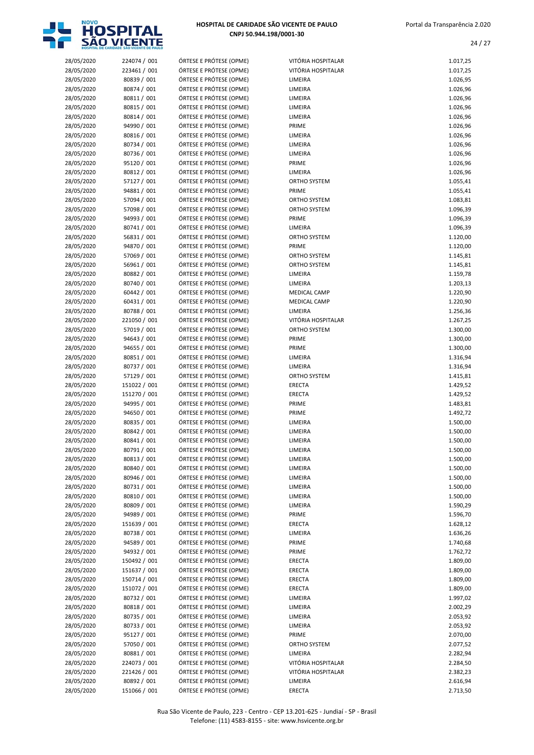| | | | | |
|---|---|---|---|---|
| 28/05/2020 | 224074 / 001 | ÓRTESE E PRÓTESE (OPME) | VITÓRIA HOSPITALAR | 1.017,25 |
| 28/05/2020 | 223461 / 001 | ÓRTESE E PRÓTESE (OPME) | VITÓRIA HOSPITALAR | 1.017,25 |
| 28/05/2020 | 80839 / 001 | ÓRTESE E PRÓTESE (OPME) | LIMEIRA | 1.026,95 |
| 28/05/2020 | 80874 / 001 | ÓRTESE E PRÓTESE (OPME) | LIMEIRA | 1.026,96 |
| 28/05/2020 | 80811 / 001 | ÓRTESE E PRÓTESE (OPME) | LIMEIRA | 1.026,96 |
| 28/05/2020 | 80815 / 001 | ÓRTESE E PRÓTESE (OPME) | LIMEIRA | 1.026,96 |
| 28/05/2020 | 80814 / 001 | ÓRTESE E PRÓTESE (OPME) | LIMEIRA | 1.026,96 |
| 28/05/2020 | 94990 / 001 | ÓRTESE E PRÓTESE (OPME) | PRIME | 1.026,96 |
| 28/05/2020 | 80816 / 001 | ÓRTESE E PRÓTESE (OPME) | LIMEIRA | 1.026,96 |
| 28/05/2020 | 80734 / 001 | ÓRTESE E PRÓTESE (OPME) | LIMEIRA | 1.026,96 |
| 28/05/2020 | 80736 / 001 | ÓRTESE E PRÓTESE (OPME) | LIMEIRA | 1.026,96 |
| 28/05/2020 | 95120 / 001 | ÓRTESE E PRÓTESE (OPME) | PRIME | 1.026,96 |
| 28/05/2020 | 80812 / 001 | ÓRTESE E PRÓTESE (OPME) | LIMEIRA | 1.026,96 |
| 28/05/2020 | 57127 / 001 | ÓRTESE E PRÓTESE (OPME) | ORTHO SYSTEM | 1.055,41 |
| 28/05/2020 | 94881 / 001 | ÓRTESE E PRÓTESE (OPME) | PRIME | 1.055,41 |
| 28/05/2020 | 57094 / 001 | ÓRTESE E PRÓTESE (OPME) | ORTHO SYSTEM | 1.083,81 |
| 28/05/2020 | 57098 / 001 | ÓRTESE E PRÓTESE (OPME) | ORTHO SYSTEM | 1.096,39 |
| 28/05/2020 | 94993 / 001 | ÓRTESE E PRÓTESE (OPME) | PRIME | 1.096,39 |
| 28/05/2020 | 80741 / 001 | ÓRTESE E PRÓTESE (OPME) | LIMEIRA | 1.096,39 |
| 28/05/2020 | 56831 / 001 | ÓRTESE E PRÓTESE (OPME) | ORTHO SYSTEM | 1.120,00 |
| 28/05/2020 | 94870 / 001 | ÓRTESE E PRÓTESE (OPME) | PRIME | 1.120,00 |
| 28/05/2020 | 57069 / 001 | ÓRTESE E PRÓTESE (OPME) | ORTHO SYSTEM | 1.145,81 |
| 28/05/2020 | 56961 / 001 | ÓRTESE E PRÓTESE (OPME) | ORTHO SYSTEM | 1.145,81 |
| 28/05/2020 | 80882 / 001 | ÓRTESE E PRÓTESE (OPME) | LIMEIRA | 1.159,78 |
| 28/05/2020 | 80740 / 001 | ÓRTESE E PRÓTESE (OPME) | LIMEIRA | 1.203,13 |
| 28/05/2020 | 60442 / 001 | ÓRTESE E PRÓTESE (OPME) | MEDICAL CAMP | 1.220,90 |
| 28/05/2020 | 60431 / 001 | ÓRTESE E PRÓTESE (OPME) | MEDICAL CAMP | 1.220,90 |
| 28/05/2020 | 80788 / 001 | ÓRTESE E PRÓTESE (OPME) | LIMEIRA | 1.256,36 |
| 28/05/2020 | 221050 / 001 | ÓRTESE E PRÓTESE (OPME) | VITÓRIA HOSPITALAR | 1.267,25 |
| 28/05/2020 | 57019 / 001 | ÓRTESE E PRÓTESE (OPME) | ORTHO SYSTEM | 1.300,00 |
| 28/05/2020 | 94643 / 001 | ÓRTESE E PRÓTESE (OPME) | PRIME | 1.300,00 |
| 28/05/2020 | 94655 / 001 | ÓRTESE E PRÓTESE (OPME) | PRIME | 1.300,00 |
| 28/05/2020 | 80851 / 001 | ÓRTESE E PRÓTESE (OPME) | LIMEIRA | 1.316,94 |
| 28/05/2020 | 80737 / 001 | ÓRTESE E PRÓTESE (OPME) | LIMEIRA | 1.316,94 |
| 28/05/2020 | 57129 / 001 | ÓRTESE E PRÓTESE (OPME) | ORTHO SYSTEM | 1.415,81 |
| 28/05/2020 | 151022 / 001 | ÓRTESE E PRÓTESE (OPME) | ERECTA | 1.429,52 |
| 28/05/2020 | 151270 / 001 | ÓRTESE E PRÓTESE (OPME) | ERECTA | 1.429,52 |
| 28/05/2020 | 94995 / 001 | ÓRTESE E PRÓTESE (OPME) | PRIME | 1.483,81 |
| 28/05/2020 | 94650 / 001 | ÓRTESE E PRÓTESE (OPME) | PRIME | 1.492,72 |
| 28/05/2020 | 80835 / 001 | ÓRTESE E PRÓTESE (OPME) | LIMEIRA | 1.500,00 |
| 28/05/2020 | 80842 / 001 | ÓRTESE E PRÓTESE (OPME) | LIMEIRA | 1.500,00 |
| 28/05/2020 | 80841 / 001 | ÓRTESE E PRÓTESE (OPME) | LIMEIRA | 1.500,00 |
| 28/05/2020 | 80791 / 001 | ÓRTESE E PRÓTESE (OPME) | LIMEIRA | 1.500,00 |
| 28/05/2020 | 80813 / 001 | ÓRTESE E PRÓTESE (OPME) | LIMEIRA | 1.500,00 |
| 28/05/2020 | 80840 / 001 | ÓRTESE E PRÓTESE (OPME) | LIMEIRA | 1.500,00 |
| 28/05/2020 | 80946 / 001 | ÓRTESE E PRÓTESE (OPME) | LIMEIRA | 1.500,00 |
| 28/05/2020 | 80731 / 001 | ÓRTESE E PRÓTESE (OPME) | LIMEIRA | 1.500,00 |
| 28/05/2020 | 80810 / 001 | ÓRTESE E PRÓTESE (OPME) | LIMEIRA | 1.500,00 |
| 28/05/2020 | 80809 / 001 | ÓRTESE E PRÓTESE (OPME) | LIMEIRA | 1.590,29 |
| 28/05/2020 | 94989 / 001 | ÓRTESE E PRÓTESE (OPME) | PRIME | 1.596,70 |
| 28/05/2020 | 151639 / 001 | ÓRTESE E PRÓTESE (OPME) | ERECTA | 1.628,12 |
| 28/05/2020 | 80738 / 001 | ÓRTESE E PRÓTESE (OPME) | LIMEIRA | 1.636,26 |
| 28/05/2020 | 94589 / 001 | ÓRTESE E PRÓTESE (OPME) | PRIME | 1.740,68 |
| 28/05/2020 | 94932 / 001 | ÓRTESE E PRÓTESE (OPME) | PRIME | 1.762,72 |
| 28/05/2020 | 150492 / 001 | ÓRTESE E PRÓTESE (OPME) | ERECTA | 1.809,00 |
| 28/05/2020 | 151637 / 001 | ÓRTESE E PRÓTESE (OPME) | ERECTA | 1.809,00 |
| 28/05/2020 | 150714 / 001 | ÓRTESE E PRÓTESE (OPME) | ERECTA | 1.809,00 |
| 28/05/2020 | 151072 / 001 | ÓRTESE E PRÓTESE (OPME) | ERECTA | 1.809,00 |
| 28/05/2020 | 80732 / 001 | ÓRTESE E PRÓTESE (OPME) | LIMEIRA | 1.997,02 |
| 28/05/2020 | 80818 / 001 | ÓRTESE E PRÓTESE (OPME) | LIMEIRA | 2.002,29 |
| 28/05/2020 | 80735 / 001 | ÓRTESE E PRÓTESE (OPME) | LIMEIRA | 2.053,92 |
| 28/05/2020 | 80733 / 001 | ÓRTESE E PRÓTESE (OPME) | LIMEIRA | 2.053,92 |
| 28/05/2020 | 95127 / 001 | ÓRTESE E PRÓTESE (OPME) | PRIME | 2.070,00 |
| 28/05/2020 | 57050 / 001 | ÓRTESE E PRÓTESE (OPME) | ORTHO SYSTEM | 2.077,52 |
| 28/05/2020 | 80881 / 001 | ÓRTESE E PRÓTESE (OPME) | LIMEIRA | 2.282,94 |
| 28/05/2020 | 224073 / 001 | ÓRTESE E PRÓTESE (OPME) | VITÓRIA HOSPITALAR | 2.284,50 |
| 28/05/2020 | 221426 / 001 | ÓRTESE E PRÓTESE (OPME) | VITÓRIA HOSPITALAR | 2.382,23 |
| 28/05/2020 | 80892 / 001 | ÓRTESE E PRÓTESE (OPME) | LIMEIRA | 2.616,94 |
| 28/05/2020 | 151066 / 001 | ÓRTESE E PRÓTESE (OPME) | ERECTA | 2.713,50 |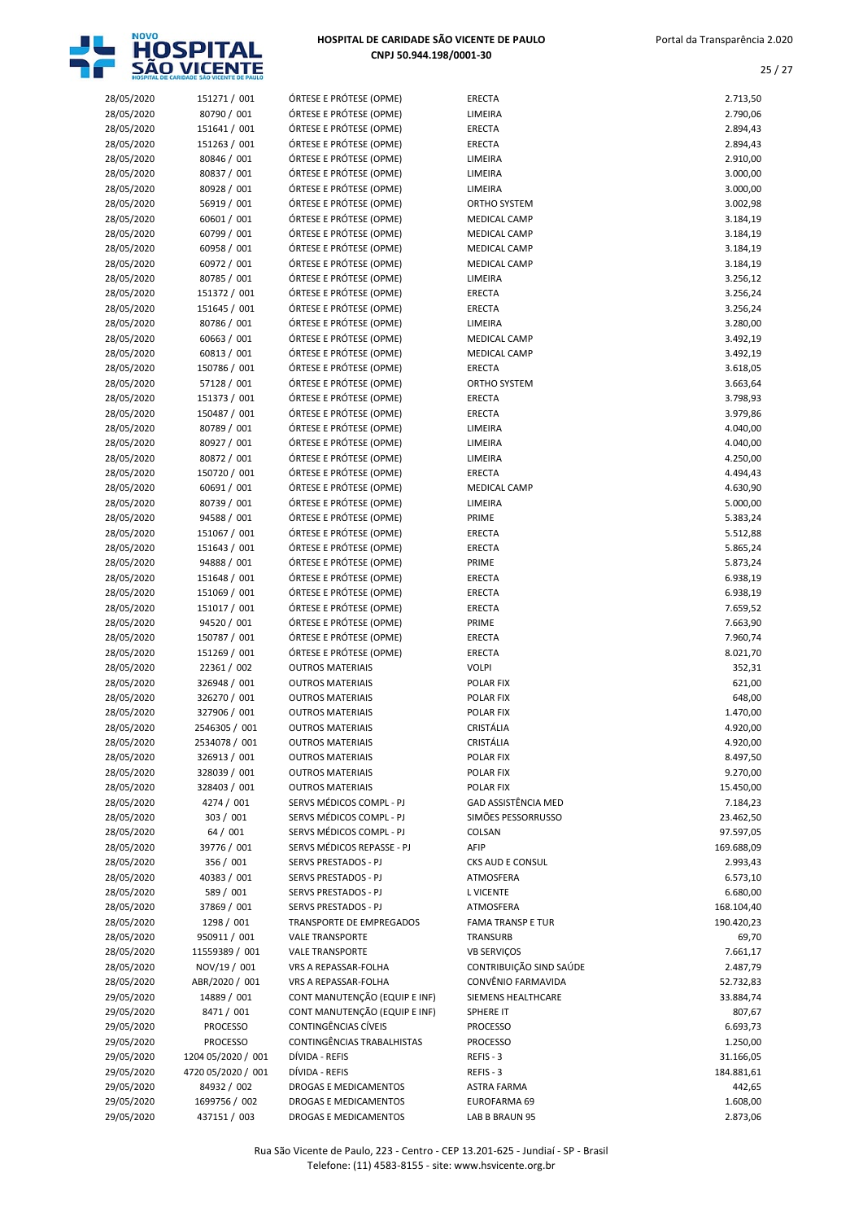| | | | | |
|---|---|---|---|---|
| 28/05/2020 | 151271 / 001 | ÓRTESE E PRÓTESE (OPME) | ERECTA | 2.713,50 |
| 28/05/2020 | 80790 / 001 | ÓRTESE E PRÓTESE (OPME) | LIMEIRA | 2.790,06 |
| 28/05/2020 | 151641 / 001 | ÓRTESE E PRÓTESE (OPME) | ERECTA | 2.894,43 |
| 28/05/2020 | 151263 / 001 | ÓRTESE E PRÓTESE (OPME) | ERECTA | 2.894,43 |
| 28/05/2020 | 80846 / 001 | ÓRTESE E PRÓTESE (OPME) | LIMEIRA | 2.910,00 |
| 28/05/2020 | 80837 / 001 | ÓRTESE E PRÓTESE (OPME) | LIMEIRA | 3.000,00 |
| 28/05/2020 | 80928 / 001 | ÓRTESE E PRÓTESE (OPME) | LIMEIRA | 3.000,00 |
| 28/05/2020 | 56919 / 001 | ÓRTESE E PRÓTESE (OPME) | ORTHO SYSTEM | 3.002,98 |
| 28/05/2020 | 60601 / 001 | ÓRTESE E PRÓTESE (OPME) | MEDICAL CAMP | 3.184,19 |
| 28/05/2020 | 60799 / 001 | ÓRTESE E PRÓTESE (OPME) | MEDICAL CAMP | 3.184,19 |
| 28/05/2020 | 60958 / 001 | ÓRTESE E PRÓTESE (OPME) | MEDICAL CAMP | 3.184,19 |
| 28/05/2020 | 60972 / 001 | ÓRTESE E PRÓTESE (OPME) | MEDICAL CAMP | 3.184,19 |
| 28/05/2020 | 80785 / 001 | ÓRTESE E PRÓTESE (OPME) | LIMEIRA | 3.256,12 |
| 28/05/2020 | 151372 / 001 | ÓRTESE E PRÓTESE (OPME) | ERECTA | 3.256,24 |
| 28/05/2020 | 151645 / 001 | ÓRTESE E PRÓTESE (OPME) | ERECTA | 3.256,24 |
| 28/05/2020 | 80786 / 001 | ÓRTESE E PRÓTESE (OPME) | LIMEIRA | 3.280,00 |
| 28/05/2020 | 60663 / 001 | ÓRTESE E PRÓTESE (OPME) | MEDICAL CAMP | 3.492,19 |
| 28/05/2020 | 60813 / 001 | ÓRTESE E PRÓTESE (OPME) | MEDICAL CAMP | 3.492,19 |
| 28/05/2020 | 150786 / 001 | ÓRTESE E PRÓTESE (OPME) | ERECTA | 3.618,05 |
| 28/05/2020 | 57128 / 001 | ÓRTESE E PRÓTESE (OPME) | ORTHO SYSTEM | 3.663,64 |
| 28/05/2020 | 151373 / 001 | ÓRTESE E PRÓTESE (OPME) | ERECTA | 3.798,93 |
| 28/05/2020 | 150487 / 001 | ÓRTESE E PRÓTESE (OPME) | ERECTA | 3.979,86 |
| 28/05/2020 | 80789 / 001 | ÓRTESE E PRÓTESE (OPME) | LIMEIRA | 4.040,00 |
| 28/05/2020 | 80927 / 001 | ÓRTESE E PRÓTESE (OPME) | LIMEIRA | 4.040,00 |
| 28/05/2020 | 80872 / 001 | ÓRTESE E PRÓTESE (OPME) | LIMEIRA | 4.250,00 |
| 28/05/2020 | 150720 / 001 | ÓRTESE E PRÓTESE (OPME) | ERECTA | 4.494,43 |
| 28/05/2020 | 60691 / 001 | ÓRTESE E PRÓTESE (OPME) | MEDICAL CAMP | 4.630,90 |
| 28/05/2020 | 80739 / 001 | ÓRTESE E PRÓTESE (OPME) | LIMEIRA | 5.000,00 |
| 28/05/2020 | 94588 / 001 | ÓRTESE E PRÓTESE (OPME) | PRIME | 5.383,24 |
| 28/05/2020 | 151067 / 001 | ÓRTESE E PRÓTESE (OPME) | ERECTA | 5.512,88 |
| 28/05/2020 | 151643 / 001 | ÓRTESE E PRÓTESE (OPME) | ERECTA | 5.865,24 |
| 28/05/2020 | 94888 / 001 | ÓRTESE E PRÓTESE (OPME) | PRIME | 5.873,24 |
| 28/05/2020 | 151648 / 001 | ÓRTESE E PRÓTESE (OPME) | ERECTA | 6.938,19 |
| 28/05/2020 | 151069 / 001 | ÓRTESE E PRÓTESE (OPME) | ERECTA | 6.938,19 |
| 28/05/2020 | 151017 / 001 | ÓRTESE E PRÓTESE (OPME) | ERECTA | 7.659,52 |
| 28/05/2020 | 94520 / 001 | ÓRTESE E PRÓTESE (OPME) | PRIME | 7.663,90 |
| 28/05/2020 | 150787 / 001 | ÓRTESE E PRÓTESE (OPME) | ERECTA | 7.960,74 |
| 28/05/2020 | 151269 / 001 | ÓRTESE E PRÓTESE (OPME) | ERECTA | 8.021,70 |
| 28/05/2020 | 22361 / 002 | OUTROS MATERIAIS | VOLPI | 352,31 |
| 28/05/2020 | 326948 / 001 | OUTROS MATERIAIS | POLAR FIX | 621,00 |
| 28/05/2020 | 326270 / 001 | OUTROS MATERIAIS | POLAR FIX | 648,00 |
| 28/05/2020 | 327906 / 001 | OUTROS MATERIAIS | POLAR FIX | 1.470,00 |
| 28/05/2020 | 2546305 / 001 | OUTROS MATERIAIS | CRISTÁLIA | 4.920,00 |
| 28/05/2020 | 2534078 / 001 | OUTROS MATERIAIS | CRISTÁLIA | 4.920,00 |
| 28/05/2020 | 326913 / 001 | OUTROS MATERIAIS | POLAR FIX | 8.497,50 |
| 28/05/2020 | 328039 / 001 | OUTROS MATERIAIS | POLAR FIX | 9.270,00 |
| 28/05/2020 | 328403 / 001 | OUTROS MATERIAIS | POLAR FIX | 15.450,00 |
| 28/05/2020 | 4274 / 001 | SERVS MÉDICOS COMPL - PJ | GAD ASSISTÊNCIA MED | 7.184,23 |
| 28/05/2020 | 303 / 001 | SERVS MÉDICOS COMPL - PJ | SIMÕES PESSORRUSSO | 23.462,50 |
| 28/05/2020 | 64 / 001 | SERVS MÉDICOS COMPL - PJ | COLSAN | 97.597,05 |
| 28/05/2020 | 39776 / 001 | SERVS MÉDICOS REPASSE - PJ | AFIP | 169.688,09 |
| 28/05/2020 | 356 / 001 | SERVS PRESTADOS - PJ | CKS AUD E CONSUL | 2.993,43 |
| 28/05/2020 | 40383 / 001 | SERVS PRESTADOS - PJ | ATMOSFERA | 6.573,10 |
| 28/05/2020 | 589 / 001 | SERVS PRESTADOS - PJ | L VICENTE | 6.680,00 |
| 28/05/2020 | 37869 / 001 | SERVS PRESTADOS - PJ | ATMOSFERA | 168.104,40 |
| 28/05/2020 | 1298 / 001 | TRANSPORTE DE EMPREGADOS | FAMA TRANSP E TUR | 190.420,23 |
| 28/05/2020 | 950911 / 001 | VALE TRANSPORTE | TRANSURB | 69,70 |
| 28/05/2020 | 11559389 / 001 | VALE TRANSPORTE | VB SERVIÇOS | 7.661,17 |
| 28/05/2020 | NOV/19 / 001 | VRS A REPASSAR-FOLHA | CONTRIBUIÇÃO SIND SAÚDE | 2.487,79 |
| 28/05/2020 | ABR/2020 / 001 | VRS A REPASSAR-FOLHA | CONVÊNIO FARMAVIDA | 52.732,83 |
| 29/05/2020 | 14889 / 001 | CONT MANUTENÇÃO (EQUIP E INF) | SIEMENS HEALTHCARE | 33.884,74 |
| 29/05/2020 | 8471 / 001 | CONT MANUTENÇÃO (EQUIP E INF) | SPHERE IT | 807,67 |
| 29/05/2020 | PROCESSO | CONTINGÊNCIAS CÍVEIS | PROCESSO | 6.693,73 |
| 29/05/2020 | PROCESSO | CONTINGÊNCIAS TRABALHISTAS | PROCESSO | 1.250,00 |
| 29/05/2020 | 1204 05/2020 / 001 | DÍVIDA - REFIS | REFIS - 3 | 31.166,05 |
| 29/05/2020 | 4720 05/2020 / 001 | DÍVIDA - REFIS | REFIS - 3 | 184.881,61 |
| 29/05/2020 | 84932 / 002 | DROGAS E MEDICAMENTOS | ASTRA FARMA | 442,65 |
| 29/05/2020 | 1699756 / 002 | DROGAS E MEDICAMENTOS | EUROFARMA 69 | 1.608,00 |
| 29/05/2020 | 437151 / 003 | DROGAS E MEDICAMENTOS | LAB B BRAUN 95 | 2.873,06 |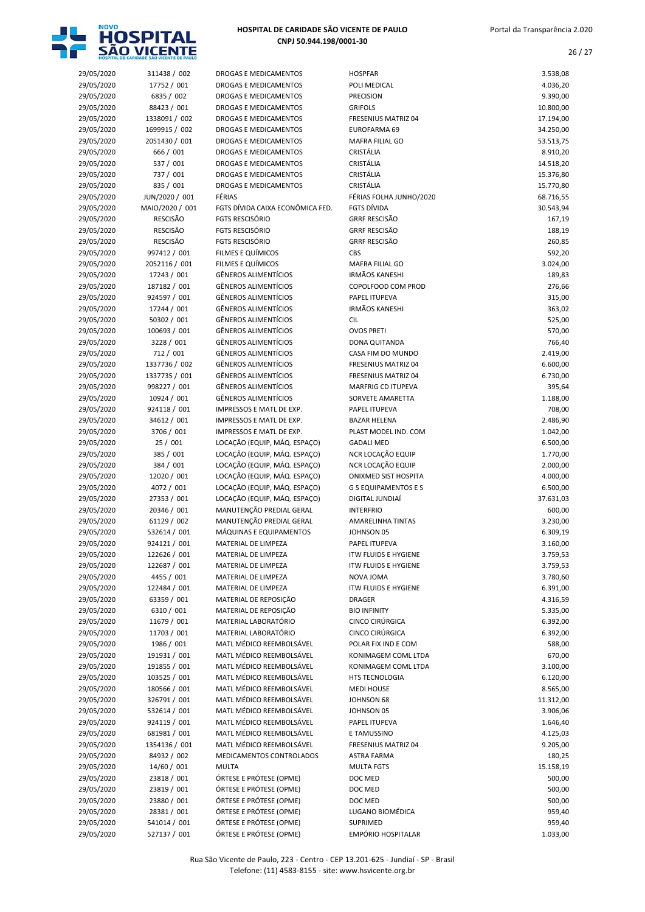| 29/05/2020 | 311438 / 002 | DROGAS E MEDICAMENTOS | HOSPFAR | 3.538,08 |
|---|---|---|---|---|
| 29/05/2020 | 17752 / 001 | DROGAS E MEDICAMENTOS | POLI MEDICAL | 4.036,20 |
| 29/05/2020 | 6835 / 002 | DROGAS E MEDICAMENTOS | PRECISION | 9.390,00 |
| 29/05/2020 | 88423 / 001 | DROGAS E MEDICAMENTOS | GRIFOLS | 10.800,00 |
| 29/05/2020 | 1338091 / 002 | DROGAS E MEDICAMENTOS | FRESENIUS MATRIZ 04 | 17.194,00 |
| 29/05/2020 | 1699915 / 002 | DROGAS E MEDICAMENTOS | EUROFARMA 69 | 34.250,00 |
| 29/05/2020 | 2051430 / 001 | DROGAS E MEDICAMENTOS | MAFRA FILIAL GO | 53.513,75 |
| 29/05/2020 | 666 / 001 | DROGAS E MEDICAMENTOS | CRISTÁLIA | 8.910,20 |
| 29/05/2020 | 537 / 001 | DROGAS E MEDICAMENTOS | CRISTÁLIA | 14.518,20 |
| 29/05/2020 | 737 / 001 | DROGAS E MEDICAMENTOS | CRISTÁLIA | 15.376,80 |
| 29/05/2020 | 835 / 001 | DROGAS E MEDICAMENTOS | CRISTÁLIA | 15.770,80 |
| 29/05/2020 | JUN/2020 / 001 | FÉRIAS | FÉRIAS FOLHA JUNHO/2020 | 68.716,55 |
| 29/05/2020 | MAIO/2020 / 001 | FGTS DÍVIDA CAIXA ECONÔMICA FED. | FGTS DÍVIDA | 30.543,94 |
| 29/05/2020 | RESCISÃO | FGTS RESCISÓRIO | GRRF RESCISÃO | 167,19 |
| 29/05/2020 | RESCISÃO | FGTS RESCISÓRIO | GRRF RESCISÃO | 188,19 |
| 29/05/2020 | RESCISÃO | FGTS RESCISÓRIO | GRRF RESCISÃO | 260,85 |
| 29/05/2020 | 997412 / 001 | FILMES E QUÍMICOS | CBS | 592,20 |
| 29/05/2020 | 2052116 / 001 | FILMES E QUÍMICOS | MAFRA FILIAL GO | 3.024,00 |
| 29/05/2020 | 17243 / 001 | GÊNEROS ALIMENTÍCIOS | IRMÃOS KANESHI | 189,83 |
| 29/05/2020 | 187182 / 001 | GÊNEROS ALIMENTÍCIOS | COPOLFOOD COM PROD | 276,66 |
| 29/05/2020 | 924597 / 001 | GÊNEROS ALIMENTÍCIOS | PAPEL ITUPEVA | 315,00 |
| 29/05/2020 | 17244 / 001 | GÊNEROS ALIMENTÍCIOS | IRMÃOS KANESHI | 363,02 |
| 29/05/2020 | 50302 / 001 | GÊNEROS ALIMENTÍCIOS | CIL | 525,00 |
| 29/05/2020 | 100693 / 001 | GÊNEROS ALIMENTÍCIOS | OVOS PRETI | 570,00 |
| 29/05/2020 | 3228 / 001 | GÊNEROS ALIMENTÍCIOS | DONA QUITANDA | 766,40 |
| 29/05/2020 | 712 / 001 | GÊNEROS ALIMENTÍCIOS | CASA FIM DO MUNDO | 2.419,00 |
| 29/05/2020 | 1337736 / 002 | GÊNEROS ALIMENTÍCIOS | FRESENIUS MATRIZ 04 | 6.600,00 |
| 29/05/2020 | 1337735 / 001 | GÊNEROS ALIMENTÍCIOS | FRESENIUS MATRIZ 04 | 6.730,00 |
| 29/05/2020 | 998227 / 001 | GÊNEROS ALIMENTÍCIOS | MARFRIG CD ITUPEVA | 395,64 |
| 29/05/2020 | 10924 / 001 | GÊNEROS ALIMENTÍCIOS | SORVETE AMARETTA | 1.188,00 |
| 29/05/2020 | 924118 / 001 | IMPRESSOS E MATL DE EXP. | PAPEL ITUPEVA | 708,00 |
| 29/05/2020 | 34612 / 001 | IMPRESSOS E MATL DE EXP. | BAZAR HELENA | 2.486,90 |
| 29/05/2020 | 3706 / 001 | IMPRESSOS E MATL DE EXP. | PLAST MODEL IND. COM | 1.042,00 |
| 29/05/2020 | 25 / 001 | LOCAÇÃO (EQUIP, MÁQ. ESPAÇO) | GADALI MED | 6.500,00 |
| 29/05/2020 | 385 / 001 | LOCAÇÃO (EQUIP, MÁQ. ESPAÇO) | NCR LOCAÇÃO EQUIP | 1.770,00 |
| 29/05/2020 | 384 / 001 | LOCAÇÃO (EQUIP, MÁQ. ESPAÇO) | NCR LOCAÇÃO EQUIP | 2.000,00 |
| 29/05/2020 | 12020 / 001 | LOCAÇÃO (EQUIP, MÁQ. ESPAÇO) | ONIXMED SIST HOSPITA | 4.000,00 |
| 29/05/2020 | 4072 / 001 | LOCAÇÃO (EQUIP, MÁQ. ESPAÇO) | G S EQUIPAMENTOS E S | 6.500,00 |
| 29/05/2020 | 27353 / 001 | LOCAÇÃO (EQUIP, MÁQ. ESPAÇO) | DIGITAL JUNDIAÍ | 37.631,03 |
| 29/05/2020 | 20346 / 001 | MANUTENÇÃO PREDIAL GERAL | INTERFRIO | 600,00 |
| 29/05/2020 | 61129 / 002 | MANUTENÇÃO PREDIAL GERAL | AMARELINHA TINTAS | 3.230,00 |
| 29/05/2020 | 532614 / 001 | MÁQUINAS E EQUIPAMENTOS | JOHNSON 05 | 6.309,19 |
| 29/05/2020 | 924121 / 001 | MATERIAL DE LIMPEZA | PAPEL ITUPEVA | 3.160,00 |
| 29/05/2020 | 122626 / 001 | MATERIAL DE LIMPEZA | ITW FLUIDS E HYGIENE | 3.759,53 |
| 29/05/2020 | 122687 / 001 | MATERIAL DE LIMPEZA | ITW FLUIDS E HYGIENE | 3.759,53 |
| 29/05/2020 | 4455 / 001 | MATERIAL DE LIMPEZA | NOVA JOMA | 3.780,60 |
| 29/05/2020 | 122484 / 001 | MATERIAL DE LIMPEZA | ITW FLUIDS E HYGIENE | 6.391,00 |
| 29/05/2020 | 63359 / 001 | MATERIAL DE REPOSIÇÃO | DRAGER | 4.316,59 |
| 29/05/2020 | 6310 / 001 | MATERIAL DE REPOSIÇÃO | BIO INFINITY | 5.335,00 |
| 29/05/2020 | 11679 / 001 | MATERIAL LABORATÓRIO | CINCO CIRÚRGICA | 6.392,00 |
| 29/05/2020 | 11703 / 001 | MATERIAL LABORATÓRIO | CINCO CIRÚRGICA | 6.392,00 |
| 29/05/2020 | 1986 / 001 | MATL MÉDICO REEMBOLSÁVEL | POLAR FIX IND E COM | 588,00 |
| 29/05/2020 | 191931 / 001 | MATL MÉDICO REEMBOLSÁVEL | KONIMAGEM COML LTDA | 670,00 |
| 29/05/2020 | 191855 / 001 | MATL MÉDICO REEMBOLSÁVEL | KONIMAGEM COML LTDA | 3.100,00 |
| 29/05/2020 | 103525 / 001 | MATL MÉDICO REEMBOLSÁVEL | HTS TECNOLOGIA | 6.120,00 |
| 29/05/2020 | 180566 / 001 | MATL MÉDICO REEMBOLSÁVEL | MEDI HOUSE | 8.565,00 |
| 29/05/2020 | 326791 / 001 | MATL MÉDICO REEMBOLSÁVEL | JOHNSON 68 | 11.312,00 |
| 29/05/2020 | 532614 / 001 | MATL MÉDICO REEMBOLSÁVEL | JOHNSON 05 | 3.906,06 |
| 29/05/2020 | 924119 / 001 | MATL MÉDICO REEMBOLSÁVEL | PAPEL ITUPEVA | 1.646,40 |
| 29/05/2020 | 681981 / 001 | MATL MÉDICO REEMBOLSÁVEL | E TAMUSSINO | 4.125,03 |
| 29/05/2020 | 1354136 / 001 | MATL MÉDICO REEMBOLSÁVEL | FRESENIUS MATRIZ 04 | 9.205,00 |
| 29/05/2020 | 84932 / 002 | MEDICAMENTOS CONTROLADOS | ASTRA FARMA | 180,25 |
| 29/05/2020 | 14/60 / 001 | MULTA | MULTA FGTS | 15.158,19 |
| 29/05/2020 | 23818 / 001 | ÓRTESE E PRÓTESE (OPME) | DOC MED | 500,00 |
| 29/05/2020 | 23819 / 001 | ÓRTESE E PRÓTESE (OPME) | DOC MED | 500,00 |
| 29/05/2020 | 23880 / 001 | ÓRTESE E PRÓTESE (OPME) | DOC MED | 500,00 |
| 29/05/2020 | 28381 / 001 | ÓRTESE E PRÓTESE (OPME) | LUGANO BIOMÉDICA | 959,40 |
| 29/05/2020 | 541014 / 001 | ÓRTESE E PRÓTESE (OPME) | SUPRIMED | 959,40 |
| 29/05/2020 | 527137 / 001 | ÓRTESE E PRÓTESE (OPME) | EMPÓRIO HOSPITALAR | 1.033,00 |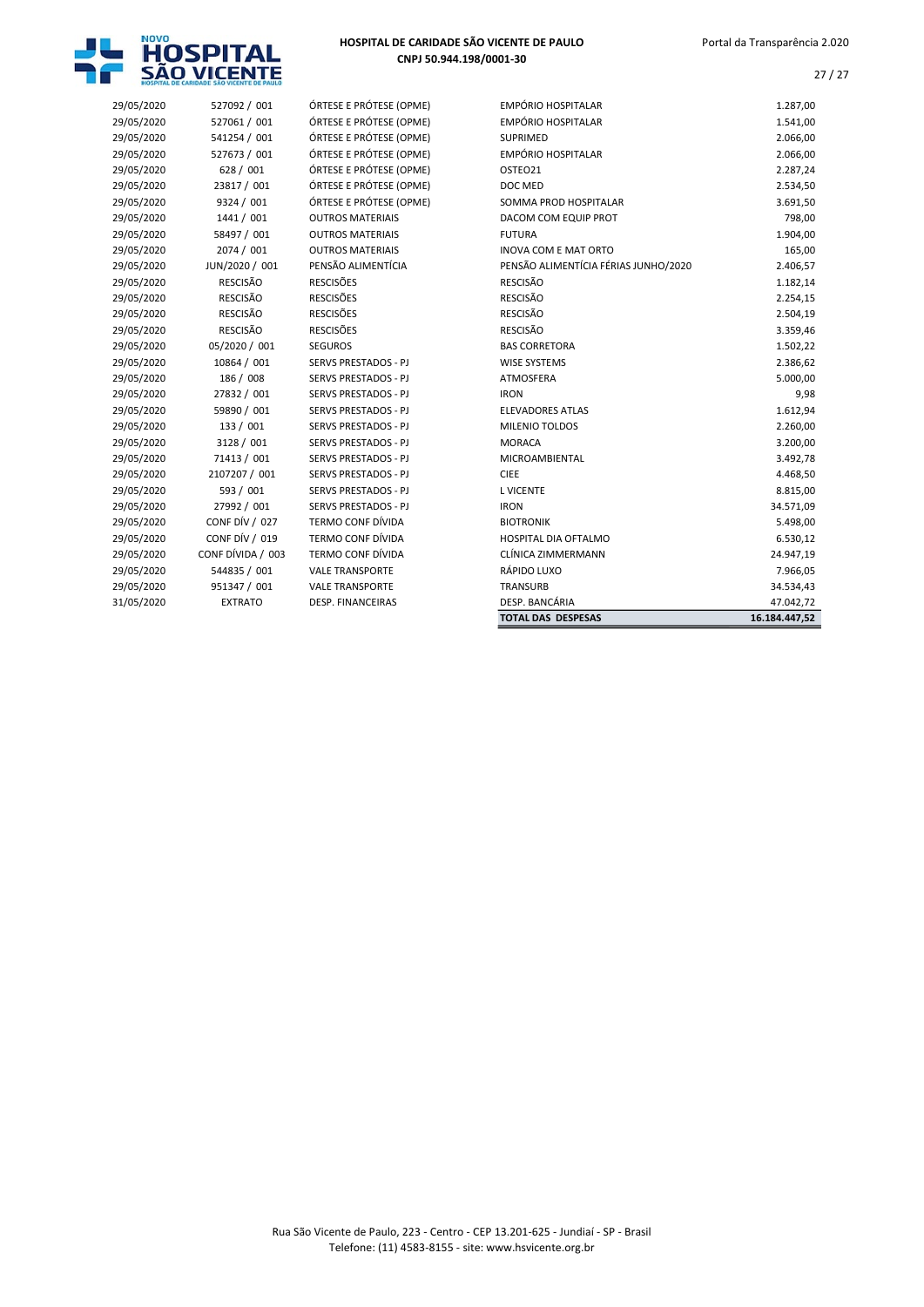| | | | | |
|---|---|---|---|---|
| 29/05/2020 | 527092 / 001 | ÓRTESE E PRÓTESE (OPME) | EMPÓRIO HOSPITALAR | 1.287,00 |
| 29/05/2020 | 527061 / 001 | ÓRTESE E PRÓTESE (OPME) | EMPÓRIO HOSPITALAR | 1.541,00 |
| 29/05/2020 | 541254 / 001 | ÓRTESE E PRÓTESE (OPME) | SUPRIMED | 2.066,00 |
| 29/05/2020 | 527673 / 001 | ÓRTESE E PRÓTESE (OPME) | EMPÓRIO HOSPITALAR | 2.066,00 |
| 29/05/2020 | 628 / 001 | ÓRTESE E PRÓTESE (OPME) | OSTEO21 | 2.287,24 |
| 29/05/2020 | 23817 / 001 | ÓRTESE E PRÓTESE (OPME) | DOC MED | 2.534,50 |
| 29/05/2020 | 9324 / 001 | ÓRTESE E PRÓTESE (OPME) | SOMMA PROD HOSPITALAR | 3.691,50 |
| 29/05/2020 | 1441 / 001 | OUTROS MATERIAIS | DACOM COM EQUIP PROT | 798,00 |
| 29/05/2020 | 58497 / 001 | OUTROS MATERIAIS | FUTURA | 1.904,00 |
| 29/05/2020 | 2074 / 001 | OUTROS MATERIAIS | INOVA COM E MAT ORTO | 165,00 |
| 29/05/2020 | JUN/2020 / 001 | PENSÃO ALIMENTÍCIA | PENSÃO ALIMENTÍCIA FÉRIAS JUNHO/2020 | 2.406,57 |
| 29/05/2020 | RESCISÃO | RESCISÕES | RESCISÃO | 1.182,14 |
| 29/05/2020 | RESCISÃO | RESCISÕES | RESCISÃO | 2.254,15 |
| 29/05/2020 | RESCISÃO | RESCISÕES | RESCISÃO | 2.504,19 |
| 29/05/2020 | RESCISÃO | RESCISÕES | RESCISÃO | 3.359,46 |
| 29/05/2020 | 05/2020 / 001 | SEGUROS | BAS CORRETORA | 1.502,22 |
| 29/05/2020 | 10864 / 001 | SERVS PRESTADOS - PJ | WISE SYSTEMS | 2.386,62 |
| 29/05/2020 | 186 / 008 | SERVS PRESTADOS - PJ | ATMOSFERA | 5.000,00 |
| 29/05/2020 | 27832 / 001 | SERVS PRESTADOS - PJ | IRON | 9,98 |
| 29/05/2020 | 59890 / 001 | SERVS PRESTADOS - PJ | ELEVADORES ATLAS | 1.612,94 |
| 29/05/2020 | 133 / 001 | SERVS PRESTADOS - PJ | MILENIO TOLDOS | 2.260,00 |
| 29/05/2020 | 3128 / 001 | SERVS PRESTADOS - PJ | MORACA | 3.200,00 |
| 29/05/2020 | 71413 / 001 | SERVS PRESTADOS - PJ | MICROAMBIENTAL | 3.492,78 |
| 29/05/2020 | 2107207 / 001 | SERVS PRESTADOS - PJ | CIEE | 4.468,50 |
| 29/05/2020 | 593 / 001 | SERVS PRESTADOS - PJ | L VICENTE | 8.815,00 |
| 29/05/2020 | 27992 / 001 | SERVS PRESTADOS - PJ | IRON | 34.571,09 |
| 29/05/2020 | CONF DÍV / 027 | TERMO CONF DÍVIDA | BIOTRONIK | 5.498,00 |
| 29/05/2020 | CONF DÍV / 019 | TERMO CONF DÍVIDA | HOSPITAL DIA OFTALMO | 6.530,12 |
| 29/05/2020 | CONF DÍVIDA / 003 | TERMO CONF DÍVIDA | CLÍNICA ZIMMERMANN | 24.947,19 |
| 29/05/2020 | 544835 / 001 | VALE TRANSPORTE | RÁPIDO LUXO | 7.966,05 |
| 29/05/2020 | 951347 / 001 | VALE TRANSPORTE | TRANSURB | 34.534,43 |
| 31/05/2020 | EXTRATO | DESP. FINANCEIRAS | DESP. BANCÁRIA | 47.042,72 |
| | | | **TOTAL DAS DESPESAS** | **16.184.447,52** |